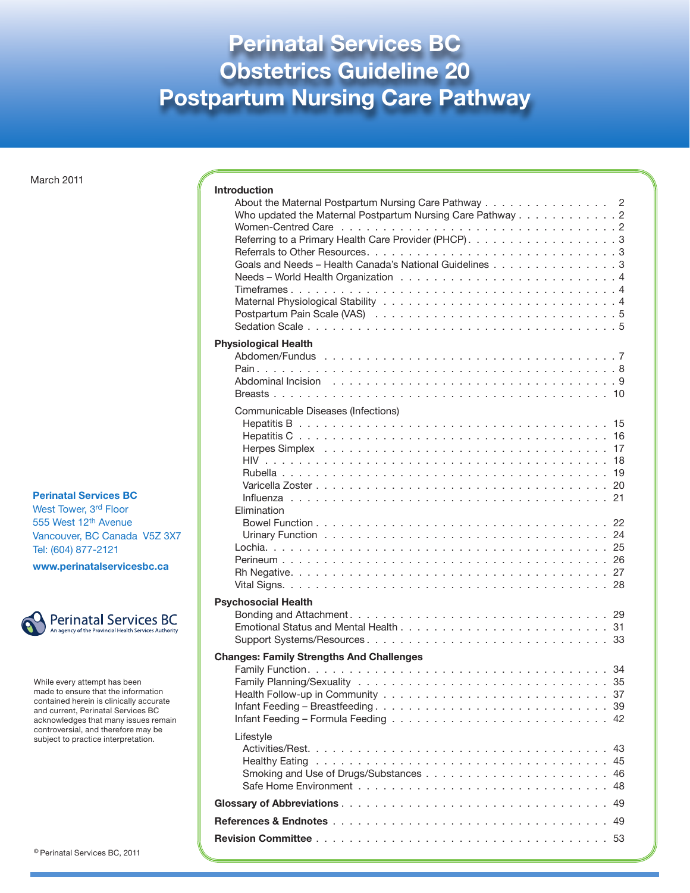# Perinatal Services BC
# Obstetrics Guideline 20
# Postpartum Nursing Care Pathway

March 2011

**Introduction**

- About the Maternal Postpartum Nursing Care Pathway . . . 2
- Who updated the Maternal Postpartum Nursing Care Pathway . . . 2
- Women-Centred Care . . . 2
- Referring to a Primary Health Care Provider (PHCP) . . . 3
- Referrals to Other Resources . . . 3
- Goals and Needs – Health Canada's National Guidelines . . . 3
- Needs – World Health Organization . . . 4
- Timeframes . . . 4
- Maternal Physiological Stability . . . 4
- Postpartum Pain Scale (VAS) . . . 5
- Sedation Scale . . . 5

**Physiological Health**

- Abdomen/Fundus . . . 7
- Pain . . . 8
- Abdominal Incision . . . 9
- Breasts . . . 10
- Communicable Diseases (Infections)
  - Hepatitis B . . . 15
  - Hepatitis C . . . 16
  - Herpes Simplex . . . 17
  - HIV . . . 18
  - Rubella . . . 19
  - Varicella Zoster . . . 20
  - Influenza . . . 21
- Elimination
  - Bowel Function . . . 22
  - Urinary Function . . . 24
- Lochia . . . 25
- Perineum . . . 26
- Rh Negative . . . 27
- Vital Signs . . . 28

**Psychosocial Health**

- Bonding and Attachment . . . 29
- Emotional Status and Mental Health . . . 31
- Support Systems/Resources . . . 33

**Changes: Family Strengths And Challenges**

- Family Function . . . 34
- Family Planning/Sexuality . . . 35
- Health Follow-up in Community . . . 37
- Infant Feeding – Breastfeeding . . . 39
- Infant Feeding – Formula Feeding . . . 42
- Lifestyle
  - Activities/Rest . . . 43
  - Healthy Eating . . . 45
  - Smoking and Use of Drugs/Substances . . . 46
  - Safe Home Environment . . . 48

**Glossary of Abbreviations** . . . 49

**References & Endnotes** . . . 49

**Revision Committee** . . . 53

**Perinatal Services BC**
West Tower, 3rd Floor
555 West 12th Avenue
Vancouver, BC Canada V5Z 3X7
Tel: (604) 877-2121

**www.perinatalservicesbc.ca**

Perinatal Services BC
An agency of the Provincial Health Services Authority

While every attempt has been made to ensure that the information contained herein is clinically accurate and current, Perinatal Services BC acknowledges that many issues remain controversial, and therefore may be subject to practice interpretation.

© Perinatal Services BC, 2011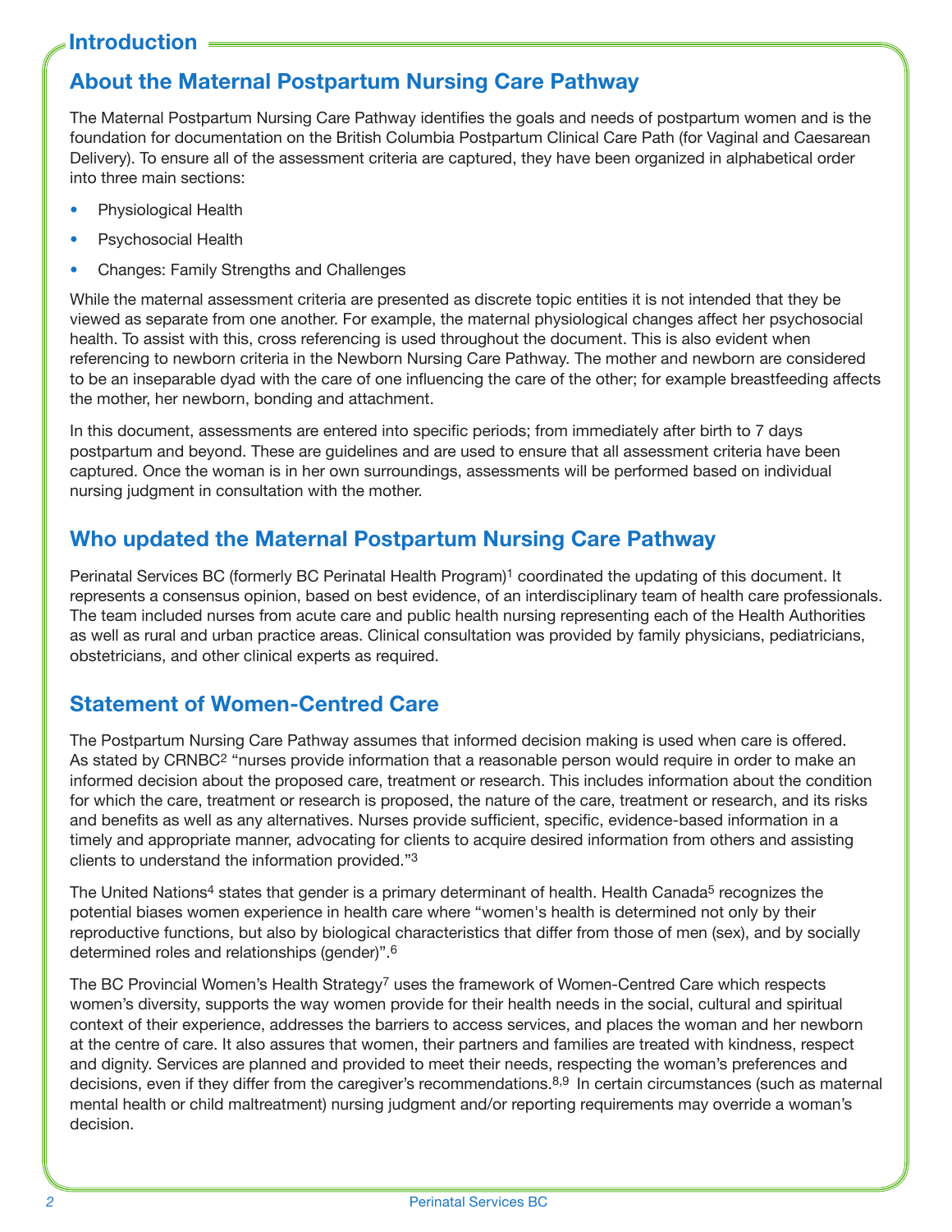# Introduction

## About the Maternal Postpartum Nursing Care Pathway

The Maternal Postpartum Nursing Care Pathway identifies the goals and needs of postpartum women and is the foundation for documentation on the British Columbia Postpartum Clinical Care Path (for Vaginal and Caesarean Delivery). To ensure all of the assessment criteria are captured, they have been organized in alphabetical order into three main sections:

- Physiological Health
- Psychosocial Health
- Changes: Family Strengths and Challenges

While the maternal assessment criteria are presented as discrete topic entities it is not intended that they be viewed as separate from one another. For example, the maternal physiological changes affect her psychosocial health. To assist with this, cross referencing is used throughout the document. This is also evident when referencing to newborn criteria in the Newborn Nursing Care Pathway. The mother and newborn are considered to be an inseparable dyad with the care of one influencing the care of the other; for example breastfeeding affects the mother, her newborn, bonding and attachment.

In this document, assessments are entered into specific periods; from immediately after birth to 7 days postpartum and beyond. These are guidelines and are used to ensure that all assessment criteria have been captured. Once the woman is in her own surroundings, assessments will be performed based on individual nursing judgment in consultation with the mother.

## Who updated the Maternal Postpartum Nursing Care Pathway

Perinatal Services BC (formerly BC Perinatal Health Program)[1] coordinated the updating of this document. It represents a consensus opinion, based on best evidence, of an interdisciplinary team of health care professionals. The team included nurses from acute care and public health nursing representing each of the Health Authorities as well as rural and urban practice areas. Clinical consultation was provided by family physicians, pediatricians, obstetricians, and other clinical experts as required.

## Statement of Women-Centred Care

The Postpartum Nursing Care Pathway assumes that informed decision making is used when care is offered. As stated by CRNBC[2] "nurses provide information that a reasonable person would require in order to make an informed decision about the proposed care, treatment or research. This includes information about the condition for which the care, treatment or research is proposed, the nature of the care, treatment or research, and its risks and benefits as well as any alternatives. Nurses provide sufficient, specific, evidence-based information in a timely and appropriate manner, advocating for clients to acquire desired information from others and assisting clients to understand the information provided."[3]

The United Nations[4] states that gender is a primary determinant of health. Health Canada[5] recognizes the potential biases women experience in health care where "women's health is determined not only by their reproductive functions, but also by biological characteristics that differ from those of men (sex), and by socially determined roles and relationships (gender)".[6]

The BC Provincial Women's Health Strategy[7] uses the framework of Women-Centred Care which respects women's diversity, supports the way women provide for their health needs in the social, cultural and spiritual context of their experience, addresses the barriers to access services, and places the woman and her newborn at the centre of care. It also assures that women, their partners and families are treated with kindness, respect and dignity. Services are planned and provided to meet their needs, respecting the woman's preferences and decisions, even if they differ from the caregiver's recommendations.[8,9] In certain circumstances (such as maternal mental health or child maltreatment) nursing judgment and/or reporting requirements may override a woman's decision.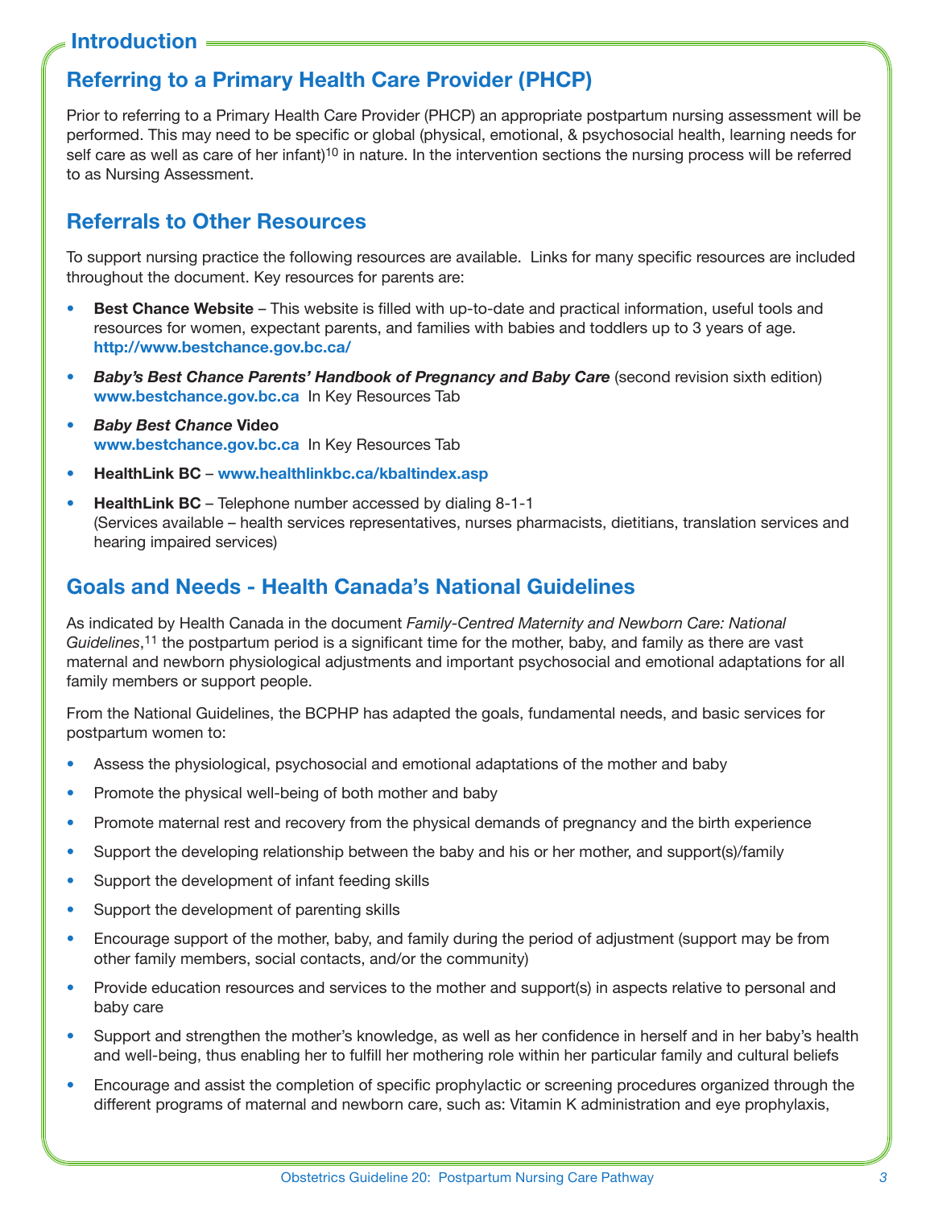# Introduction

## Referring to a Primary Health Care Provider (PHCP)

Prior to referring to a Primary Health Care Provider (PHCP) an appropriate postpartum nursing assessment will be performed. This may need to be specific or global (physical, emotional, & psychosocial health, learning needs for self care as well as care of her infant)[10] in nature. In the intervention sections the nursing process will be referred to as Nursing Assessment.

## Referrals to Other Resources

To support nursing practice the following resources are available. Links for many specific resources are included throughout the document. Key resources for parents are:

- **Best Chance Website** – This website is filled with up-to-date and practical information, useful tools and resources for women, expectant parents, and families with babies and toddlers up to 3 years of age. **http://www.bestchance.gov.bc.ca/**
- ***Baby's Best Chance Parents' Handbook of Pregnancy and Baby Care*** (second revision sixth edition) **www.bestchance.gov.bc.ca** In Key Resources Tab
- ***Baby Best Chance*** **Video** **www.bestchance.gov.bc.ca** In Key Resources Tab
- **HealthLink BC** – **www.healthlinkbc.ca/kbaltindex.asp**
- **HealthLink BC** – Telephone number accessed by dialing 8-1-1 (Services available – health services representatives, nurses pharmacists, dietitians, translation services and hearing impaired services)

## Goals and Needs - Health Canada's National Guidelines

As indicated by Health Canada in the document *Family-Centred Maternity and Newborn Care: National Guidelines*,[11] the postpartum period is a significant time for the mother, baby, and family as there are vast maternal and newborn physiological adjustments and important psychosocial and emotional adaptations for all family members or support people.

From the National Guidelines, the BCPHP has adapted the goals, fundamental needs, and basic services for postpartum women to:

- Assess the physiological, psychosocial and emotional adaptations of the mother and baby
- Promote the physical well-being of both mother and baby
- Promote maternal rest and recovery from the physical demands of pregnancy and the birth experience
- Support the developing relationship between the baby and his or her mother, and support(s)/family
- Support the development of infant feeding skills
- Support the development of parenting skills
- Encourage support of the mother, baby, and family during the period of adjustment (support may be from other family members, social contacts, and/or the community)
- Provide education resources and services to the mother and support(s) in aspects relative to personal and baby care
- Support and strengthen the mother's knowledge, as well as her confidence in herself and in her baby's health and well-being, thus enabling her to fulfill her mothering role within her particular family and cultural beliefs
- Encourage and assist the completion of specific prophylactic or screening procedures organized through the different programs of maternal and newborn care, such as: Vitamin K administration and eye prophylaxis,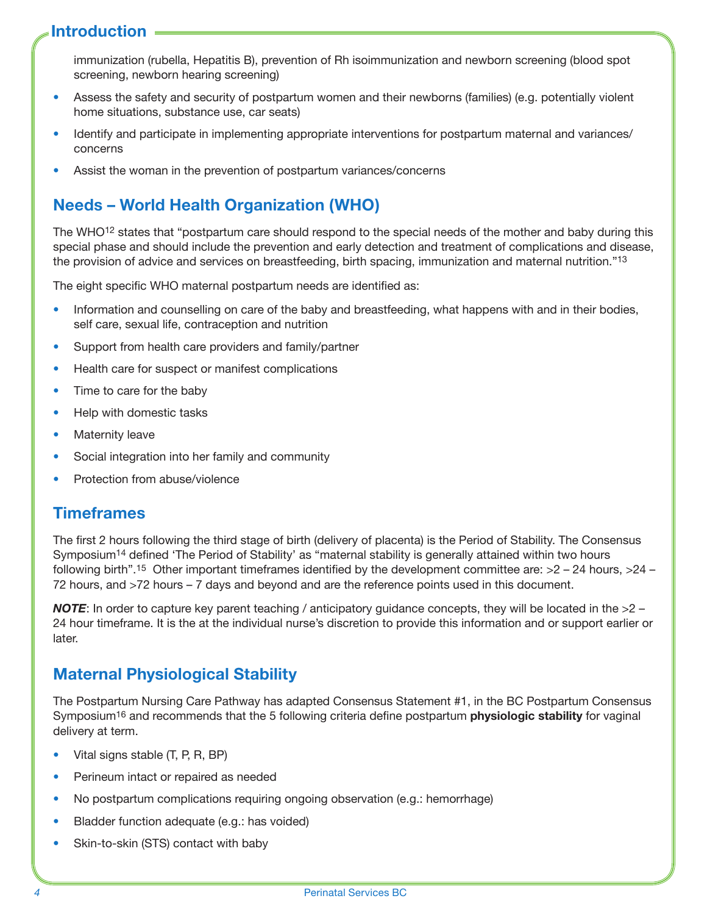## Introduction

immunization (rubella, Hepatitis B), prevention of Rh isoimmunization and newborn screening (blood spot screening, newborn hearing screening)

- Assess the safety and security of postpartum women and their newborns (families) (e.g. potentially violent home situations, substance use, car seats)
- Identify and participate in implementing appropriate interventions for postpartum maternal and variances/concerns
- Assist the woman in the prevention of postpartum variances/concerns

## Needs – World Health Organization (WHO)

The WHO[12] states that "postpartum care should respond to the special needs of the mother and baby during this special phase and should include the prevention and early detection and treatment of complications and disease, the provision of advice and services on breastfeeding, birth spacing, immunization and maternal nutrition."[13]

The eight specific WHO maternal postpartum needs are identified as:

- Information and counselling on care of the baby and breastfeeding, what happens with and in their bodies, self care, sexual life, contraception and nutrition
- Support from health care providers and family/partner
- Health care for suspect or manifest complications
- Time to care for the baby
- Help with domestic tasks
- Maternity leave
- Social integration into her family and community
- Protection from abuse/violence

## Timeframes

The first 2 hours following the third stage of birth (delivery of placenta) is the Period of Stability. The Consensus Symposium[14] defined 'The Period of Stability' as "maternal stability is generally attained within two hours following birth".[15] Other important timeframes identified by the development committee are: >2 – 24 hours, >24 – 72 hours, and >72 hours – 7 days and beyond and are the reference points used in this document.

***NOTE***: In order to capture key parent teaching / anticipatory guidance concepts, they will be located in the >2 – 24 hour timeframe. It is the at the individual nurse's discretion to provide this information and or support earlier or later.

## Maternal Physiological Stability

The Postpartum Nursing Care Pathway has adapted Consensus Statement #1, in the BC Postpartum Consensus Symposium[16] and recommends that the 5 following criteria define postpartum **physiologic stability** for vaginal delivery at term.

- Vital signs stable (T, P, R, BP)
- Perineum intact or repaired as needed
- No postpartum complications requiring ongoing observation (e.g.: hemorrhage)
- Bladder function adequate (e.g.: has voided)
- Skin-to-skin (STS) contact with baby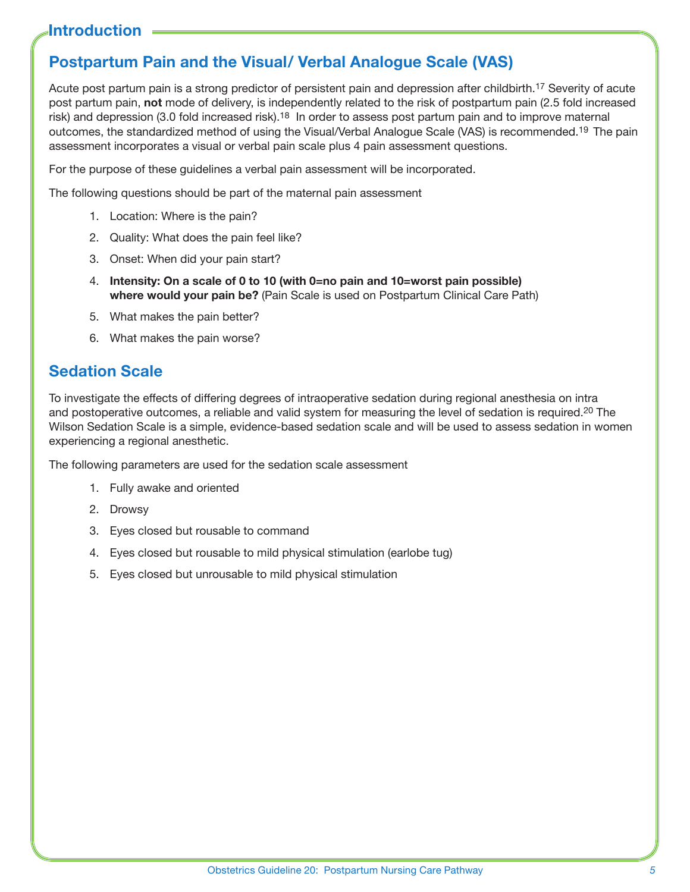# Introduction

## Postpartum Pain and the Visual/ Verbal Analogue Scale (VAS)

Acute post partum pain is a strong predictor of persistent pain and depression after childbirth.[17] Severity of acute post partum pain, **not** mode of delivery, is independently related to the risk of postpartum pain (2.5 fold increased risk) and depression (3.0 fold increased risk).[18] In order to assess post partum pain and to improve maternal outcomes, the standardized method of using the Visual/Verbal Analogue Scale (VAS) is recommended.[19] The pain assessment incorporates a visual or verbal pain scale plus 4 pain assessment questions.

For the purpose of these guidelines a verbal pain assessment will be incorporated.

The following questions should be part of the maternal pain assessment

1. Location: Where is the pain?
2. Quality: What does the pain feel like?
3. Onset: When did your pain start?
4. **Intensity: On a scale of 0 to 10 (with 0=no pain and 10=worst pain possible) where would your pain be?** (Pain Scale is used on Postpartum Clinical Care Path)
5. What makes the pain better?
6. What makes the pain worse?

## Sedation Scale

To investigate the effects of differing degrees of intraoperative sedation during regional anesthesia on intra and postoperative outcomes, a reliable and valid system for measuring the level of sedation is required.[20] The Wilson Sedation Scale is a simple, evidence-based sedation scale and will be used to assess sedation in women experiencing a regional anesthetic.

The following parameters are used for the sedation scale assessment

1. Fully awake and oriented
2. Drowsy
3. Eyes closed but rousable to command
4. Eyes closed but rousable to mild physical stimulation (earlobe tug)
5. Eyes closed but unrousable to mild physical stimulation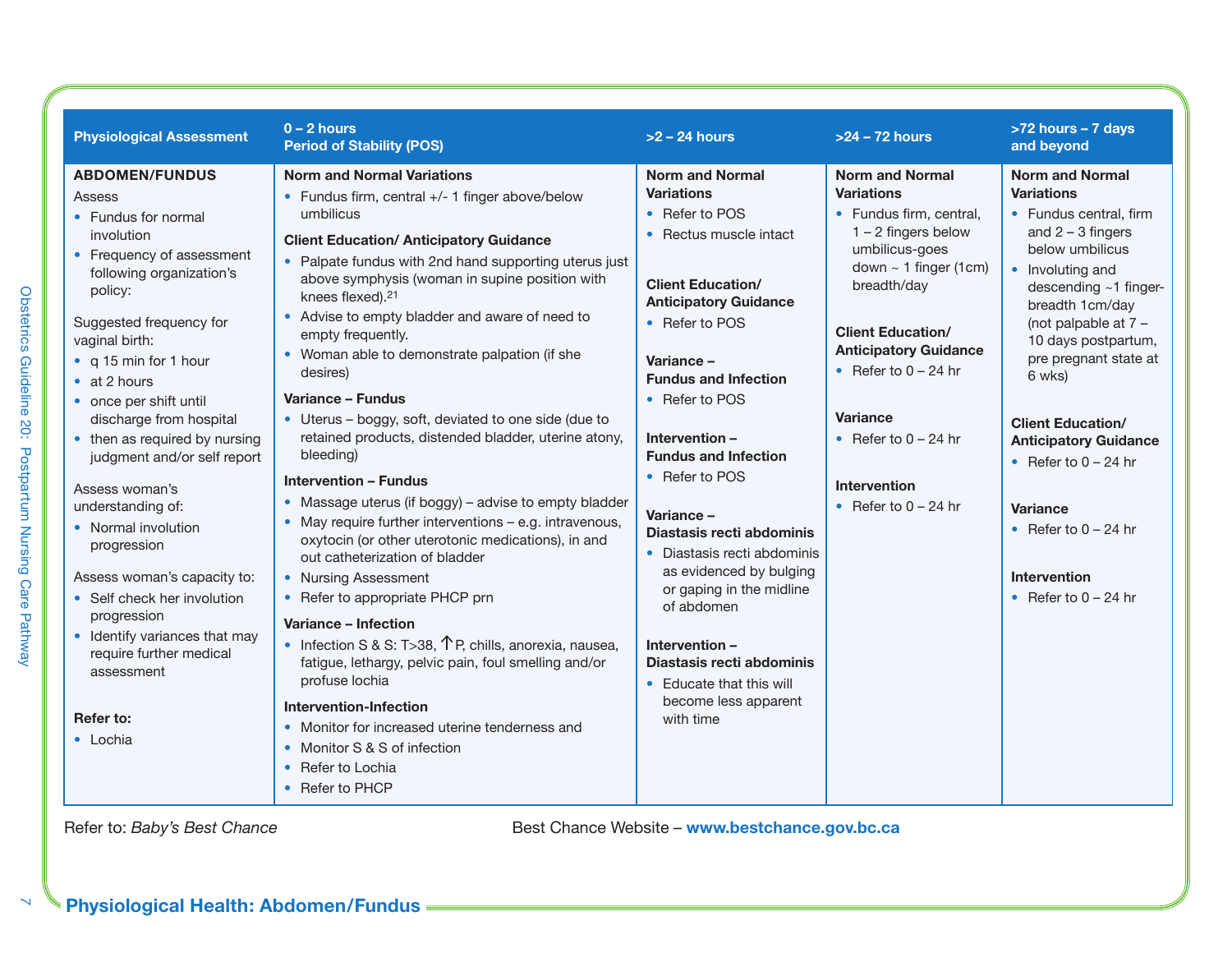| Physiological Assessment | 0 – 2 hours Period of Stability (POS) | >2 – 24 hours | >24 – 72 hours | >72 hours – 7 days and beyond |
|---|---|---|---|---|
| **ABDOMEN/FUNDUS**<br>Assess<br>• Fundus for normal involution<br>• Frequency of assessment following organization's policy:<br><br>Suggested frequency for vaginal birth:<br>• q 15 min for 1 hour<br>• at 2 hours<br>• once per shift until discharge from hospital<br>• then as required by nursing judgment and/or self report<br><br>Assess woman's understanding of:<br>• Normal involution progression<br><br>Assess woman's capacity to:<br>• Self check her involution progression<br>• Identify variances that may require further medical assessment<br><br>**Refer to:**<br>• Lochia | **Norm and Normal Variations**<br>• Fundus firm, central +/- 1 finger above/below umbilicus<br><br>**Client Education/ Anticipatory Guidance**<br>• Palpate fundus with 2nd hand supporting uterus just above symphysis (woman in supine position with knees flexed).[21]<br>• Advise to empty bladder and aware of need to empty frequently.<br>• Woman able to demonstrate palpation (if she desires)<br><br>**Variance – Fundus**<br>• Uterus – boggy, soft, deviated to one side (due to retained products, distended bladder, uterine atony, bleeding)<br><br>**Intervention – Fundus**<br>• Massage uterus (if boggy) – advise to empty bladder<br>• May require further interventions – e.g. intravenous, oxytocin (or other uterotonic medications), in and out catheterization of bladder<br>• Nursing Assessment<br>• Refer to appropriate PHCP prn<br><br>**Variance – Infection**<br>• Infection S & S: T>38, ↑P, chills, anorexia, nausea, fatigue, lethargy, pelvic pain, foul smelling and/or profuse lochia<br><br>**Intervention-Infection**<br>• Monitor for increased uterine tenderness and<br>• Monitor S & S of infection<br>• Refer to Lochia<br>• Refer to PHCP | **Norm and Normal Variations**<br>• Refer to POS<br>• Rectus muscle intact<br><br>**Client Education/ Anticipatory Guidance**<br>• Refer to POS<br><br>**Variance – Fundus and Infection**<br>• Refer to POS<br><br>**Intervention – Fundus and Infection**<br>• Refer to POS<br><br>**Variance – Diastasis recti abdominis**<br>• Diastasis recti abdominis as evidenced by bulging or gaping in the midline of abdomen<br><br>**Intervention – Diastasis recti abdominis**<br>• Educate that this will become less apparent with time | **Norm and Normal Variations**<br>• Fundus firm, central, 1 – 2 fingers below umbilicus-goes down ~ 1 finger (1cm) breadth/day<br><br>**Client Education/ Anticipatory Guidance**<br>• Refer to 0 – 24 hr<br><br>**Variance**<br>• Refer to 0 – 24 hr<br><br>**Intervention**<br>• Refer to 0 – 24 hr | **Norm and Normal Variations**<br>• Fundus central, firm and 2 – 3 fingers below umbilicus<br>• Involuting and descending ~1 finger-breadth 1cm/day (not palpable at 7 – 10 days postpartum, pre pregnant state at 6 wks)<br><br>**Client Education/ Anticipatory Guidance**<br>• Refer to 0 – 24 hr<br><br>**Variance**<br>• Refer to 0 – 24 hr<br><br>**Intervention**<br>• Refer to 0 – 24 hr |

Refer to: *Baby's Best Chance*

Best Chance Website – **www.bestchance.gov.bc.ca**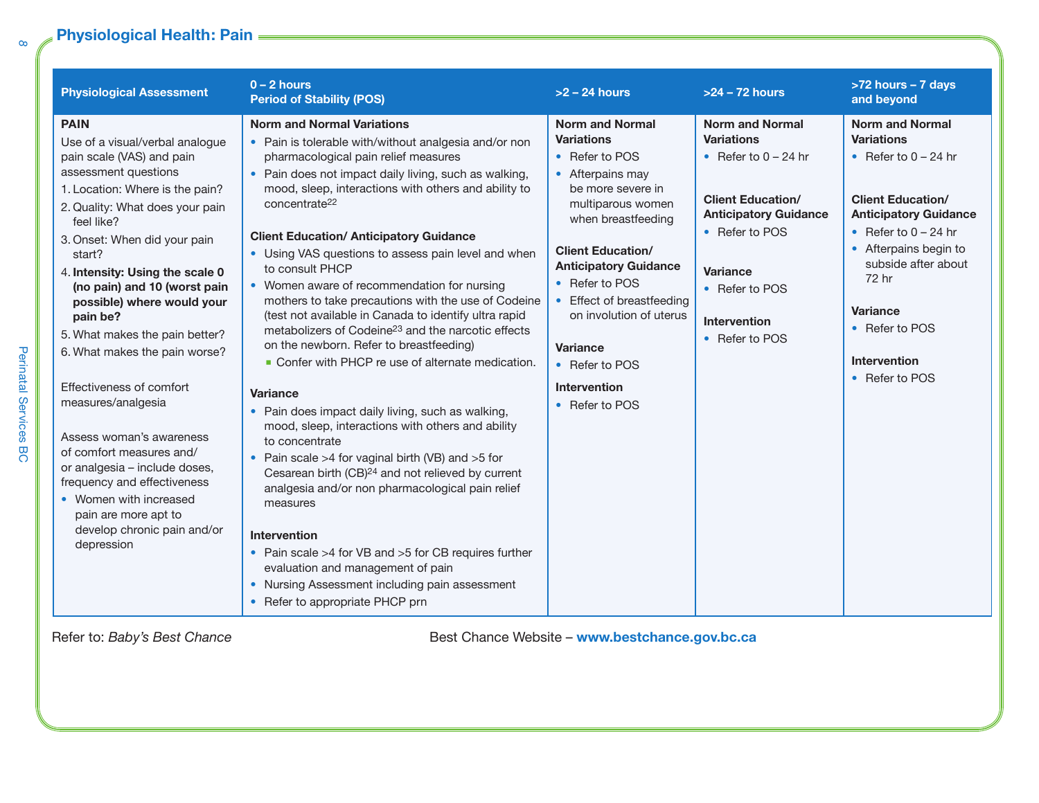## Physiological Health: Pain

| Physiological Assessment | 0 – 2 hours Period of Stability (POS) | >2 – 24 hours | >24 – 72 hours | >72 hours – 7 days and beyond |
|---|---|---|---|---|
| **PAIN**<br>Use of a visual/verbal analogue pain scale (VAS) and pain assessment questions<br>1. Location: Where is the pain?<br>2. Quality: What does your pain feel like?<br>3. Onset: When did your pain start?<br>4. **Intensity: Using the scale 0 (no pain) and 10 (worst pain possible) where would your pain be?**<br>5. What makes the pain better?<br>6. What makes the pain worse?<br><br>Effectiveness of comfort measures/analgesia<br><br>Assess woman's awareness of comfort measures and/or analgesia – include doses, frequency and effectiveness<br>• Women with increased pain are more apt to develop chronic pain and/or depression | **Norm and Normal Variations**<br>• Pain is tolerable with/without analgesia and/or non pharmacological pain relief measures<br>• Pain does not impact daily living, such as walking, mood, sleep, interactions with others and ability to concentrate[22]<br><br>**Client Education/ Anticipatory Guidance**<br>• Using VAS questions to assess pain level and when to consult PHCP<br>• Women aware of recommendation for nursing mothers to take precautions with the use of Codeine (test not available in Canada to identify ultra rapid metabolizers of Codeine[23] and the narcotic effects on the newborn. Refer to breastfeeding)<br>  ▪ Confer with PHCP re use of alternate medication.<br><br>**Variance**<br>• Pain does impact daily living, such as walking, mood, sleep, interactions with others and ability to concentrate<br>• Pain scale >4 for vaginal birth (VB) and >5 for Cesarean birth (CB)[24] and not relieved by current analgesia and/or non pharmacological pain relief measures<br><br>**Intervention**<br>• Pain scale >4 for VB and >5 for CB requires further evaluation and management of pain<br>• Nursing Assessment including pain assessment<br>• Refer to appropriate PHCP prn | **Norm and Normal Variations**<br>• Refer to POS<br>• Afterpains may be more severe in multiparous women when breastfeeding<br><br>**Client Education/ Anticipatory Guidance**<br>• Refer to POS<br>• Effect of breastfeeding on involution of uterus<br><br>**Variance**<br>• Refer to POS<br><br>**Intervention**<br>• Refer to POS | **Norm and Normal Variations**<br>• Refer to 0 – 24 hr<br><br>**Client Education/ Anticipatory Guidance**<br>• Refer to POS<br><br>**Variance**<br>• Refer to POS<br><br>**Intervention**<br>• Refer to POS | **Norm and Normal Variations**<br>• Refer to 0 – 24 hr<br><br>**Client Education/ Anticipatory Guidance**<br>• Refer to 0 – 24 hr<br>• Afterpains begin to subside after about 72 hr<br><br>**Variance**<br>• Refer to POS<br><br>**Intervention**<br>• Refer to POS |

Refer to: *Baby's Best Chance*   Best Chance Website – **www.bestchance.gov.bc.ca**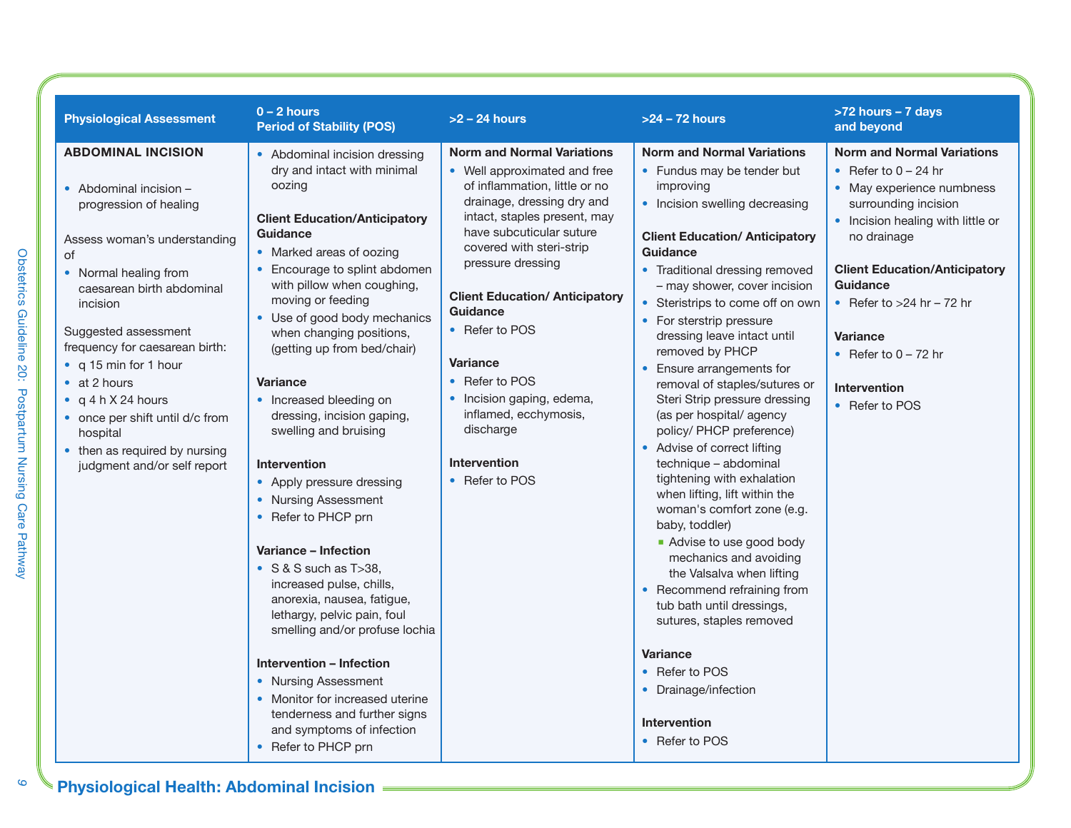# Physiological Health: Abdominal Incision

| Physiological Assessment | 0 – 2 hours<br>Period of Stability (POS) | >2 – 24 hours | >24 – 72 hours | >72 hours – 7 days and beyond |
|---|---|---|---|---|
| **ABDOMINAL INCISION**<br><br>• Abdominal incision – progression of healing<br><br>Assess woman's understanding of<br>• Normal healing from caesarean birth abdominal incision<br><br>Suggested assessment frequency for caesarean birth:<br>• q 15 min for 1 hour<br>• at 2 hours<br>• q 4 h X 24 hours<br>• once per shift until d/c from hospital<br>• then as required by nursing judgment and/or self report | • Abdominal incision dressing dry and intact with minimal oozing<br><br>**Client Education/Anticipatory Guidance**<br>• Marked areas of oozing<br>• Encourage to splint abdomen with pillow when coughing, moving or feeding<br>• Use of good body mechanics when changing positions, (getting up from bed/chair)<br><br>**Variance**<br>• Increased bleeding on dressing, incision gaping, swelling and bruising<br><br>**Intervention**<br>• Apply pressure dressing<br>• Nursing Assessment<br>• Refer to PHCP prn<br><br>**Variance – Infection**<br>• S & S such as T>38, increased pulse, chills, anorexia, nausea, fatigue, lethargy, pelvic pain, foul smelling and/or profuse lochia<br><br>**Intervention – Infection**<br>• Nursing Assessment<br>• Monitor for increased uterine tenderness and further signs and symptoms of infection<br>• Refer to PHCP prn | **Norm and Normal Variations**<br>• Well approximated and free of inflammation, little or no drainage, dressing dry and intact, staples present, may have subcuticular suture covered with steri-strip pressure dressing<br><br>**Client Education/ Anticipatory Guidance**<br>• Refer to POS<br><br>**Variance**<br>• Refer to POS<br>• Incision gaping, edema, inflamed, ecchymosis, discharge<br><br>**Intervention**<br>• Refer to POS | **Norm and Normal Variations**<br>• Fundus may be tender but improving<br>• Incision swelling decreasing<br><br>**Client Education/ Anticipatory Guidance**<br>• Traditional dressing removed – may shower, cover incision<br>• Steristrips to come off on own<br>• For sterstrip pressure dressing leave intact until removed by PHCP<br>• Ensure arrangements for removal of staples/sutures or Steri Strip pressure dressing (as per hospital/ agency policy/ PHCP preference)<br>• Advise of correct lifting technique – abdominal tightening with exhalation when lifting, lift within the woman's comfort zone (e.g. baby, toddler)<br>  ▪ Advise to use good body mechanics and avoiding the Valsalva when lifting<br>• Recommend refraining from tub bath until dressings, sutures, staples removed<br><br>**Variance**<br>• Refer to POS<br>• Drainage/infection<br><br>**Intervention**<br>• Refer to POS | **Norm and Normal Variations**<br>• Refer to 0 – 24 hr<br>• May experience numbness surrounding incision<br>• Incision healing with little or no drainage<br><br>**Client Education/Anticipatory Guidance**<br>• Refer to >24 hr – 72 hr<br><br>**Variance**<br>• Refer to 0 – 72 hr<br><br>**Intervention**<br>• Refer to POS |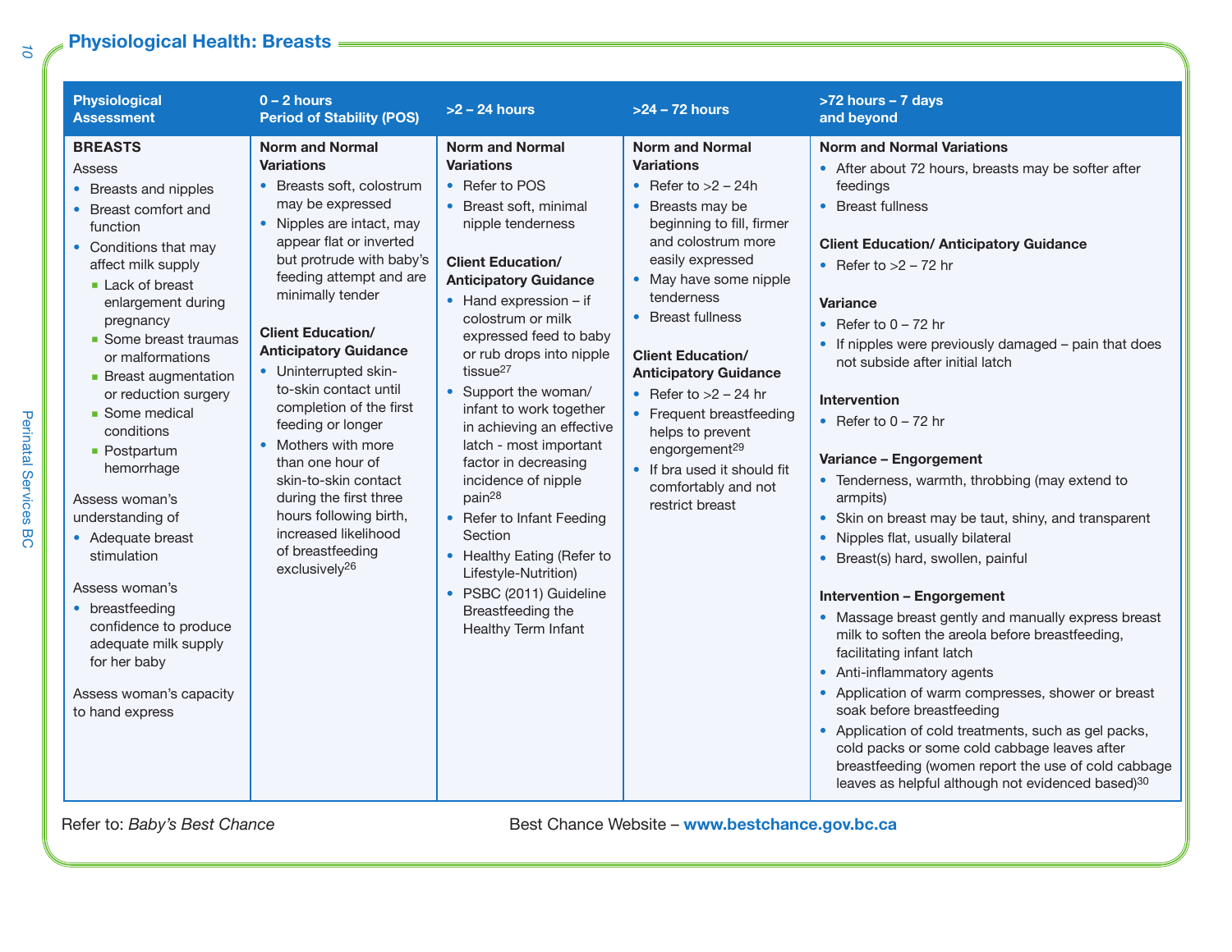## Physiological Health: Breasts

| Physiological Assessment | 0 – 2 hours Period of Stability (POS) | >2 – 24 hours | >24 – 72 hours | >72 hours – 7 days and beyond |
|---|---|---|---|---|
| **BREASTS**<br>Assess<br>• Breasts and nipples<br>• Breast comfort and function<br>• Conditions that may affect milk supply<br>▪ Lack of breast enlargement during pregnancy<br>▪ Some breast traumas or malformations<br>▪ Breast augmentation or reduction surgery<br>▪ Some medical conditions<br>▪ Postpartum hemorrhage<br><br>Assess woman's understanding of<br>• Adequate breast stimulation<br><br>Assess woman's<br>• breastfeeding confidence to produce adequate milk supply for her baby<br><br>Assess woman's capacity to hand express | **Norm and Normal Variations**<br>• Breasts soft, colostrum may be expressed<br>• Nipples are intact, may appear flat or inverted but protrude with baby's feeding attempt and are minimally tender<br><br>**Client Education/ Anticipatory Guidance**<br>• Uninterrupted skin-to-skin contact until completion of the first feeding or longer<br>• Mothers with more than one hour of skin-to-skin contact during the first three hours following birth, increased likelihood of breastfeeding exclusively[26] | **Norm and Normal Variations**<br>• Refer to POS<br>• Breast soft, minimal nipple tenderness<br><br>**Client Education/ Anticipatory Guidance**<br>• Hand expression – if colostrum or milk expressed feed to baby or rub drops into nipple tissue[27]<br>• Support the woman/ infant to work together in achieving an effective latch - most important factor in decreasing incidence of nipple pain[28]<br>• Refer to Infant Feeding Section<br>• Healthy Eating (Refer to Lifestyle-Nutrition)<br>• PSBC (2011) Guideline Breastfeeding the Healthy Term Infant | **Norm and Normal Variations**<br>• Refer to >2 – 24h<br>• Breasts may be beginning to fill, firmer and colostrum more easily expressed<br>• May have some nipple tenderness<br>• Breast fullness<br><br>**Client Education/ Anticipatory Guidance**<br>• Refer to >2 – 24 hr<br>• Frequent breastfeeding helps to prevent engorgement[29]<br>• If bra used it should fit comfortably and not restrict breast | **Norm and Normal Variations**<br>• After about 72 hours, breasts may be softer after feedings<br>• Breast fullness<br><br>**Client Education/ Anticipatory Guidance**<br>• Refer to >2 – 72 hr<br><br>**Variance**<br>• Refer to 0 – 72 hr<br>• If nipples were previously damaged – pain that does not subside after initial latch<br><br>**Intervention**<br>• Refer to 0 – 72 hr<br><br>**Variance – Engorgement**<br>• Tenderness, warmth, throbbing (may extend to armpits)<br>• Skin on breast may be taut, shiny, and transparent<br>• Nipples flat, usually bilateral<br>• Breast(s) hard, swollen, painful<br><br>**Intervention – Engorgement**<br>• Massage breast gently and manually express breast milk to soften the areola before breastfeeding, facilitating infant latch<br>• Anti-inflammatory agents<br>• Application of warm compresses, shower or breast soak before breastfeeding<br>• Application of cold treatments, such as gel packs, cold packs or some cold cabbage leaves after breastfeeding (women report the use of cold cabbage leaves as helpful although not evidenced based)[30] |

Refer to: *Baby's Best Chance*

Best Chance Website – **www.bestchance.gov.bc.ca**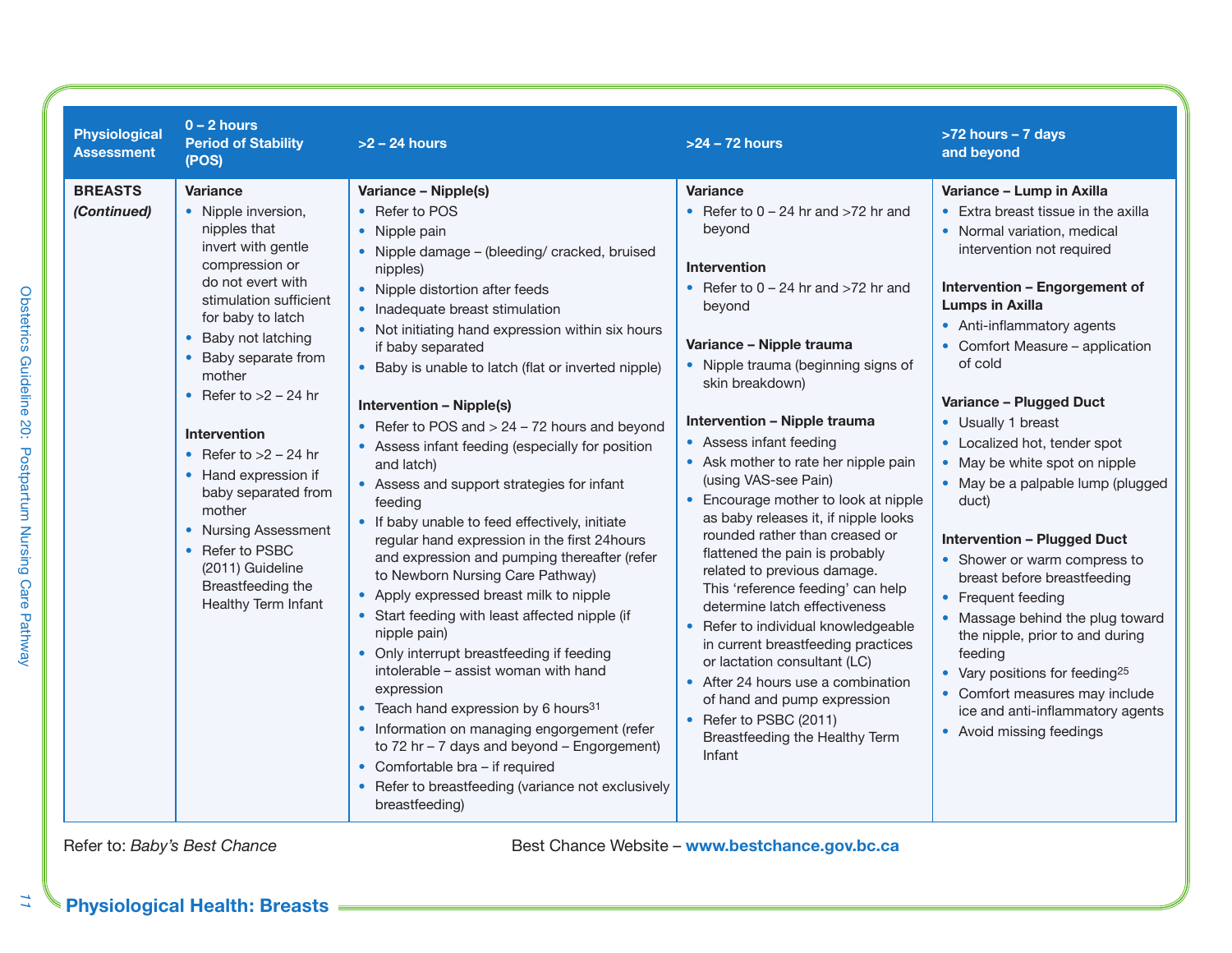| Physiological Assessment | 0 – 2 hours Period of Stability (POS) | >2 – 24 hours | >24 – 72 hours | >72 hours – 7 days and beyond |
|---|---|---|---|---|
| **BREASTS** *(Continued)* | **Variance**<br>• Nipple inversion, nipples that invert with gentle compression or do not evert with stimulation sufficient for baby to latch<br>• Baby not latching<br>• Baby separate from mother<br>• Refer to >2 – 24 hr<br><br>**Intervention**<br>• Refer to >2 – 24 hr<br>• Hand expression if baby separated from mother<br>• Nursing Assessment<br>• Refer to PSBC (2011) Guideline Breastfeeding the Healthy Term Infant | **Variance – Nipple(s)**<br>• Refer to POS<br>• Nipple pain<br>• Nipple damage – (bleeding/ cracked, bruised nipples)<br>• Nipple distortion after feeds<br>• Inadequate breast stimulation<br>• Not initiating hand expression within six hours if baby separated<br>• Baby is unable to latch (flat or inverted nipple)<br><br>**Intervention – Nipple(s)**<br>• Refer to POS and > 24 – 72 hours and beyond<br>• Assess infant feeding (especially for position and latch)<br>• Assess and support strategies for infant feeding<br>• If baby unable to feed effectively, initiate regular hand expression in the first 24hours and expression and pumping thereafter (refer to Newborn Nursing Care Pathway)<br>• Apply expressed breast milk to nipple<br>• Start feeding with least affected nipple (if nipple pain)<br>• Only interrupt breastfeeding if feeding intolerable – assist woman with hand expression<br>• Teach hand expression by 6 hours[31]<br>• Information on managing engorgement (refer to 72 hr – 7 days and beyond – Engorgement)<br>• Comfortable bra – if required<br>• Refer to breastfeeding (variance not exclusively breastfeeding) | **Variance**<br>• Refer to 0 – 24 hr and >72 hr and beyond<br><br>**Intervention**<br>• Refer to 0 – 24 hr and >72 hr and beyond<br><br>**Variance – Nipple trauma**<br>• Nipple trauma (beginning signs of skin breakdown)<br><br>**Intervention – Nipple trauma**<br>• Assess infant feeding<br>• Ask mother to rate her nipple pain (using VAS-see Pain)<br>• Encourage mother to look at nipple as baby releases it, if nipple looks rounded rather than creased or flattened the pain is probably related to previous damage. This 'reference feeding' can help determine latch effectiveness<br>• Refer to individual knowledgeable in current breastfeeding practices or lactation consultant (LC)<br>• After 24 hours use a combination of hand and pump expression<br>• Refer to PSBC (2011) Breastfeeding the Healthy Term Infant | **Variance – Lump in Axilla**<br>• Extra breast tissue in the axilla<br>• Normal variation, medical intervention not required<br><br>**Intervention – Engorgement of Lumps in Axilla**<br>• Anti-inflammatory agents<br>• Comfort Measure – application of cold<br><br>**Variance – Plugged Duct**<br>• Usually 1 breast<br>• Localized hot, tender spot<br>• May be white spot on nipple<br>• May be a palpable lump (plugged duct)<br><br>**Intervention – Plugged Duct**<br>• Shower or warm compress to breast before breastfeeding<br>• Frequent feeding<br>• Massage behind the plug toward the nipple, prior to and during feeding<br>• Vary positions for feeding[25]<br>• Comfort measures may include ice and anti-inflammatory agents<br>• Avoid missing feedings |

Refer to: *Baby's Best Chance*

Best Chance Website – **www.bestchance.gov.bc.ca**

**Physiological Health: Breasts**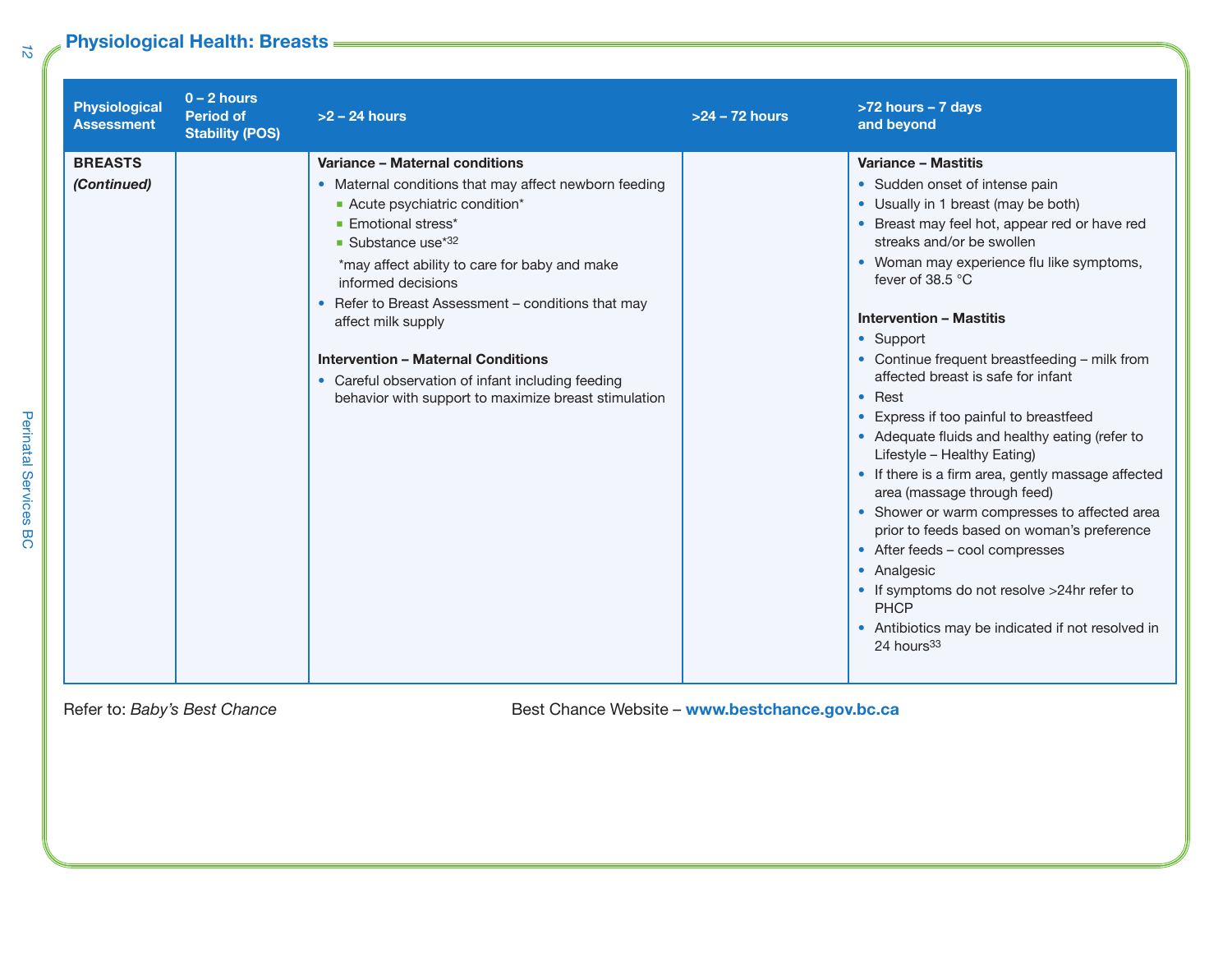## Physiological Health: Breasts

| Physiological Assessment | 0 – 2 hours Period of Stability (POS) | >2 – 24 hours | >24 – 72 hours | >72 hours – 7 days and beyond |
|---|---|---|---|---|
| **BREASTS** ***(Continued)*** | | **Variance – Maternal conditions**<br>• Maternal conditions that may affect newborn feeding<br>▪ Acute psychiatric condition*<br>▪ Emotional stress*<br>▪ Substance use*[32]<br>*may affect ability to care for baby and make informed decisions<br>• Refer to Breast Assessment – conditions that may affect milk supply<br><br>**Intervention – Maternal Conditions**<br>• Careful observation of infant including feeding behavior with support to maximize breast stimulation | | **Variance – Mastitis**<br>• Sudden onset of intense pain<br>• Usually in 1 breast (may be both)<br>• Breast may feel hot, appear red or have red streaks and/or be swollen<br>• Woman may experience flu like symptoms, fever of 38.5 °C<br><br>**Intervention – Mastitis**<br>• Support<br>• Continue frequent breastfeeding – milk from affected breast is safe for infant<br>• Rest<br>• Express if too painful to breastfeed<br>• Adequate fluids and healthy eating (refer to Lifestyle – Healthy Eating)<br>• If there is a firm area, gently massage affected area (massage through feed)<br>• Shower or warm compresses to affected area prior to feeds based on woman's preference<br>• After feeds – cool compresses<br>• Analgesic<br>• If symptoms do not resolve >24hr refer to PHCP<br>• Antibiotics may be indicated if not resolved in 24 hours[33] |

Refer to: *Baby's Best Chance*

Best Chance Website – **www.bestchance.gov.bc.ca**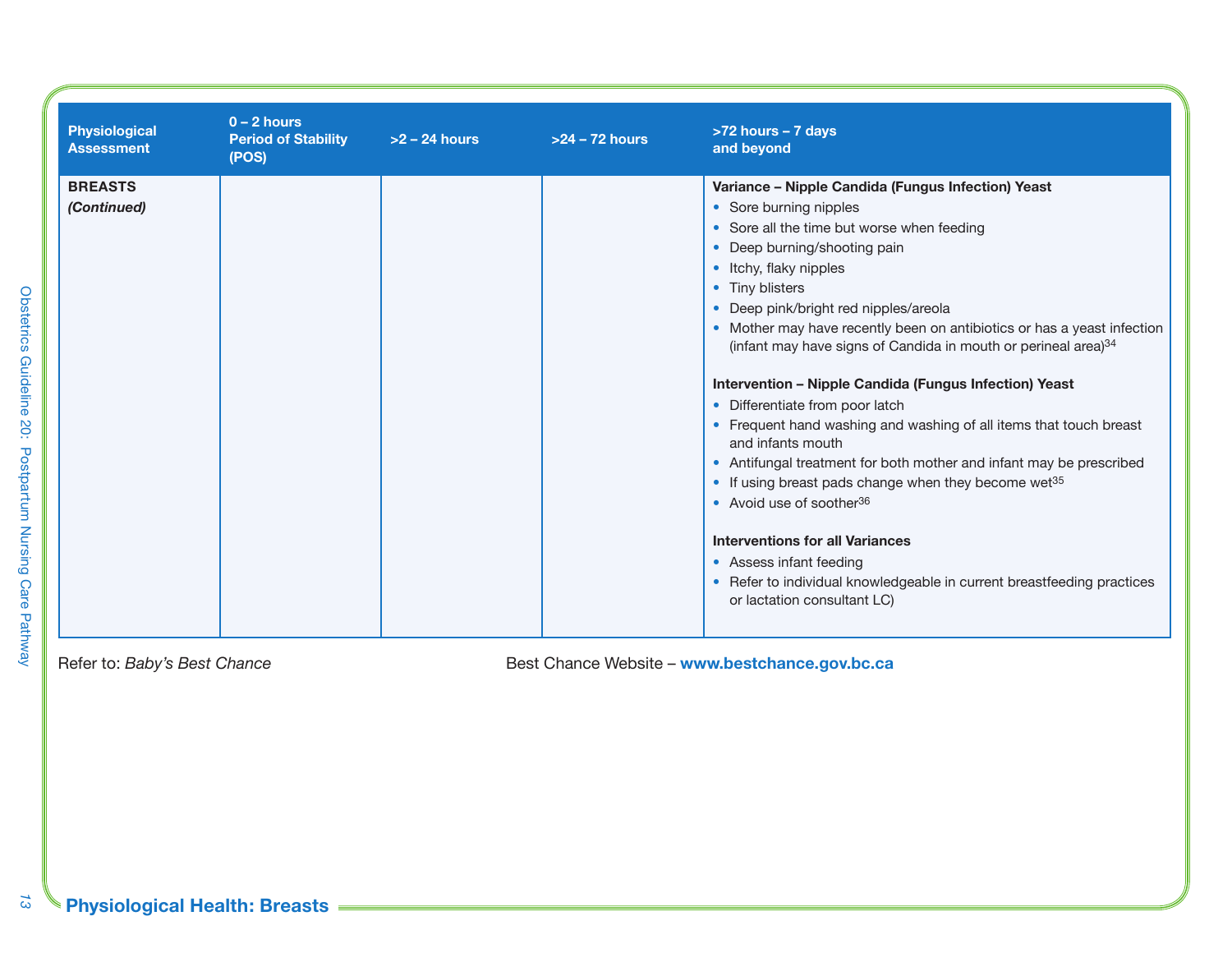| Physiological Assessment | 0 – 2 hours Period of Stability (POS) | >2 – 24 hours | >24 – 72 hours | >72 hours – 7 days and beyond |
|---|---|---|---|---|
| **BREASTS** ***(Continued)*** | | | | **Variance – Nipple Candida (Fungus Infection) Yeast**<br>• Sore burning nipples<br>• Sore all the time but worse when feeding<br>• Deep burning/shooting pain<br>• Itchy, flaky nipples<br>• Tiny blisters<br>• Deep pink/bright red nipples/areola<br>• Mother may have recently been on antibiotics or has a yeast infection (infant may have signs of Candida in mouth or perineal area)[34]<br><br>**Intervention – Nipple Candida (Fungus Infection) Yeast**<br>• Differentiate from poor latch<br>• Frequent hand washing and washing of all items that touch breast and infants mouth<br>• Antifungal treatment for both mother and infant may be prescribed<br>• If using breast pads change when they become wet[35]<br>• Avoid use of soother[36]<br><br>**Interventions for all Variances**<br>• Assess infant feeding<br>• Refer to individual knowledgeable in current breastfeeding practices or lactation consultant LC) |

Refer to: *Baby's Best Chance*

Best Chance Website – **www.bestchance.gov.bc.ca**

**Physiological Health: Breasts**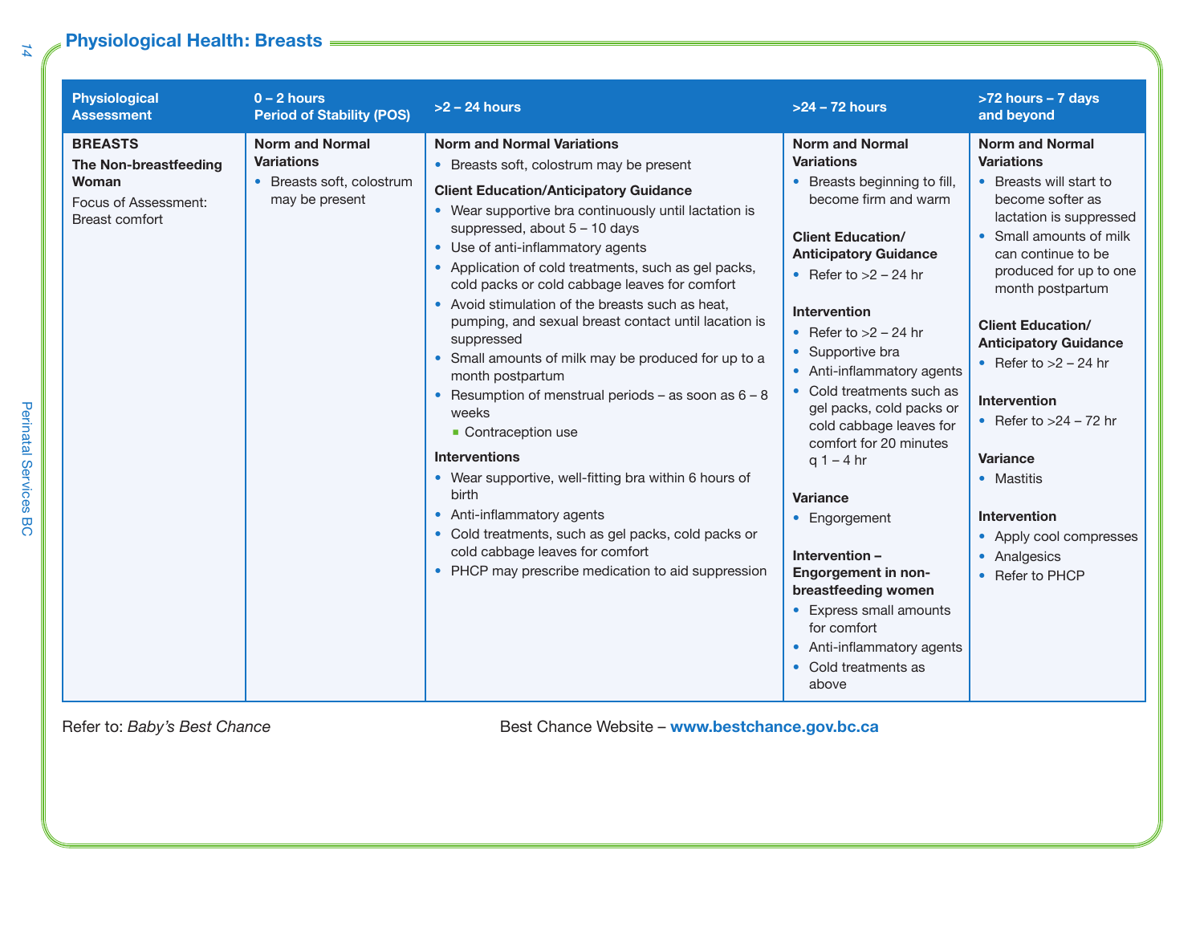## Physiological Health: Breasts

| Physiological Assessment | 0 – 2 hours Period of Stability (POS) | >2 – 24 hours | >24 – 72 hours | >72 hours – 7 days and beyond |
|---|---|---|---|---|
| **BREASTS**<br>**The Non-breastfeeding Woman**<br>Focus of Assessment: Breast comfort | **Norm and Normal Variations**<br>• Breasts soft, colostrum may be present | **Norm and Normal Variations**<br>• Breasts soft, colostrum may be present<br>**Client Education/Anticipatory Guidance**<br>• Wear supportive bra continuously until lactation is suppressed, about 5 – 10 days<br>• Use of anti-inflammatory agents<br>• Application of cold treatments, such as gel packs, cold packs or cold cabbage leaves for comfort<br>• Avoid stimulation of the breasts such as heat, pumping, and sexual breast contact until lacation is suppressed<br>• Small amounts of milk may be produced for up to a month postpartum<br>• Resumption of menstrual periods – as soon as 6 – 8 weeks<br>&nbsp;&nbsp;▪ Contraception use<br>**Interventions**<br>• Wear supportive, well-fitting bra within 6 hours of birth<br>• Anti-inflammatory agents<br>• Cold treatments, such as gel packs, cold packs or cold cabbage leaves for comfort<br>• PHCP may prescribe medication to aid suppression | **Norm and Normal Variations**<br>• Breasts beginning to fill, become firm and warm<br>**Client Education/ Anticipatory Guidance**<br>• Refer to >2 – 24 hr<br>**Intervention**<br>• Refer to >2 – 24 hr<br>• Supportive bra<br>• Anti-inflammatory agents<br>• Cold treatments such as gel packs, cold packs or cold cabbage leaves for comfort for 20 minutes q 1 – 4 hr<br>**Variance**<br>• Engorgement<br>**Intervention – Engorgement in non-breastfeeding women**<br>• Express small amounts for comfort<br>• Anti-inflammatory agents<br>• Cold treatments as above | **Norm and Normal Variations**<br>• Breasts will start to become softer as lactation is suppressed<br>• Small amounts of milk can continue to be produced for up to one month postpartum<br>**Client Education/ Anticipatory Guidance**<br>• Refer to >2 – 24 hr<br>**Intervention**<br>• Refer to >24 – 72 hr<br>**Variance**<br>• Mastitis<br>**Intervention**<br>• Apply cool compresses<br>• Analgesics<br>• Refer to PHCP |

Refer to: *Baby's Best Chance*

Best Chance Website – **www.bestchance.gov.bc.ca**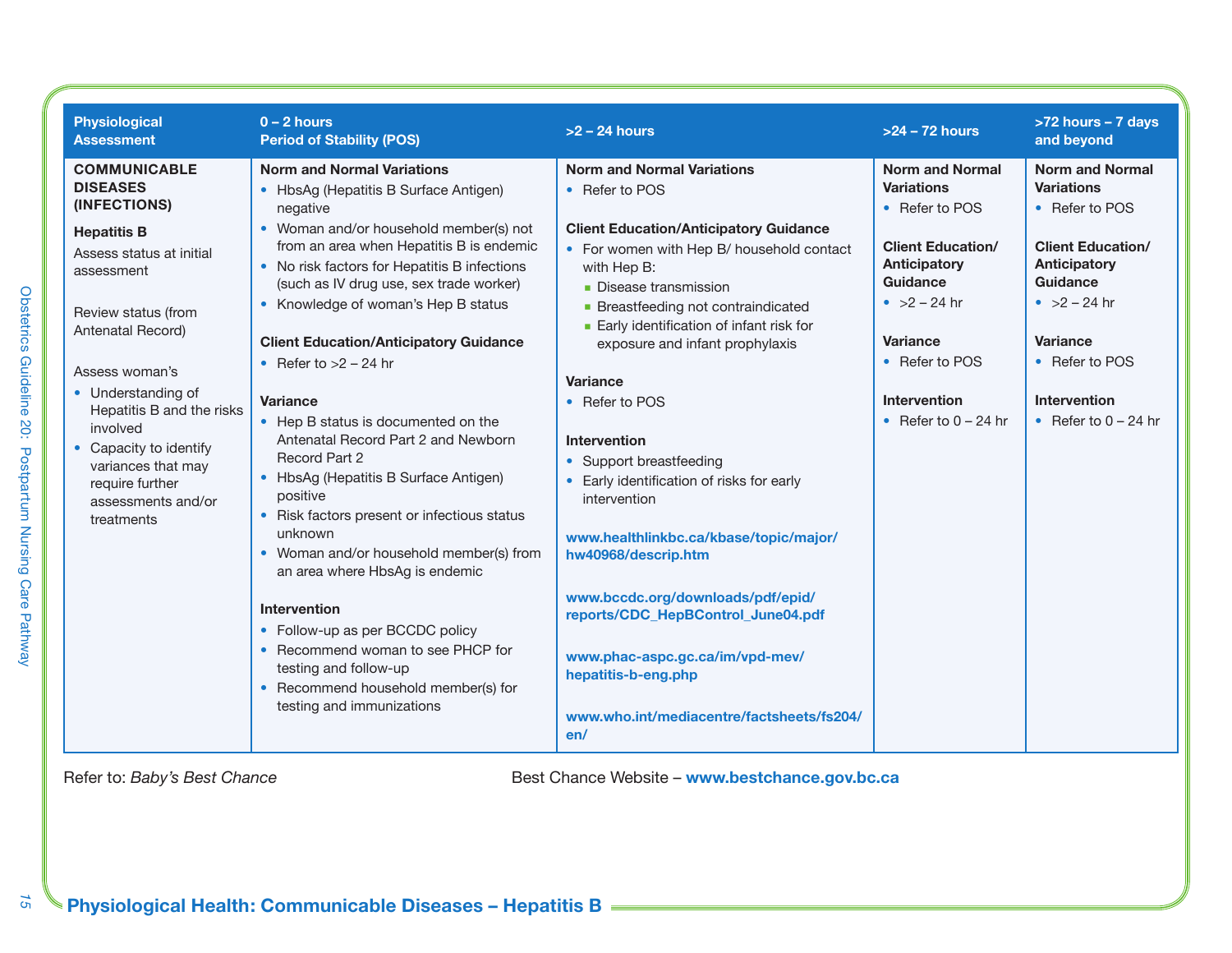| Physiological Assessment | 0 – 2 hours Period of Stability (POS) | >2 – 24 hours | >24 – 72 hours | >72 hours – 7 days and beyond |
|---|---|---|---|---|
| **COMMUNICABLE DISEASES (INFECTIONS)**<br><br>**Hepatitis B**<br>Assess status at initial assessment<br><br>Review status (from Antenatal Record)<br><br>Assess woman's<br>• Understanding of Hepatitis B and the risks involved<br>• Capacity to identify variances that may require further assessments and/or treatments | **Norm and Normal Variations**<br>• HbsAg (Hepatitis B Surface Antigen) negative<br>• Woman and/or household member(s) not from an area when Hepatitis B is endemic<br>• No risk factors for Hepatitis B infections (such as IV drug use, sex trade worker)<br>• Knowledge of woman's Hep B status<br><br>**Client Education/Anticipatory Guidance**<br>• Refer to >2 – 24 hr<br><br>**Variance**<br>• Hep B status is documented on the Antenatal Record Part 2 and Newborn Record Part 2<br>• HbsAg (Hepatitis B Surface Antigen) positive<br>• Risk factors present or infectious status unknown<br>• Woman and/or household member(s) from an area where HbsAg is endemic<br><br>**Intervention**<br>• Follow-up as per BCCDC policy<br>• Recommend woman to see PHCP for testing and follow-up<br>• Recommend household member(s) for testing and immunizations | **Norm and Normal Variations**<br>• Refer to POS<br><br>**Client Education/Anticipatory Guidance**<br>• For women with Hep B/ household contact with Hep B:<br>▪ Disease transmission<br>▪ Breastfeeding not contraindicated<br>▪ Early identification of infant risk for exposure and infant prophylaxis<br><br>**Variance**<br>• Refer to POS<br><br>**Intervention**<br>• Support breastfeeding<br>• Early identification of risks for early intervention<br><br>**www.healthlinkbc.ca/kbase/topic/major/hw40968/descrip.htm**<br><br>**www.bccdc.org/downloads/pdf/epid/reports/CDC_HepBControl_June04.pdf**<br><br>**www.phac-aspc.gc.ca/im/vpd-mev/hepatitis-b-eng.php**<br><br>**www.who.int/mediacentre/factsheets/fs204/en/** | **Norm and Normal Variations**<br>• Refer to POS<br><br>**Client Education/ Anticipatory Guidance**<br>• >2 – 24 hr<br><br>**Variance**<br>• Refer to POS<br><br>**Intervention**<br>• Refer to 0 – 24 hr | **Norm and Normal Variations**<br>• Refer to POS<br><br>**Client Education/ Anticipatory Guidance**<br>• >2 – 24 hr<br><br>**Variance**<br>• Refer to POS<br><br>**Intervention**<br>• Refer to 0 – 24 hr |

Refer to: *Baby's Best Chance* Best Chance Website – **www.bestchance.gov.bc.ca**

## Physiological Health: Communicable Diseases – Hepatitis B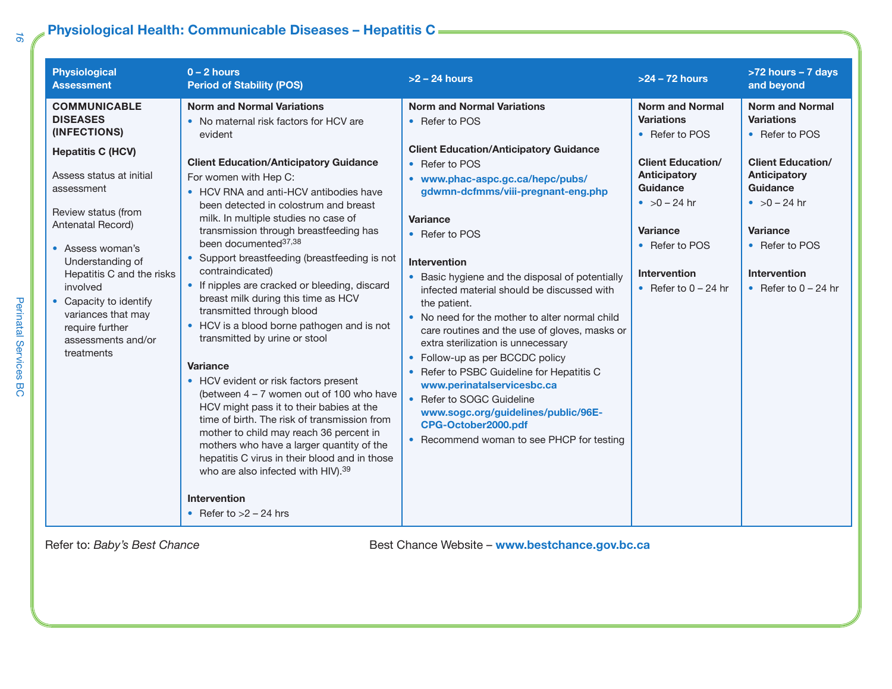## Physiological Health: Communicable Diseases – Hepatitis C

| Physiological Assessment | 0 – 2 hours Period of Stability (POS) | >2 – 24 hours | >24 – 72 hours | >72 hours – 7 days and beyond |
|---|---|---|---|---|
| **COMMUNICABLE DISEASES (INFECTIONS)**<br><br>**Hepatitis C (HCV)**<br><br>Assess status at initial assessment<br><br>Review status (from Antenatal Record)<br><br>• Assess woman's Understanding of Hepatitis C and the risks involved<br>• Capacity to identify variances that may require further assessments and/or treatments | **Norm and Normal Variations**<br>• No maternal risk factors for HCV are evident<br><br>**Client Education/Anticipatory Guidance**<br>For women with Hep C:<br>• HCV RNA and anti-HCV antibodies have been detected in colostrum and breast milk. In multiple studies no case of transmission through breastfeeding has been documented[37,38]<br>• Support breastfeeding (breastfeeding is not contraindicated)<br>• If nipples are cracked or bleeding, discard breast milk during this time as HCV transmitted through blood<br>• HCV is a blood borne pathogen and is not transmitted by urine or stool<br><br>**Variance**<br>• HCV evident or risk factors present (between 4 – 7 women out of 100 who have HCV might pass it to their babies at the time of birth. The risk of transmission from mother to child may reach 36 percent in mothers who have a larger quantity of the hepatitis C virus in their blood and in those who are also infected with HIV).[39]<br><br>**Intervention**<br>• Refer to >2 – 24 hrs | **Norm and Normal Variations**<br>• Refer to POS<br><br>**Client Education/Anticipatory Guidance**<br>• Refer to POS<br>• **www.phac-aspc.gc.ca/hepc/pubs/gdwmn-dcfmms/viii-pregnant-eng.php**<br><br>**Variance**<br>• Refer to POS<br><br>**Intervention**<br>• Basic hygiene and the disposal of potentially infected material should be discussed with the patient.<br>• No need for the mother to alter normal child care routines and the use of gloves, masks or extra sterilization is unnecessary<br>• Follow-up as per BCCDC policy<br>• Refer to PSBC Guideline for Hepatitis C **www.perinatalservicesbc.ca**<br>• Refer to SOGC Guideline **www.sogc.org/guidelines/public/96E-CPG-October2000.pdf**<br>• Recommend woman to see PHCP for testing | **Norm and Normal Variations**<br>• Refer to POS<br><br>**Client Education/ Anticipatory Guidance**<br>• >0 – 24 hr<br><br>**Variance**<br>• Refer to POS<br><br>**Intervention**<br>• Refer to 0 – 24 hr | **Norm and Normal Variations**<br>• Refer to POS<br><br>**Client Education/ Anticipatory Guidance**<br>• >0 – 24 hr<br><br>**Variance**<br>• Refer to POS<br><br>**Intervention**<br>• Refer to 0 – 24 hr |

Refer to: *Baby's Best Chance*

Best Chance Website – **www.bestchance.gov.bc.ca**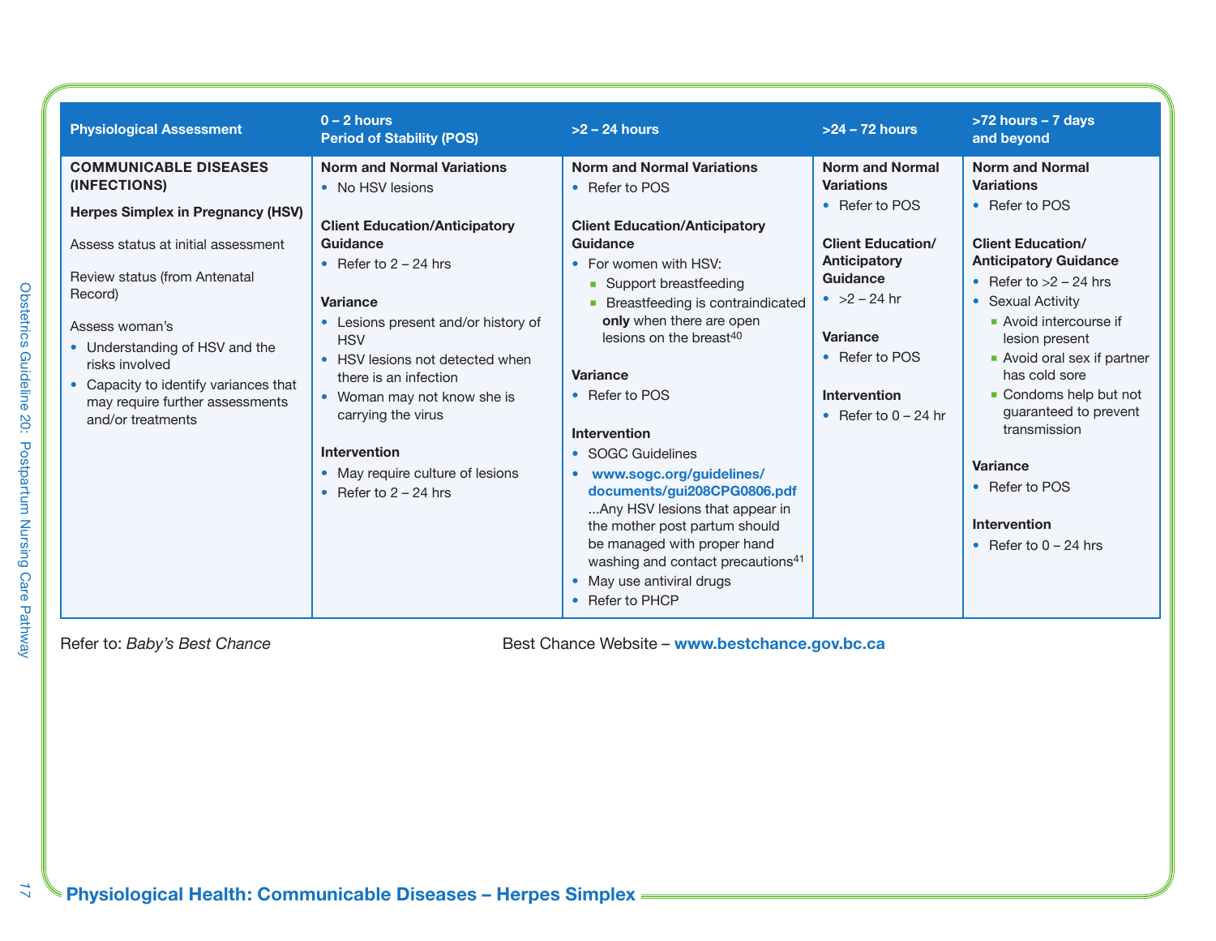| Physiological Assessment | 0 – 2 hours<br>Period of Stability (POS) | >2 – 24 hours | >24 – 72 hours | >72 hours – 7 days and beyond |
|---|---|---|---|---|
| **COMMUNICABLE DISEASES (INFECTIONS)**<br><br>**Herpes Simplex in Pregnancy (HSV)**<br><br>Assess status at initial assessment<br><br>Review status (from Antenatal Record)<br><br>Assess woman's<br>• Understanding of HSV and the risks involved<br>• Capacity to identify variances that may require further assessments and/or treatments | **Norm and Normal Variations**<br>• No HSV lesions<br><br>**Client Education/Anticipatory Guidance**<br>• Refer to 2 – 24 hrs<br><br>**Variance**<br>• Lesions present and/or history of HSV<br>• HSV lesions not detected when there is an infection<br>• Woman may not know she is carrying the virus<br><br>**Intervention**<br>• May require culture of lesions<br>• Refer to 2 – 24 hrs | **Norm and Normal Variations**<br>• Refer to POS<br><br>**Client Education/Anticipatory Guidance**<br>• For women with HSV:<br>  ▪ Support breastfeeding<br>  ▪ Breastfeeding is contraindicated **only** when there are open lesions on the breast[40]<br><br>**Variance**<br>• Refer to POS<br><br>**Intervention**<br>• SOGC Guidelines<br>• **www.sogc.org/guidelines/documents/gui208CPG0806.pdf** ...Any HSV lesions that appear in the mother post partum should be managed with proper hand washing and contact precautions[41]<br>• May use antiviral drugs<br>• Refer to PHCP | **Norm and Normal Variations**<br>• Refer to POS<br><br>**Client Education/ Anticipatory Guidance**<br>• >2 – 24 hr<br><br>**Variance**<br>• Refer to POS<br><br>**Intervention**<br>• Refer to 0 – 24 hr | **Norm and Normal Variations**<br>• Refer to POS<br><br>**Client Education/ Anticipatory Guidance**<br>• Refer to >2 – 24 hrs<br>• Sexual Activity<br>  ▪ Avoid intercourse if lesion present<br>  ▪ Avoid oral sex if partner has cold sore<br>  ▪ Condoms help but not guaranteed to prevent transmission<br><br>**Variance**<br>• Refer to POS<br><br>**Intervention**<br>• Refer to 0 – 24 hrs |

Refer to: *Baby's Best Chance*

Best Chance Website – **www.bestchance.gov.bc.ca**

## Physiological Health: Communicable Diseases – Herpes Simplex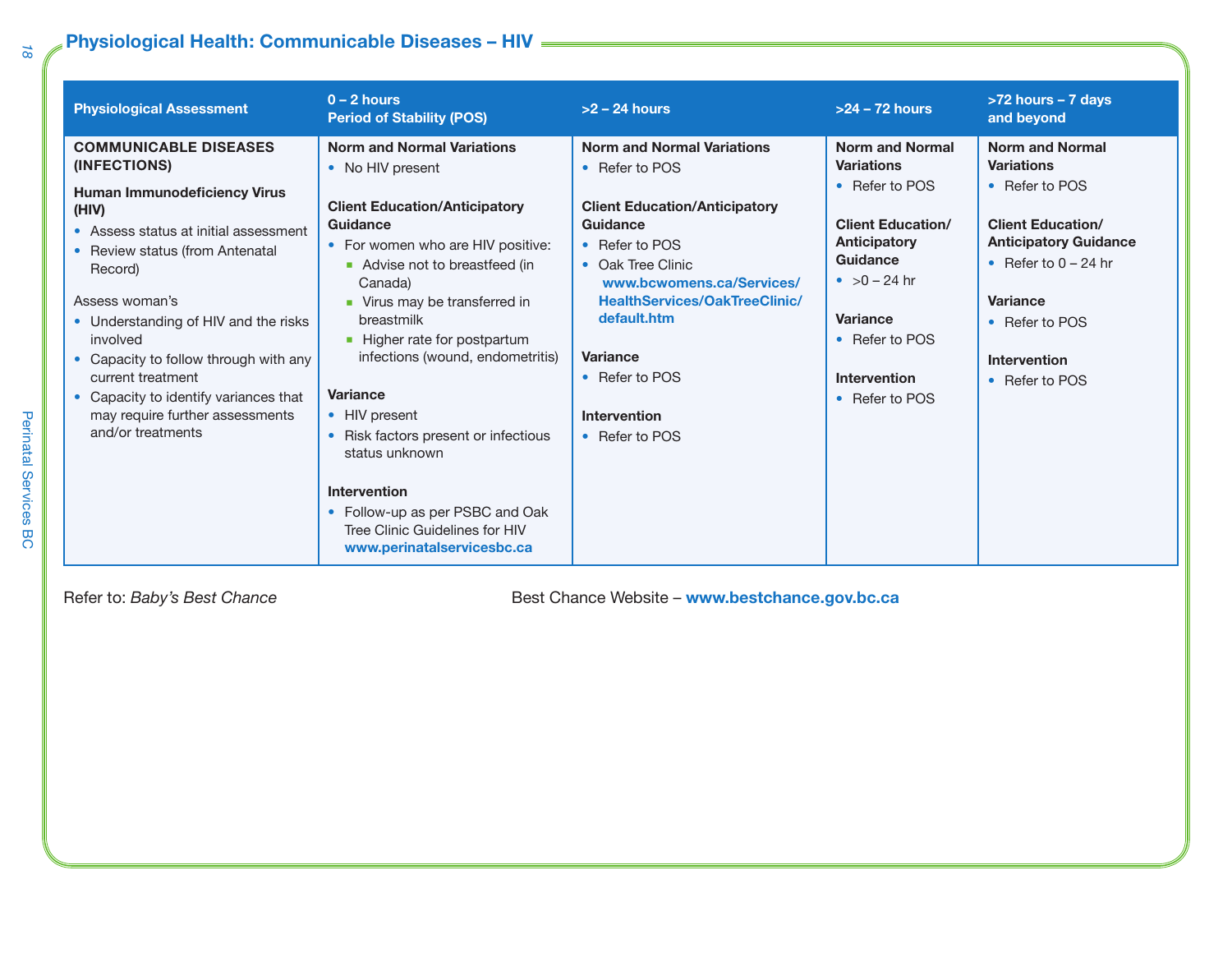## Physiological Health: Communicable Diseases – HIV

| Physiological Assessment | 0 – 2 hours Period of Stability (POS) | >2 – 24 hours | >24 – 72 hours | >72 hours – 7 days and beyond |
|---|---|---|---|---|
| **COMMUNICABLE DISEASES (INFECTIONS)**<br><br>**Human Immunodeficiency Virus (HIV)**<br>• Assess status at initial assessment<br>• Review status (from Antenatal Record)<br><br>Assess woman's<br>• Understanding of HIV and the risks involved<br>• Capacity to follow through with any current treatment<br>• Capacity to identify variances that may require further assessments and/or treatments | **Norm and Normal Variations**<br>• No HIV present<br><br>**Client Education/Anticipatory Guidance**<br>• For women who are HIV positive:<br>  ▪ Advise not to breastfeed (in Canada)<br>  ▪ Virus may be transferred in breastmilk<br>  ▪ Higher rate for postpartum infections (wound, endometritis)<br><br>**Variance**<br>• HIV present<br>• Risk factors present or infectious status unknown<br><br>**Intervention**<br>• Follow-up as per PSBC and Oak Tree Clinic Guidelines for HIV **www.perinatalservicesbc.ca** | **Norm and Normal Variations**<br>• Refer to POS<br><br>**Client Education/Anticipatory Guidance**<br>• Refer to POS<br>• Oak Tree Clinic **www.bcwomens.ca/Services/HealthServices/OakTreeClinic/default.htm**<br><br>**Variance**<br>• Refer to POS<br><br>**Intervention**<br>• Refer to POS | **Norm and Normal Variations**<br>• Refer to POS<br><br>**Client Education/Anticipatory Guidance**<br>• >0 – 24 hr<br><br>**Variance**<br>• Refer to POS<br><br>**Intervention**<br>• Refer to POS | **Norm and Normal Variations**<br>• Refer to POS<br><br>**Client Education/Anticipatory Guidance**<br>• Refer to 0 – 24 hr<br><br>**Variance**<br>• Refer to POS<br><br>**Intervention**<br>• Refer to POS |

Refer to: *Baby's Best Chance*   Best Chance Website – **www.bestchance.gov.bc.ca**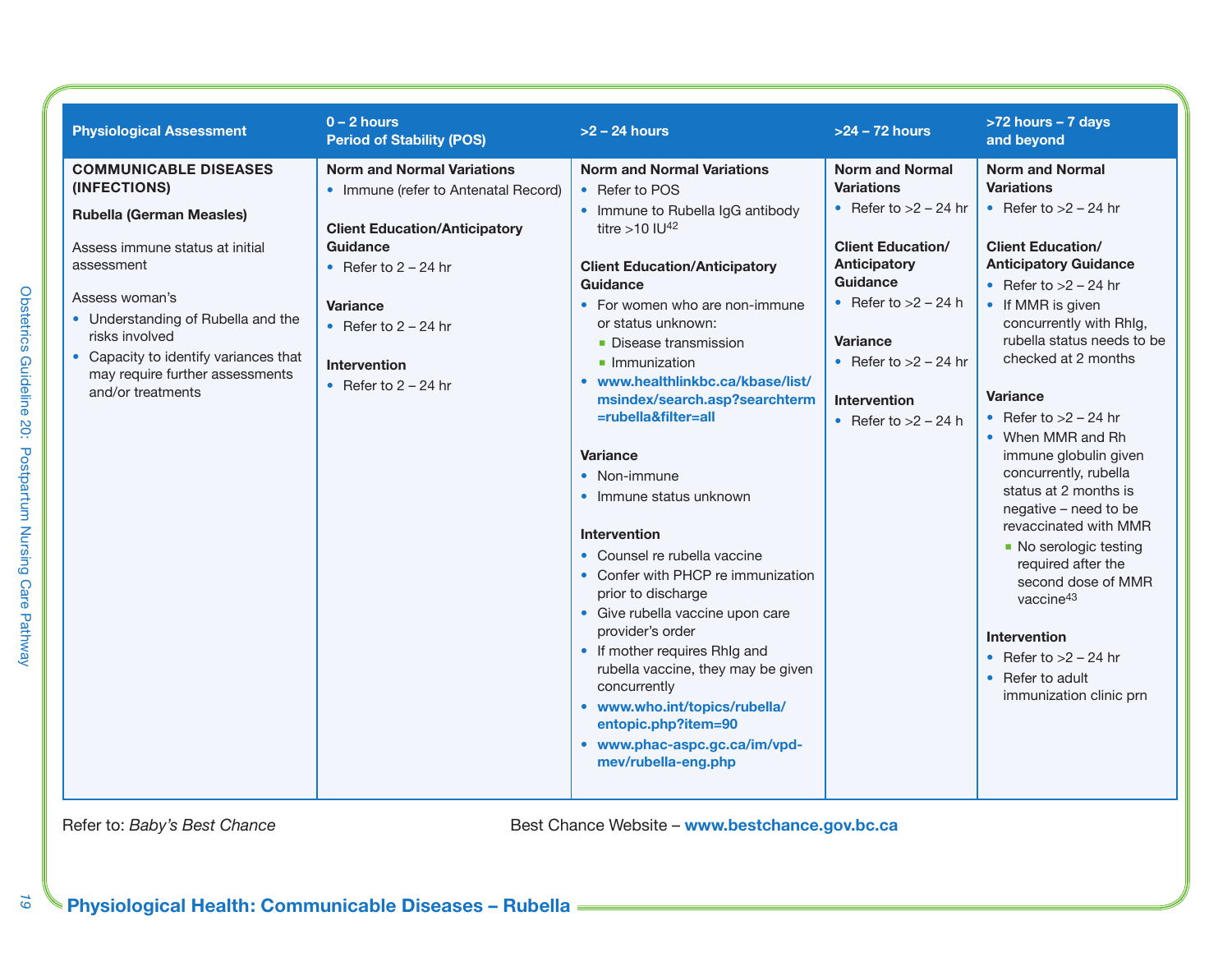| Physiological Assessment | 0 – 2 hours Period of Stability (POS) | >2 – 24 hours | >24 – 72 hours | >72 hours – 7 days and beyond |
|---|---|---|---|---|
| **COMMUNICABLE DISEASES (INFECTIONS)**<br><br>**Rubella (German Measles)**<br><br>Assess immune status at initial assessment<br><br>Assess woman's<br>• Understanding of Rubella and the risks involved<br>• Capacity to identify variances that may require further assessments and/or treatments | **Norm and Normal Variations**<br>• Immune (refer to Antenatal Record)<br><br>**Client Education/Anticipatory Guidance**<br>• Refer to 2 – 24 hr<br><br>**Variance**<br>• Refer to 2 – 24 hr<br><br>**Intervention**<br>• Refer to 2 – 24 hr | **Norm and Normal Variations**<br>• Refer to POS<br>• Immune to Rubella IgG antibody titre >10 IU[42]<br><br>**Client Education/Anticipatory Guidance**<br>• For women who are non-immune or status unknown:<br>▪ Disease transmission<br>▪ Immunization<br>• **www.healthlinkbc.ca/kbase/list/msindex/search.asp?searchterm=rubella&filter=all**<br><br>**Variance**<br>• Non-immune<br>• Immune status unknown<br><br>**Intervention**<br>• Counsel re rubella vaccine<br>• Confer with PHCP re immunization prior to discharge<br>• Give rubella vaccine upon care provider's order<br>• If mother requires RhIg and rubella vaccine, they may be given concurrently<br>• **www.who.int/topics/rubella/entopic.php?item=90**<br>• **www.phac-aspc.gc.ca/im/vpd-mev/rubella-eng.php** | **Norm and Normal Variations**<br>• Refer to >2 – 24 hr<br><br>**Client Education/ Anticipatory Guidance**<br>• Refer to >2 – 24 h<br><br>**Variance**<br>• Refer to >2 – 24 hr<br><br>**Intervention**<br>• Refer to >2 – 24 h | **Norm and Normal Variations**<br>• Refer to >2 – 24 hr<br><br>**Client Education/ Anticipatory Guidance**<br>• Refer to >2 – 24 hr<br>• If MMR is given concurrently with RhIg, rubella status needs to be checked at 2 months<br><br>**Variance**<br>• Refer to >2 – 24 hr<br>• When MMR and Rh immune globulin given concurrently, rubella status at 2 months is negative – need to be revaccinated with MMR<br>▪ No serologic testing required after the second dose of MMR vaccine[43]<br><br>**Intervention**<br>• Refer to >2 – 24 hr<br>• Refer to adult immunization clinic prn |

Refer to: *Baby's Best Chance*

Best Chance Website – **www.bestchance.gov.bc.ca**

**Physiological Health: Communicable Diseases – Rubella**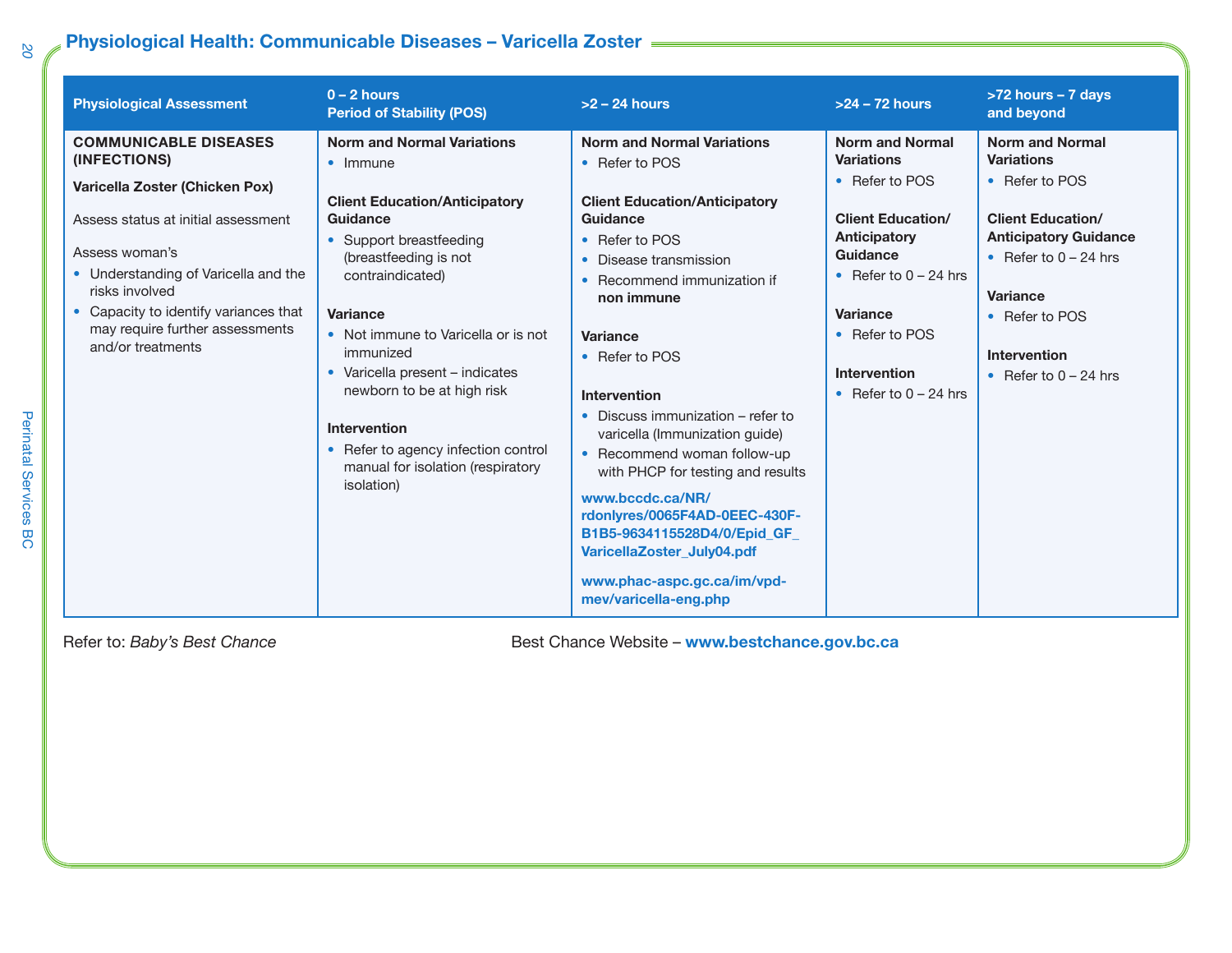## Physiological Health: Communicable Diseases – Varicella Zoster

| Physiological Assessment | 0 – 2 hours Period of Stability (POS) | >2 – 24 hours | >24 – 72 hours | >72 hours – 7 days and beyond |
|---|---|---|---|---|
| **COMMUNICABLE DISEASES (INFECTIONS)**<br><br>**Varicella Zoster (Chicken Pox)**<br><br>Assess status at initial assessment<br><br>Assess woman's<br>• Understanding of Varicella and the risks involved<br>• Capacity to identify variances that may require further assessments and/or treatments | **Norm and Normal Variations**<br>• Immune<br><br>**Client Education/Anticipatory Guidance**<br>• Support breastfeeding (breastfeeding is not contraindicated)<br><br>**Variance**<br>• Not immune to Varicella or is not immunized<br>• Varicella present – indicates newborn to be at high risk<br><br>**Intervention**<br>• Refer to agency infection control manual for isolation (respiratory isolation) | **Norm and Normal Variations**<br>• Refer to POS<br><br>**Client Education/Anticipatory Guidance**<br>• Refer to POS<br>• Disease transmission<br>• Recommend immunization if **non immune**<br><br>**Variance**<br>• Refer to POS<br><br>**Intervention**<br>• Discuss immunization – refer to varicella (Immunization guide)<br>• Recommend woman follow-up with PHCP for testing and results<br><br>**www.bccdc.ca/NR/rdonlyres/0065F4AD-0EEC-430F-B1B5-9634115528D4/0/Epid_GF_VaricellaZoster_July04.pdf**<br><br>**www.phac-aspc.gc.ca/im/vpd-mev/varicella-eng.php** | **Norm and Normal Variations**<br>• Refer to POS<br><br>**Client Education/Anticipatory Guidance**<br>• Refer to 0 – 24 hrs<br><br>**Variance**<br>• Refer to POS<br><br>**Intervention**<br>• Refer to 0 – 24 hrs | **Norm and Normal Variations**<br>• Refer to POS<br><br>**Client Education/Anticipatory Guidance**<br>• Refer to 0 – 24 hrs<br><br>**Variance**<br>• Refer to POS<br><br>**Intervention**<br>• Refer to 0 – 24 hrs |

Refer to: *Baby's Best Chance* Best Chance Website – **www.bestchance.gov.bc.ca**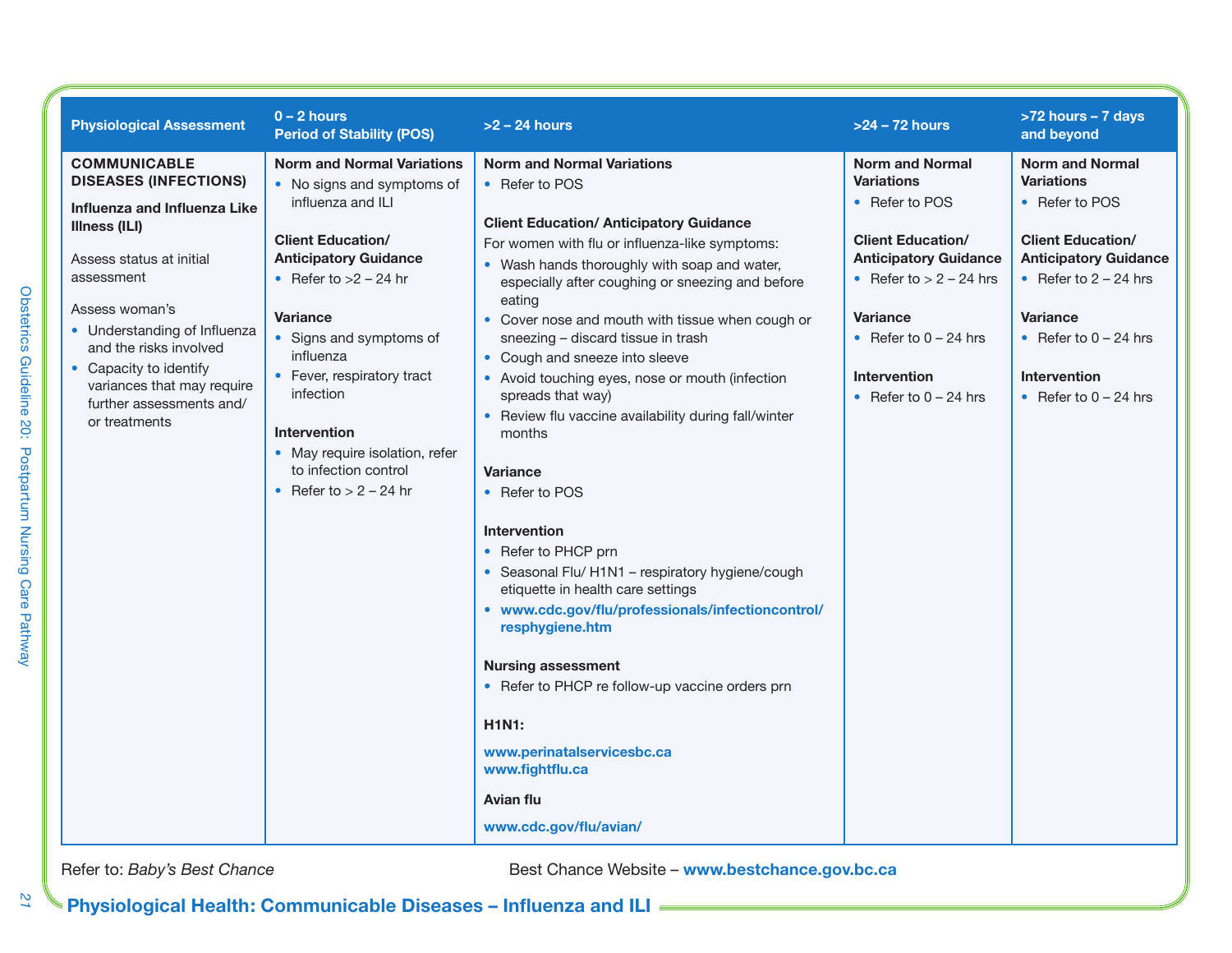| Physiological Assessment | 0 – 2 hours Period of Stability (POS) | >2 – 24 hours | >24 – 72 hours | >72 hours – 7 days and beyond |
|---|---|---|---|---|
| **COMMUNICABLE DISEASES (INFECTIONS)**<br><br>**Influenza and Influenza Like Illness (ILI)**<br><br>Assess status at initial assessment<br><br>Assess woman's<br>• Understanding of Influenza and the risks involved<br>• Capacity to identify variances that may require further assessments and/ or treatments | **Norm and Normal Variations**<br>• No signs and symptoms of influenza and ILI<br><br>**Client Education/ Anticipatory Guidance**<br>• Refer to >2 – 24 hr<br><br>**Variance**<br>• Signs and symptoms of influenza<br>• Fever, respiratory tract infection<br><br>**Intervention**<br>• May require isolation, refer to infection control<br>• Refer to > 2 – 24 hr | **Norm and Normal Variations**<br>• Refer to POS<br><br>**Client Education/ Anticipatory Guidance**<br>For women with flu or influenza-like symptoms:<br>• Wash hands thoroughly with soap and water, especially after coughing or sneezing and before eating<br>• Cover nose and mouth with tissue when cough or sneezing – discard tissue in trash<br>• Cough and sneeze into sleeve<br>• Avoid touching eyes, nose or mouth (infection spreads that way)<br>• Review flu vaccine availability during fall/winter months<br><br>**Variance**<br>• Refer to POS<br><br>**Intervention**<br>• Refer to PHCP prn<br>• Seasonal Flu/ H1N1 – respiratory hygiene/cough etiquette in health care settings<br>• **www.cdc.gov/flu/professionals/infectioncontrol/resphygiene.htm**<br><br>**Nursing assessment**<br>• Refer to PHCP re follow-up vaccine orders prn<br><br>**H1N1:**<br>**www.perinatalservicesbc.ca**<br>**www.fightflu.ca**<br><br>**Avian flu**<br>**www.cdc.gov/flu/avian/** | **Norm and Normal Variations**<br>• Refer to POS<br><br>**Client Education/ Anticipatory Guidance**<br>• Refer to > 2 – 24 hrs<br><br>**Variance**<br>• Refer to 0 – 24 hrs<br><br>**Intervention**<br>• Refer to 0 – 24 hrs | **Norm and Normal Variations**<br>• Refer to POS<br><br>**Client Education/ Anticipatory Guidance**<br>• Refer to 2 – 24 hrs<br><br>**Variance**<br>• Refer to 0 – 24 hrs<br><br>**Intervention**<br>• Refer to 0 – 24 hrs |

Refer to: *Baby's Best Chance* Best Chance Website – **www.bestchance.gov.bc.ca**

## Physiological Health: Communicable Diseases – Influenza and ILI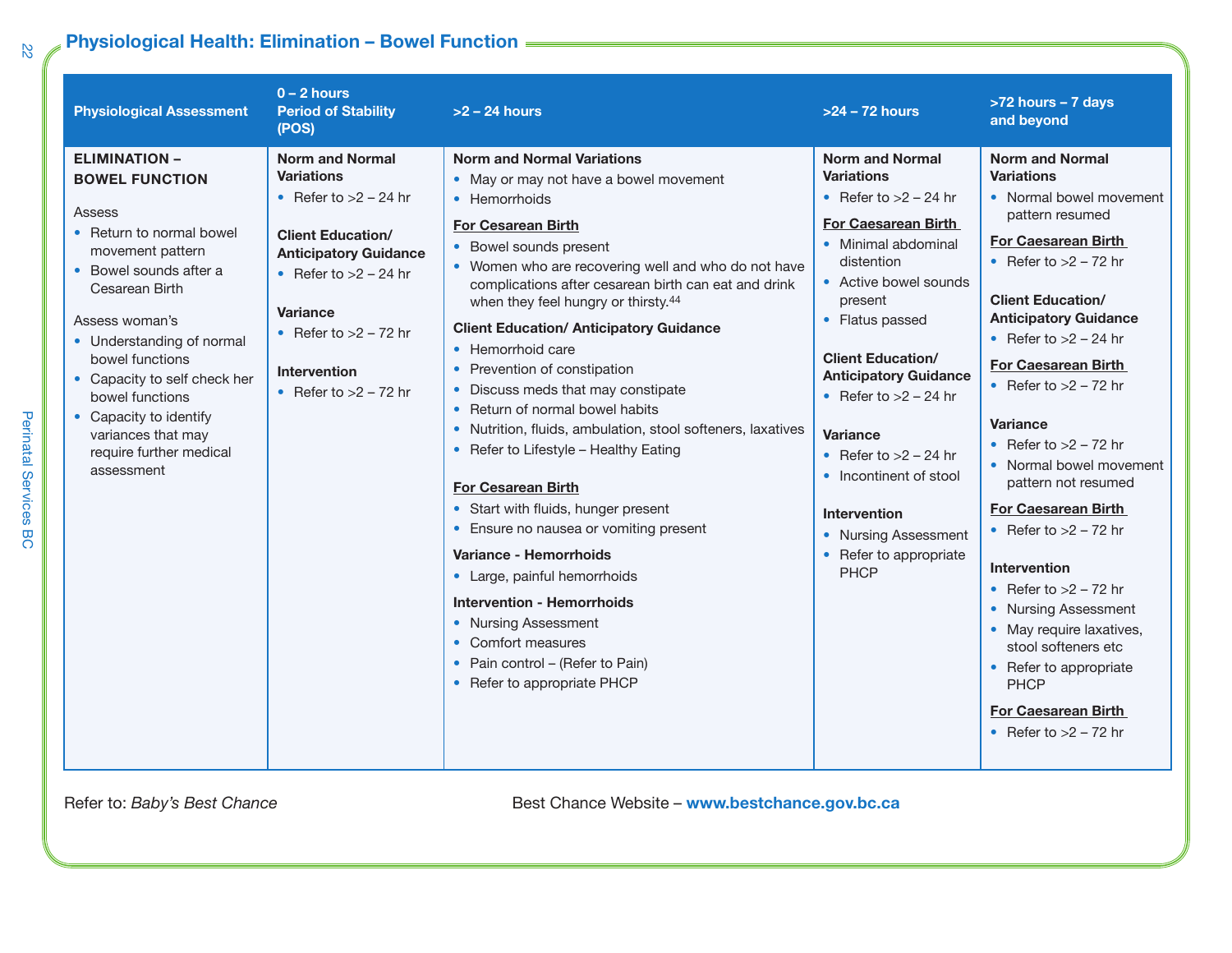## Physiological Health: Elimination – Bowel Function

| Physiological Assessment | 0 – 2 hours Period of Stability (POS) | >2 – 24 hours | >24 – 72 hours | >72 hours – 7 days and beyond |
|---|---|---|---|---|
| **ELIMINATION – BOWEL FUNCTION**<br><br>Assess<br>• Return to normal bowel movement pattern<br>• Bowel sounds after a Cesarean Birth<br><br>Assess woman's<br>• Understanding of normal bowel functions<br>• Capacity to self check her bowel functions<br>• Capacity to identify variances that may require further medical assessment | **Norm and Normal Variations**<br>• Refer to >2 – 24 hr<br><br>**Client Education/ Anticipatory Guidance**<br>• Refer to >2 – 24 hr<br><br>**Variance**<br>• Refer to >2 – 72 hr<br><br>**Intervention**<br>• Refer to >2 – 72 hr | **Norm and Normal Variations**<br>• May or may not have a bowel movement<br>• Hemorrhoids<br><br>**For Cesarean Birth**<br>• Bowel sounds present<br>• Women who are recovering well and who do not have complications after cesarean birth can eat and drink when they feel hungry or thirsty.[44]<br><br>**Client Education/ Anticipatory Guidance**<br>• Hemorrhoid care<br>• Prevention of constipation<br>• Discuss meds that may constipate<br>• Return of normal bowel habits<br>• Nutrition, fluids, ambulation, stool softeners, laxatives<br>• Refer to Lifestyle – Healthy Eating<br><br>**For Cesarean Birth**<br>• Start with fluids, hunger present<br>• Ensure no nausea or vomiting present<br><br>**Variance - Hemorrhoids**<br>• Large, painful hemorrhoids<br><br>**Intervention - Hemorrhoids**<br>• Nursing Assessment<br>• Comfort measures<br>• Pain control – (Refer to Pain)<br>• Refer to appropriate PHCP | **Norm and Normal Variations**<br>• Refer to >2 – 24 hr<br><br>**For Caesarean Birth**<br>• Minimal abdominal distention<br>• Active bowel sounds present<br>• Flatus passed<br><br>**Client Education/ Anticipatory Guidance**<br>• Refer to >2 – 24 hr<br><br>**Variance**<br>• Refer to >2 – 24 hr<br>• Incontinent of stool<br><br>**Intervention**<br>• Nursing Assessment<br>• Refer to appropriate PHCP | **Norm and Normal Variations**<br>• Normal bowel movement pattern resumed<br><br>**For Caesarean Birth**<br>• Refer to >2 – 72 hr<br><br>**Client Education/ Anticipatory Guidance**<br>• Refer to >2 – 24 hr<br><br>**For Caesarean Birth**<br>• Refer to >2 – 72 hr<br><br>**Variance**<br>• Refer to >2 – 72 hr<br>• Normal bowel movement pattern not resumed<br><br>**For Caesarean Birth**<br>• Refer to >2 – 72 hr<br><br>**Intervention**<br>• Refer to >2 – 72 hr<br>• Nursing Assessment<br>• May require laxatives, stool softeners etc<br>• Refer to appropriate PHCP<br><br>**For Caesarean Birth**<br>• Refer to >2 – 72 hr |

Refer to: *Baby's Best Chance*

Best Chance Website – **www.bestchance.gov.bc.ca**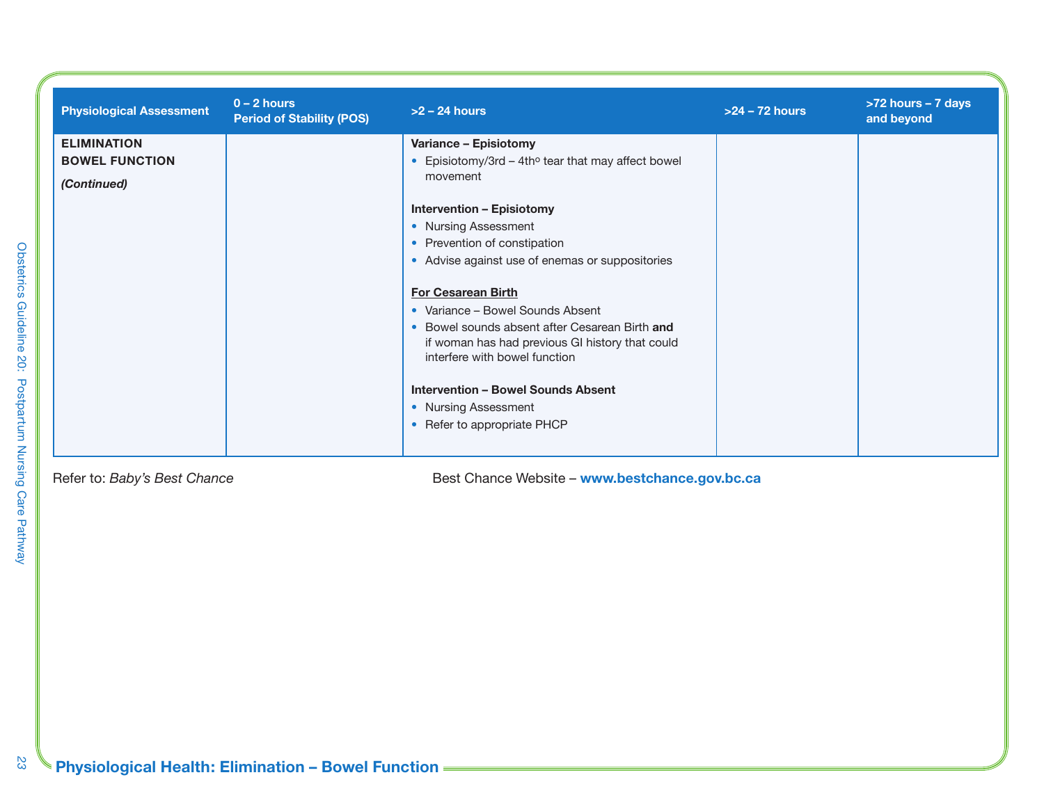| Physiological Assessment | 0 – 2 hours Period of Stability (POS) | >2 – 24 hours | >24 – 72 hours | >72 hours – 7 days and beyond |
|---|---|---|---|---|
| **ELIMINATION BOWEL FUNCTION** ***(Continued)*** | | **Variance – Episiotomy**<br>• Episiotomy/3rd – 4th° tear that may affect bowel movement<br><br>**Intervention – Episiotomy**<br>• Nursing Assessment<br>• Prevention of constipation<br>• Advise against use of enemas or suppositories<br><br>**For Cesarean Birth**<br>• Variance – Bowel Sounds Absent<br>• Bowel sounds absent after Cesarean Birth **and** if woman has had previous GI history that could interfere with bowel function<br><br>**Intervention – Bowel Sounds Absent**<br>• Nursing Assessment<br>• Refer to appropriate PHCP | | |

Refer to: *Baby's Best Chance*

Best Chance Website – **www.bestchance.gov.bc.ca**

**Physiological Health: Elimination – Bowel Function**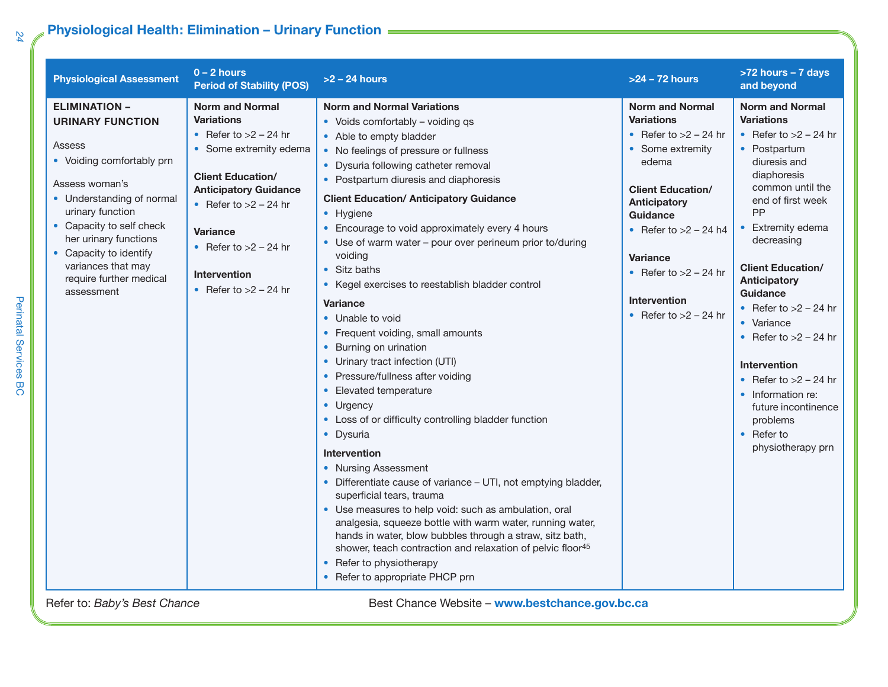## Physiological Health: Elimination – Urinary Function

| Physiological Assessment | 0 – 2 hours Period of Stability (POS) | >2 – 24 hours | >24 – 72 hours | >72 hours – 7 days and beyond |
|---|---|---|---|---|
| **ELIMINATION – URINARY FUNCTION**<br><br>Assess<br>• Voiding comfortably prn<br><br>Assess woman's<br>• Understanding of normal urinary function<br>• Capacity to self check her urinary functions<br>• Capacity to identify variances that may require further medical assessment | **Norm and Normal Variations**<br>• Refer to >2 – 24 hr<br>• Some extremity edema<br><br>**Client Education/ Anticipatory Guidance**<br>• Refer to >2 – 24 hr<br><br>**Variance**<br>• Refer to >2 – 24 hr<br><br>**Intervention**<br>• Refer to >2 – 24 hr | **Norm and Normal Variations**<br>• Voids comfortably – voiding qs<br>• Able to empty bladder<br>• No feelings of pressure or fullness<br>• Dysuria following catheter removal<br>• Postpartum diuresis and diaphoresis<br><br>**Client Education/ Anticipatory Guidance**<br>• Hygiene<br>• Encourage to void approximately every 4 hours<br>• Use of warm water – pour over perineum prior to/during voiding<br>• Sitz baths<br>• Kegel exercises to reestablish bladder control<br><br>**Variance**<br>• Unable to void<br>• Frequent voiding, small amounts<br>• Burning on urination<br>• Urinary tract infection (UTI)<br>• Pressure/fullness after voiding<br>• Elevated temperature<br>• Urgency<br>• Loss of or difficulty controlling bladder function<br>• Dysuria<br><br>**Intervention**<br>• Nursing Assessment<br>• Differentiate cause of variance – UTI, not emptying bladder, superficial tears, trauma<br>• Use measures to help void: such as ambulation, oral analgesia, squeeze bottle with warm water, running water, hands in water, blow bubbles through a straw, sitz bath, shower, teach contraction and relaxation of pelvic floor[45]<br>• Refer to physiotherapy<br>• Refer to appropriate PHCP prn | **Norm and Normal Variations**<br>• Refer to >2 – 24 hr<br>• Some extremity edema<br><br>**Client Education/ Anticipatory Guidance**<br>• Refer to >2 – 24 h4<br><br>**Variance**<br>• Refer to >2 – 24 hr<br><br>**Intervention**<br>• Refer to >2 – 24 hr | **Norm and Normal Variations**<br>• Refer to >2 – 24 hr<br>• Postpartum diuresis and diaphoresis common until the end of first week PP<br>• Extremity edema decreasing<br><br>**Client Education/ Anticipatory Guidance**<br>• Refer to >2 – 24 hr<br>• Variance<br>• Refer to >2 – 24 hr<br><br>**Intervention**<br>• Refer to >2 – 24 hr<br>• Information re: future incontinence problems<br>• Refer to physiotherapy prn |

Refer to: *Baby's Best Chance* Best Chance Website – **www.bestchance.gov.bc.ca**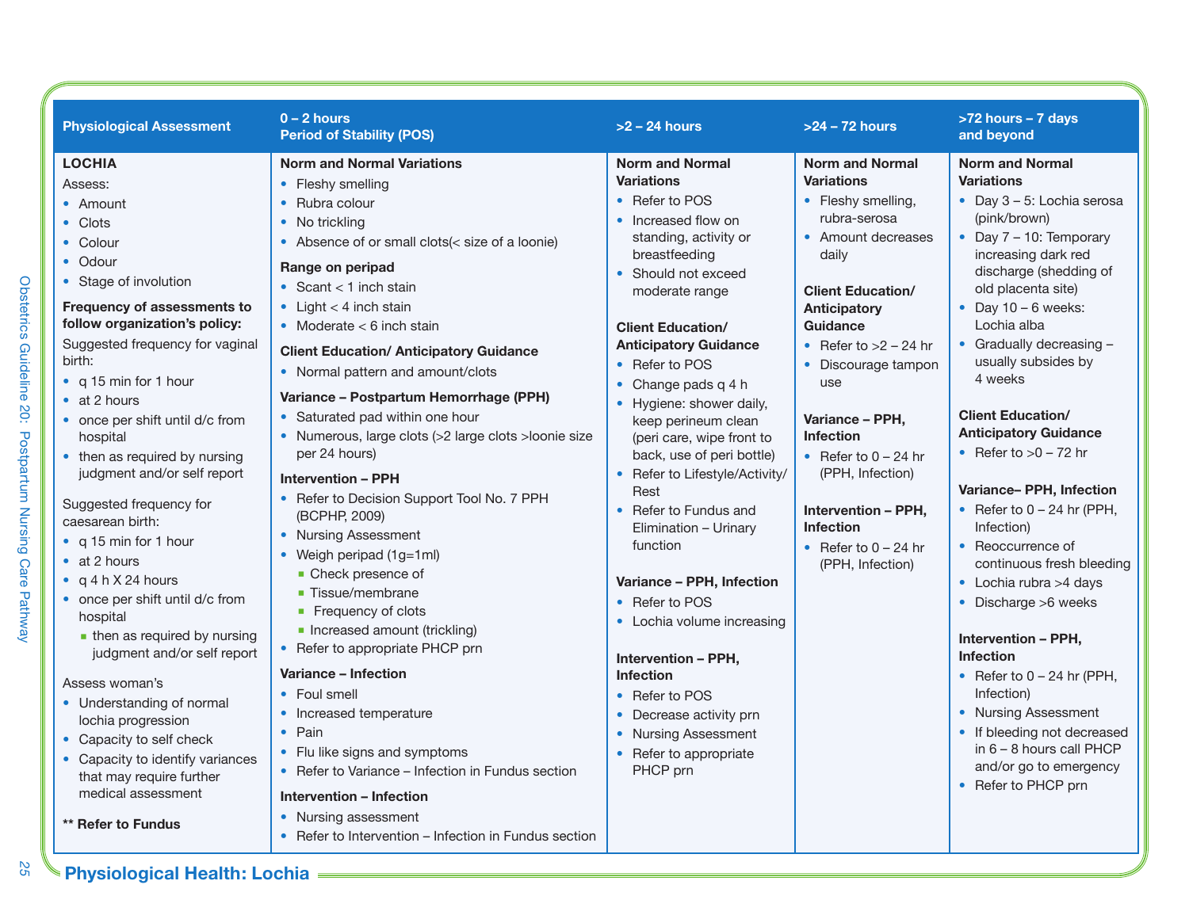| Physiological Assessment | 0 – 2 hours Period of Stability (POS) | >2 – 24 hours | >24 – 72 hours | >72 hours – 7 days and beyond |
|---|---|---|---|---|
| **LOCHIA**<br>Assess:<br>• Amount<br>• Clots<br>• Colour<br>• Odour<br>• Stage of involution<br>**Frequency of assessments to follow organization's policy:**<br>Suggested frequency for vaginal birth:<br>• q 15 min for 1 hour<br>• at 2 hours<br>• once per shift until d/c from hospital<br>• then as required by nursing judgment and/or self report<br>Suggested frequency for caesarean birth:<br>• q 15 min for 1 hour<br>• at 2 hours<br>• q 4 h X 24 hours<br>• once per shift until d/c from hospital<br>  ▪ then as required by nursing judgment and/or self report<br>Assess woman's<br>• Understanding of normal lochia progression<br>• Capacity to self check<br>• Capacity to identify variances that may require further medical assessment<br>**** Refer to Fundus** | **Norm and Normal Variations**<br>• Fleshy smelling<br>• Rubra colour<br>• No trickling<br>• Absence of or small clots(< size of a loonie)<br>**Range on peripad**<br>• Scant < 1 inch stain<br>• Light < 4 inch stain<br>• Moderate < 6 inch stain<br>**Client Education/ Anticipatory Guidance**<br>• Normal pattern and amount/clots<br>**Variance – Postpartum Hemorrhage (PPH)**<br>• Saturated pad within one hour<br>• Numerous, large clots (>2 large clots >loonie size per 24 hours)<br>**Intervention – PPH**<br>• Refer to Decision Support Tool No. 7 PPH (BCPHP, 2009)<br>• Nursing Assessment<br>• Weigh peripad (1g=1ml)<br>  ▪ Check presence of<br>  ▪ Tissue/membrane<br>  ▪ Frequency of clots<br>  ▪ Increased amount (trickling)<br>• Refer to appropriate PHCP prn<br>**Variance – Infection**<br>• Foul smell<br>• Increased temperature<br>• Pain<br>• Flu like signs and symptoms<br>• Refer to Variance – Infection in Fundus section<br>**Intervention – Infection**<br>• Nursing assessment<br>• Refer to Intervention – Infection in Fundus section | **Norm and Normal Variations**<br>• Refer to POS<br>• Increased flow on standing, activity or breastfeeding<br>• Should not exceed moderate range<br>**Client Education/ Anticipatory Guidance**<br>• Refer to POS<br>• Change pads q 4 h<br>• Hygiene: shower daily, keep perineum clean (peri care, wipe front to back, use of peri bottle)<br>• Refer to Lifestyle/Activity/ Rest<br>• Refer to Fundus and Elimination – Urinary function<br>**Variance – PPH, Infection**<br>• Refer to POS<br>• Lochia volume increasing<br>**Intervention – PPH, Infection**<br>• Refer to POS<br>• Decrease activity prn<br>• Nursing Assessment<br>• Refer to appropriate PHCP prn | **Norm and Normal Variations**<br>• Fleshy smelling, rubra-serosa<br>• Amount decreases daily<br>**Client Education/ Anticipatory Guidance**<br>• Refer to >2 – 24 hr<br>• Discourage tampon use<br>**Variance – PPH, Infection**<br>• Refer to 0 – 24 hr (PPH, Infection)<br>**Intervention – PPH, Infection**<br>• Refer to 0 – 24 hr (PPH, Infection) | **Norm and Normal Variations**<br>• Day 3 – 5: Lochia serosa (pink/brown)<br>• Day 7 – 10: Temporary increasing dark red discharge (shedding of old placenta site)<br>• Day 10 – 6 weeks: Lochia alba<br>• Gradually decreasing – usually subsides by 4 weeks<br>**Client Education/ Anticipatory Guidance**<br>• Refer to >0 – 72 hr<br>**Variance– PPH, Infection**<br>• Refer to 0 – 24 hr (PPH, Infection)<br>• Reoccurrence of continuous fresh bleeding<br>• Lochia rubra >4 days<br>• Discharge >6 weeks<br>**Intervention – PPH, Infection**<br>• Refer to 0 – 24 hr (PPH, Infection)<br>• Nursing Assessment<br>• If bleeding not decreased in 6 – 8 hours call PHCP and/or go to emergency<br>• Refer to PHCP prn |

## Physiological Health: Lochia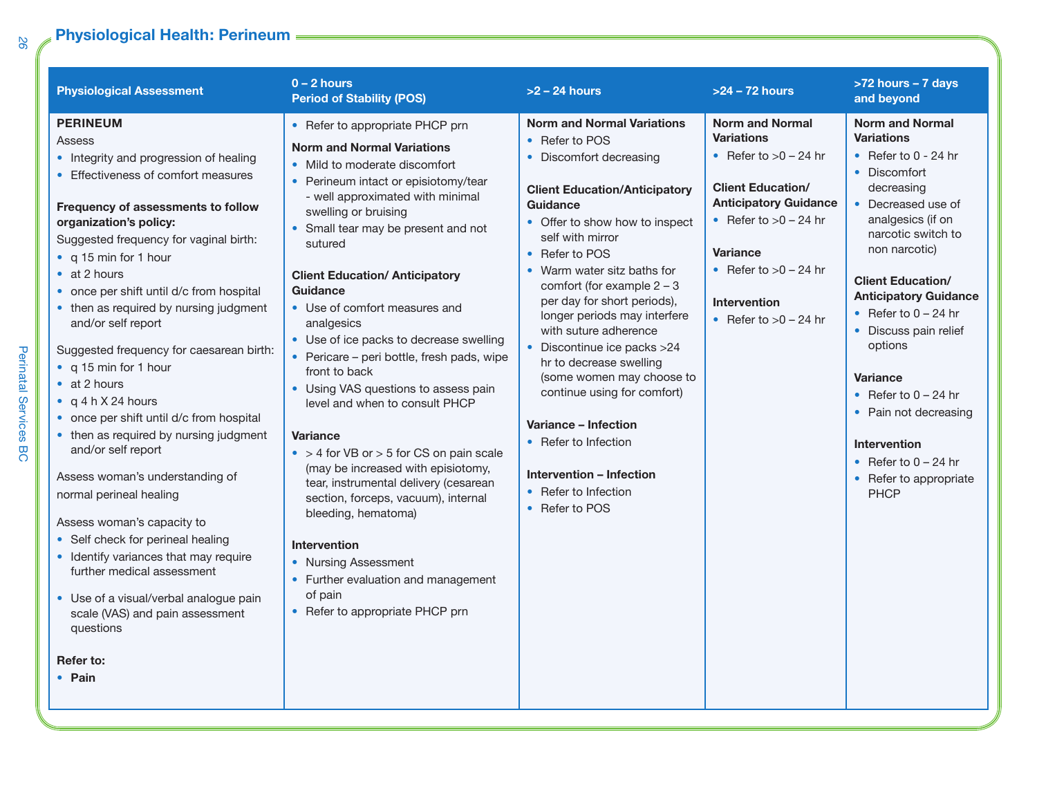## Physiological Health: Perineum

| Physiological Assessment | 0 – 2 hours<br>Period of Stability (POS) | >2 – 24 hours | >24 – 72 hours | >72 hours – 7 days and beyond |
|---|---|---|---|---|
| **PERINEUM**<br>Assess<br>• Integrity and progression of healing<br>• Effectiveness of comfort measures<br><br>**Frequency of assessments to follow organization's policy:**<br>Suggested frequency for vaginal birth:<br>• q 15 min for 1 hour<br>• at 2 hours<br>• once per shift until d/c from hospital<br>• then as required by nursing judgment and/or self report<br><br>Suggested frequency for caesarean birth:<br>• q 15 min for 1 hour<br>• at 2 hours<br>• q 4 h X 24 hours<br>• once per shift until d/c from hospital<br>• then as required by nursing judgment and/or self report<br><br>Assess woman's understanding of normal perineal healing<br><br>Assess woman's capacity to<br>• Self check for perineal healing<br>• Identify variances that may require further medical assessment<br><br>• Use of a visual/verbal analogue pain scale (VAS) and pain assessment questions<br><br>**Refer to:**<br>• **Pain** | • Refer to appropriate PHCP prn<br><br>**Norm and Normal Variations**<br>• Mild to moderate discomfort<br>• Perineum intact or episiotomy/tear - well approximated with minimal swelling or bruising<br>• Small tear may be present and not sutured<br><br>**Client Education/ Anticipatory Guidance**<br>• Use of comfort measures and analgesics<br>• Use of ice packs to decrease swelling<br>• Pericare – peri bottle, fresh pads, wipe front to back<br>• Using VAS questions to assess pain level and when to consult PHCP<br><br>**Variance**<br>• > 4 for VB or > 5 for CS on pain scale (may be increased with episiotomy, tear, instrumental delivery (cesarean section, forceps, vacuum), internal bleeding, hematoma)<br><br>**Intervention**<br>• Nursing Assessment<br>• Further evaluation and management of pain<br>• Refer to appropriate PHCP prn | **Norm and Normal Variations**<br>• Refer to POS<br>• Discomfort decreasing<br><br>**Client Education/Anticipatory Guidance**<br>• Offer to show how to inspect self with mirror<br>• Refer to POS<br>• Warm water sitz baths for comfort (for example 2 – 3 per day for short periods), longer periods may interfere with suture adherence<br>• Discontinue ice packs >24 hr to decrease swelling (some women may choose to continue using for comfort)<br><br>**Variance – Infection**<br>• Refer to Infection<br><br>**Intervention – Infection**<br>• Refer to Infection<br>• Refer to POS | **Norm and Normal Variations**<br>• Refer to >0 – 24 hr<br><br>**Client Education/ Anticipatory Guidance**<br>• Refer to >0 – 24 hr<br><br>**Variance**<br>• Refer to >0 – 24 hr<br><br>**Intervention**<br>• Refer to >0 – 24 hr | **Norm and Normal Variations**<br>• Refer to 0 - 24 hr<br>• Discomfort decreasing<br>• Decreased use of analgesics (if on narcotic switch to non narcotic)<br><br>**Client Education/ Anticipatory Guidance**<br>• Refer to 0 – 24 hr<br>• Discuss pain relief options<br><br>**Variance**<br>• Refer to 0 – 24 hr<br>• Pain not decreasing<br><br>**Intervention**<br>• Refer to 0 – 24 hr<br>• Refer to appropriate PHCP |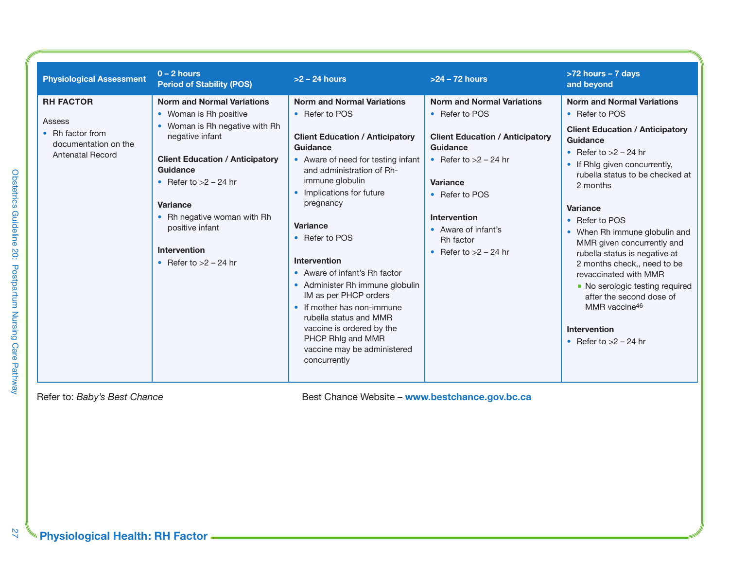| Physiological Assessment | 0 – 2 hours Period of Stability (POS) | >2 – 24 hours | >24 – 72 hours | >72 hours – 7 days and beyond |
|---|---|---|---|---|
| **RH FACTOR**<br><br>Assess<br>• Rh factor from documentation on the Antenatal Record | **Norm and Normal Variations**<br>• Woman is Rh positive<br>• Woman is Rh negative with Rh negative infant<br><br>**Client Education / Anticipatory Guidance**<br>• Refer to >2 – 24 hr<br><br>**Variance**<br>• Rh negative woman with Rh positive infant<br><br>**Intervention**<br>• Refer to >2 – 24 hr | **Norm and Normal Variations**<br>• Refer to POS<br><br>**Client Education / Anticipatory Guidance**<br>• Aware of need for testing infant and administration of Rh-immune globulin<br>• Implications for future pregnancy<br><br>**Variance**<br>• Refer to POS<br><br>**Intervention**<br>• Aware of infant's Rh factor<br>• Administer Rh immune globulin IM as per PHCP orders<br>• If mother has non-immune rubella status and MMR vaccine is ordered by the PHCP RhIg and MMR vaccine may be administered concurrently | **Norm and Normal Variations**<br>• Refer to POS<br><br>**Client Education / Anticipatory Guidance**<br>• Refer to >2 – 24 hr<br><br>**Variance**<br>• Refer to POS<br><br>**Intervention**<br>• Aware of infant's Rh factor<br>• Refer to >2 – 24 hr | **Norm and Normal Variations**<br>• Refer to POS<br><br>**Client Education / Anticipatory Guidance**<br>• Refer to >2 – 24 hr<br>• If RhIg given concurrently, rubella status to be checked at 2 months<br><br>**Variance**<br>• Refer to POS<br>• When Rh immune globulin and MMR given concurrently and rubella status is negative at 2 months check,, need to be revaccinated with MMR<br>  ▪ No serologic testing required after the second dose of MMR vaccine[46]<br><br>**Intervention**<br>• Refer to >2 – 24 hr |

Refer to: *Baby's Best Chance*

Best Chance Website – **www.bestchance.gov.bc.ca**

## Physiological Health: RH Factor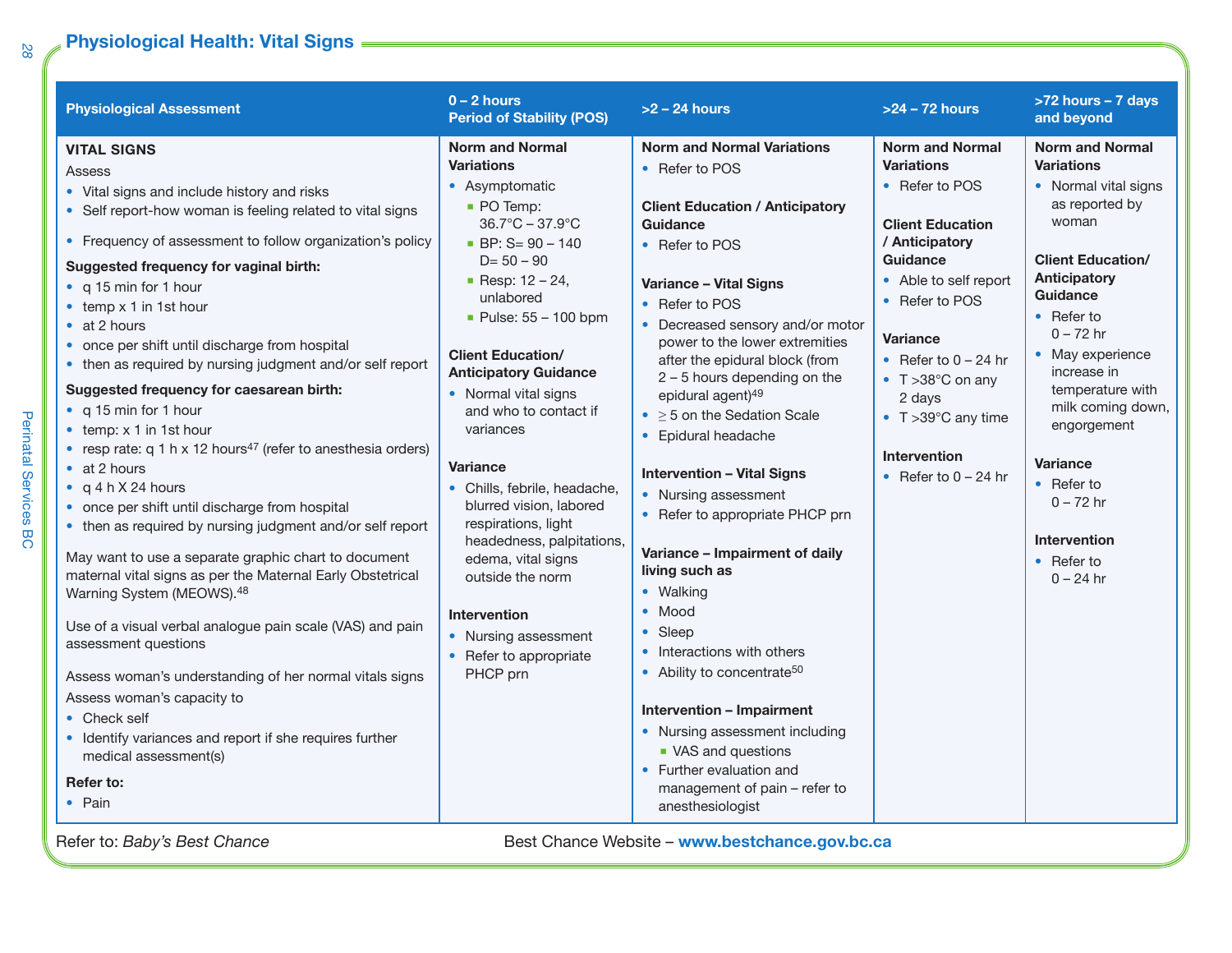## Physiological Health: Vital Signs

| Physiological Assessment | 0 – 2 hours Period of Stability (POS) | >2 – 24 hours | >24 – 72 hours | >72 hours – 7 days and beyond |
|---|---|---|---|---|
| **VITAL SIGNS**<br>Assess<br>• Vital signs and include history and risks<br>• Self report-how woman is feeling related to vital signs<br>• Frequency of assessment to follow organization's policy<br>**Suggested frequency for vaginal birth:**<br>• q 15 min for 1 hour<br>• temp x 1 in 1st hour<br>• at 2 hours<br>• once per shift until discharge from hospital<br>• then as required by nursing judgment and/or self report<br>**Suggested frequency for caesarean birth:**<br>• q 15 min for 1 hour<br>• temp: x 1 in 1st hour<br>• resp rate: q 1 h x 12 hours[47] (refer to anesthesia orders)<br>• at 2 hours<br>• q 4 h X 24 hours<br>• once per shift until discharge from hospital<br>• then as required by nursing judgment and/or self report<br>May want to use a separate graphic chart to document maternal vital signs as per the Maternal Early Obstetrical Warning System (MEOWS).[48]<br>Use of a visual verbal analogue pain scale (VAS) and pain assessment questions<br>Assess woman's understanding of her normal vitals signs<br>Assess woman's capacity to<br>• Check self<br>• Identify variances and report if she requires further medical assessment(s)<br>**Refer to:**<br>• Pain | **Norm and Normal Variations**<br>• Asymptomatic<br>  ▪ PO Temp: 36.7°C – 37.9°C<br>  ▪ BP: S= 90 – 140 D= 50 – 90<br>  ▪ Resp: 12 – 24, unlabored<br>  ▪ Pulse: 55 – 100 bpm<br>**Client Education/ Anticipatory Guidance**<br>• Normal vital signs and who to contact if variances<br>**Variance**<br>• Chills, febrile, headache, blurred vision, labored respirations, light headedness, palpitations, edema, vital signs outside the norm<br>**Intervention**<br>• Nursing assessment<br>• Refer to appropriate PHCP prn | **Norm and Normal Variations**<br>• Refer to POS<br>**Client Education / Anticipatory Guidance**<br>• Refer to POS<br>**Variance – Vital Signs**<br>• Refer to POS<br>• Decreased sensory and/or motor power to the lower extremities after the epidural block (from 2 – 5 hours depending on the epidural agent)[49]<br>• ≥ 5 on the Sedation Scale<br>• Epidural headache<br>**Intervention – Vital Signs**<br>• Nursing assessment<br>• Refer to appropriate PHCP prn<br>**Variance – Impairment of daily living such as**<br>• Walking<br>• Mood<br>• Sleep<br>• Interactions with others<br>• Ability to concentrate[50]<br>**Intervention – Impairment**<br>• Nursing assessment including<br>  ▪ VAS and questions<br>• Further evaluation and management of pain – refer to anesthesiologist | **Norm and Normal Variations**<br>• Refer to POS<br>**Client Education / Anticipatory Guidance**<br>• Able to self report<br>• Refer to POS<br>**Variance**<br>• Refer to 0 – 24 hr<br>• T >38°C on any 2 days<br>• T >39°C any time<br>**Intervention**<br>• Refer to 0 – 24 hr | **Norm and Normal Variations**<br>• Normal vital signs as reported by woman<br>**Client Education/ Anticipatory Guidance**<br>• Refer to 0 – 72 hr<br>• May experience increase in temperature with milk coming down, engorgement<br>**Variance**<br>• Refer to 0 – 72 hr<br>**Intervention**<br>• Refer to 0 – 24 hr |

Refer to: *Baby's Best Chance* Best Chance Website – **www.bestchance.gov.bc.ca**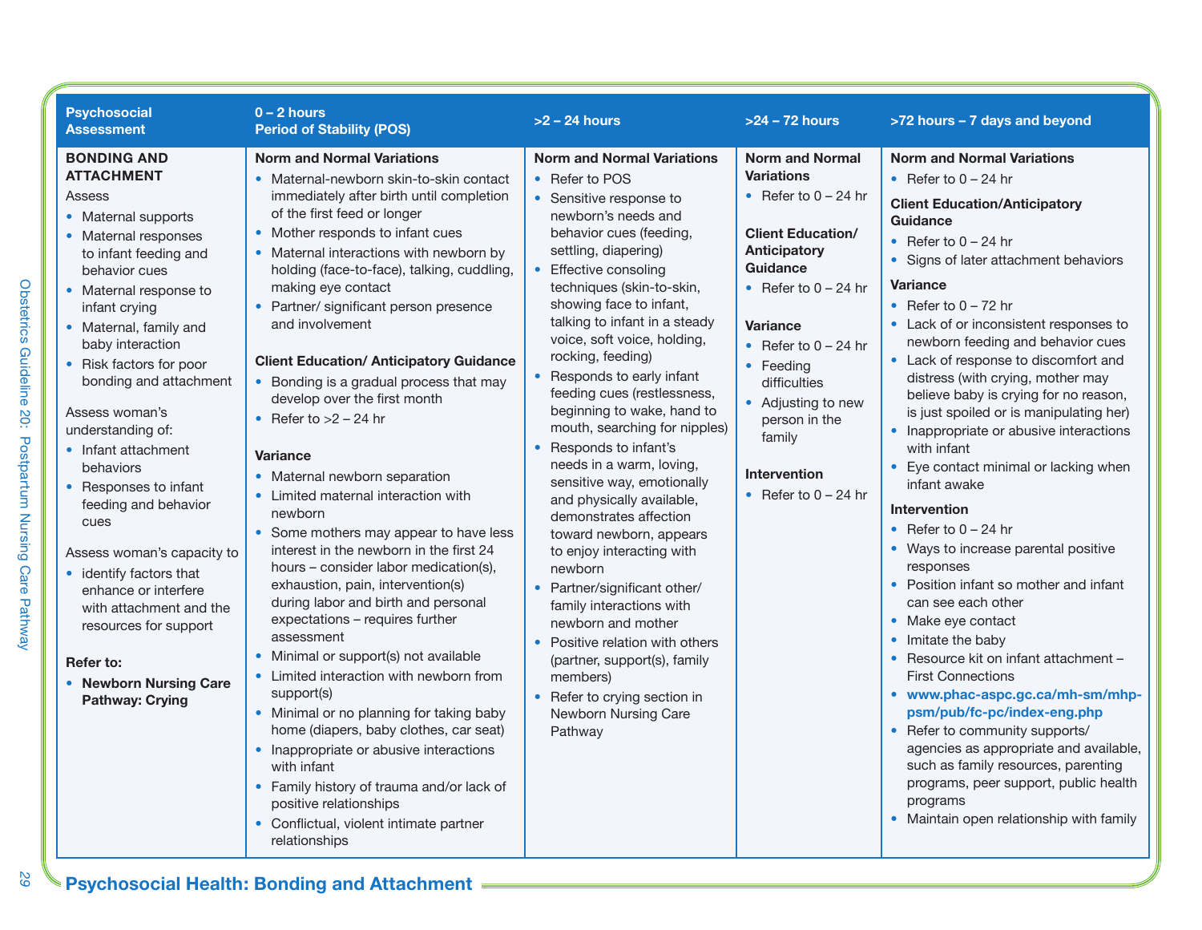# Psychosocial Health: Bonding and Attachment

| Psychosocial Assessment | 0 – 2 hours Period of Stability (POS) | >2 – 24 hours | >24 – 72 hours | >72 hours – 7 days and beyond |
|---|---|---|---|---|
| **BONDING AND ATTACHMENT**<br>Assess<br>• Maternal supports<br>• Maternal responses to infant feeding and behavior cues<br>• Maternal response to infant crying<br>• Maternal, family and baby interaction<br>• Risk factors for poor bonding and attachment<br><br>Assess woman's understanding of:<br>• Infant attachment behaviors<br>• Responses to infant feeding and behavior cues<br><br>Assess woman's capacity to<br>• identify factors that enhance or interfere with attachment and the resources for support<br><br>**Refer to:**<br>• **Newborn Nursing Care Pathway: Crying** | **Norm and Normal Variations**<br>• Maternal-newborn skin-to-skin contact immediately after birth until completion of the first feed or longer<br>• Mother responds to infant cues<br>• Maternal interactions with newborn by holding (face-to-face), talking, cuddling, making eye contact<br>• Partner/ significant person presence and involvement<br><br>**Client Education/ Anticipatory Guidance**<br>• Bonding is a gradual process that may develop over the first month<br>• Refer to >2 – 24 hr<br><br>**Variance**<br>• Maternal newborn separation<br>• Limited maternal interaction with newborn<br>• Some mothers may appear to have less interest in the newborn in the first 24 hours – consider labor medication(s), exhaustion, pain, intervention(s) during labor and birth and personal expectations – requires further assessment<br>• Minimal or support(s) not available<br>• Limited interaction with newborn from support(s)<br>• Minimal or no planning for taking baby home (diapers, baby clothes, car seat)<br>• Inappropriate or abusive interactions with infant<br>• Family history of trauma and/or lack of positive relationships<br>• Conflictual, violent intimate partner relationships | **Norm and Normal Variations**<br>• Refer to POS<br>• Sensitive response to newborn's needs and behavior cues (feeding, settling, diapering)<br>• Effective consoling techniques (skin-to-skin, showing face to infant, talking to infant in a steady voice, soft voice, holding, rocking, feeding)<br>• Responds to early infant feeding cues (restlessness, beginning to wake, hand to mouth, searching for nipples)<br>• Responds to infant's needs in a warm, loving, sensitive way, emotionally and physically available, demonstrates affection toward newborn, appears to enjoy interacting with newborn<br>• Partner/significant other/ family interactions with newborn and mother<br>• Positive relation with others (partner, support(s), family members)<br>• Refer to crying section in Newborn Nursing Care Pathway | **Norm and Normal Variations**<br>• Refer to 0 – 24 hr<br><br>**Client Education/ Anticipatory Guidance**<br>• Refer to 0 – 24 hr<br><br>**Variance**<br>• Refer to 0 – 24 hr<br>• Feeding difficulties<br>• Adjusting to new person in the family<br><br>**Intervention**<br>• Refer to 0 – 24 hr | **Norm and Normal Variations**<br>• Refer to 0 – 24 hr<br><br>**Client Education/Anticipatory Guidance**<br>• Refer to 0 – 24 hr<br>• Signs of later attachment behaviors<br><br>**Variance**<br>• Refer to 0 – 72 hr<br>• Lack of or inconsistent responses to newborn feeding and behavior cues<br>• Lack of response to discomfort and distress (with crying, mother may believe baby is crying for no reason, is just spoiled or is manipulating her)<br>• Inappropriate or abusive interactions with infant<br>• Eye contact minimal or lacking when infant awake<br><br>**Intervention**<br>• Refer to 0 – 24 hr<br>• Ways to increase parental positive responses<br>• Position infant so mother and infant can see each other<br>• Make eye contact<br>• Imitate the baby<br>• Resource kit on infant attachment – First Connections<br>• **www.phac-aspc.gc.ca/mh-sm/mhp-psm/pub/fc-pc/index-eng.php**<br>• Refer to community supports/ agencies as appropriate and available, such as family resources, parenting programs, peer support, public health programs<br>• Maintain open relationship with family |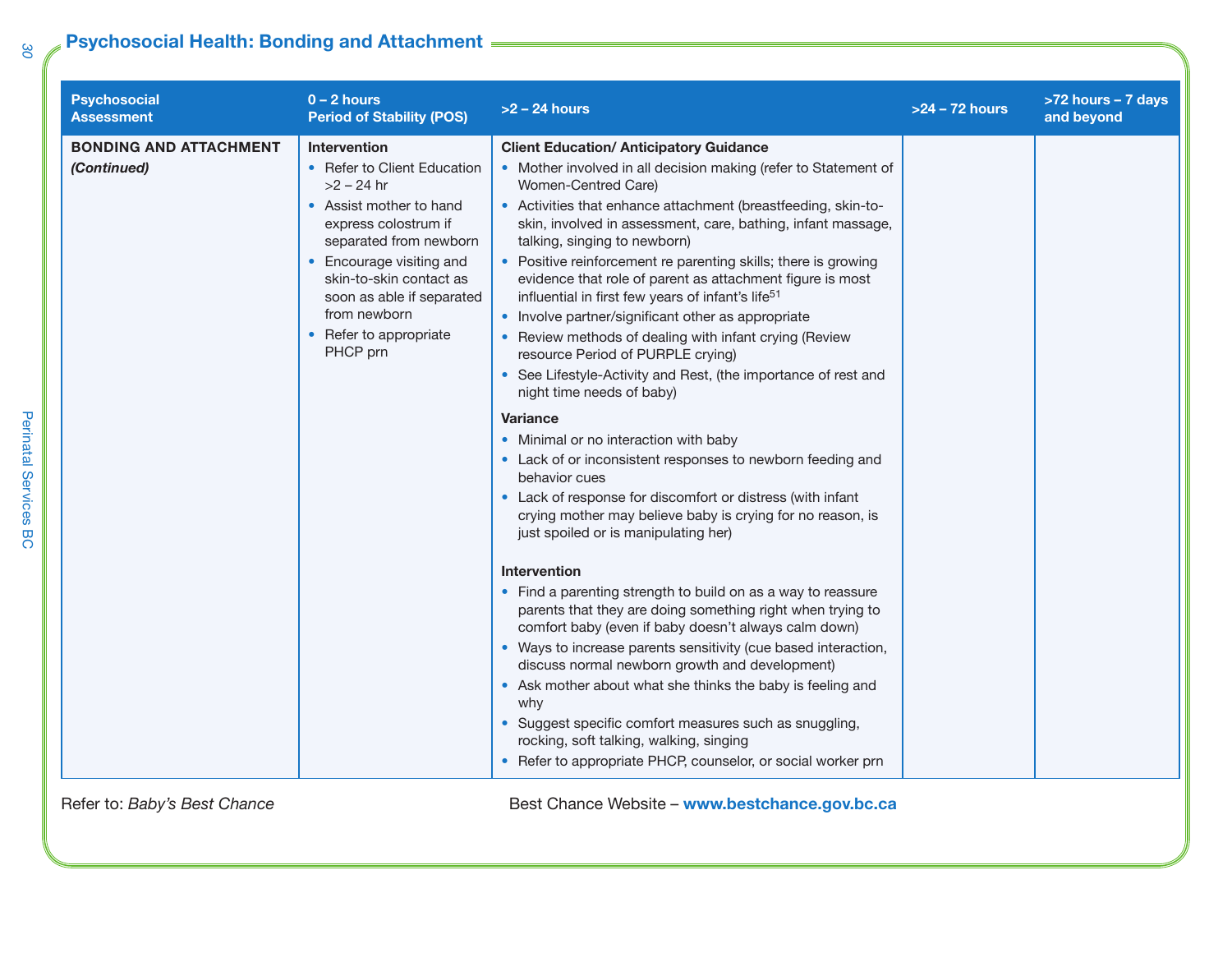## Psychosocial Health: Bonding and Attachment

| Psychosocial Assessment | 0 – 2 hours Period of Stability (POS) | >2 – 24 hours | >24 – 72 hours | >72 hours – 7 days and beyond |
|---|---|---|---|---|
| **BONDING AND ATTACHMENT** ***(Continued)*** | **Intervention**<br>• Refer to Client Education >2 – 24 hr<br>• Assist mother to hand express colostrum if separated from newborn<br>• Encourage visiting and skin-to-skin contact as soon as able if separated from newborn<br>• Refer to appropriate PHCP prn | **Client Education/ Anticipatory Guidance**<br>• Mother involved in all decision making (refer to Statement of Women-Centred Care)<br>• Activities that enhance attachment (breastfeeding, skin-to-skin, involved in assessment, care, bathing, infant massage, talking, singing to newborn)<br>• Positive reinforcement re parenting skills; there is growing evidence that role of parent as attachment figure is most influential in first few years of infant's life[51]<br>• Involve partner/significant other as appropriate<br>• Review methods of dealing with infant crying (Review resource Period of PURPLE crying)<br>• See Lifestyle-Activity and Rest, (the importance of rest and night time needs of baby)<br><br>**Variance**<br>• Minimal or no interaction with baby<br>• Lack of or inconsistent responses to newborn feeding and behavior cues<br>• Lack of response for discomfort or distress (with infant crying mother may believe baby is crying for no reason, is just spoiled or is manipulating her)<br><br>**Intervention**<br>• Find a parenting strength to build on as a way to reassure parents that they are doing something right when trying to comfort baby (even if baby doesn't always calm down)<br>• Ways to increase parents sensitivity (cue based interaction, discuss normal newborn growth and development)<br>• Ask mother about what she thinks the baby is feeling and why<br>• Suggest specific comfort measures such as snuggling, rocking, soft talking, walking, singing<br>• Refer to appropriate PHCP, counselor, or social worker prn | | |

Refer to: *Baby's Best Chance*

Best Chance Website – **www.bestchance.gov.bc.ca**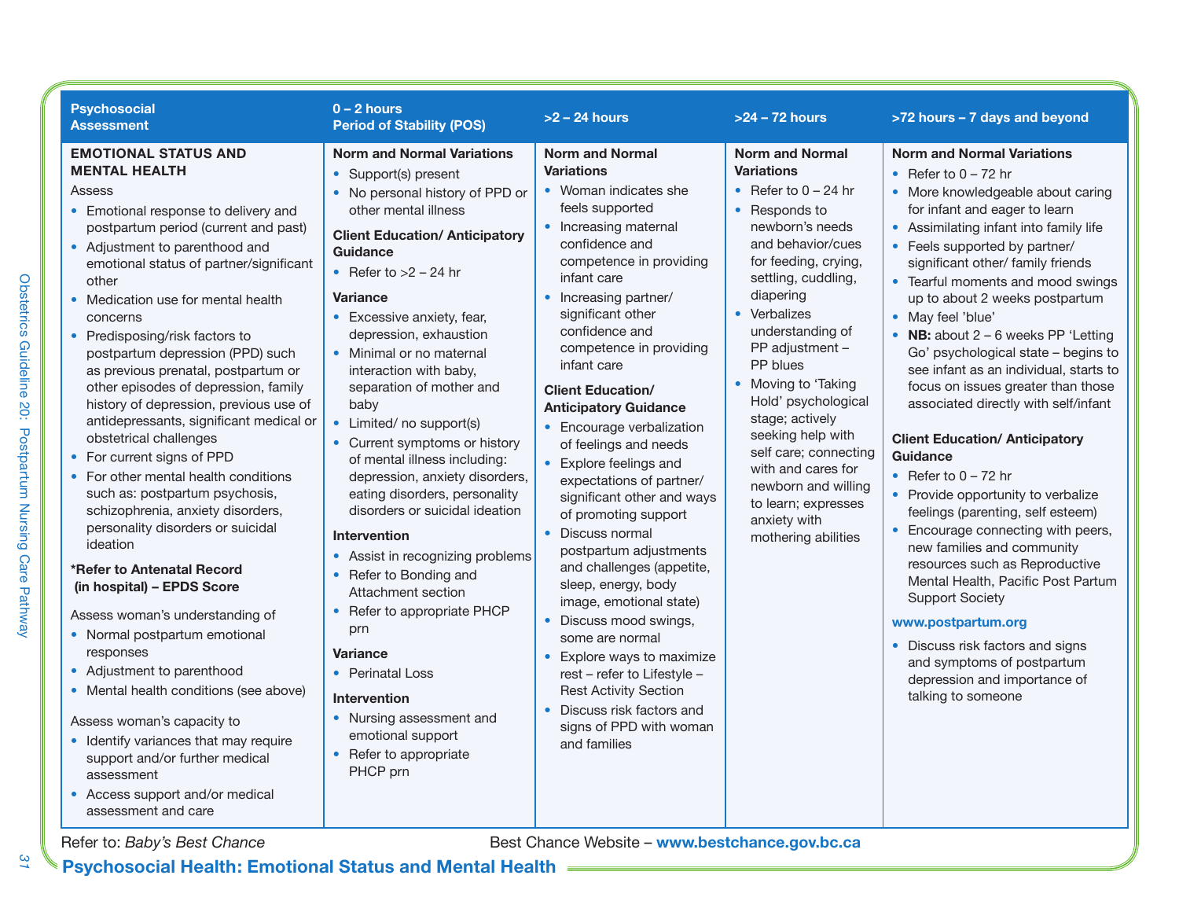| Psychosocial Assessment | 0 – 2 hours Period of Stability (POS) | >2 – 24 hours | >24 – 72 hours | >72 hours – 7 days and beyond |
|---|---|---|---|---|
| **EMOTIONAL STATUS AND MENTAL HEALTH**<br>Assess<br>• Emotional response to delivery and postpartum period (current and past)<br>• Adjustment to parenthood and emotional status of partner/significant other<br>• Medication use for mental health concerns<br>• Predisposing/risk factors to postpartum depression (PPD) such as previous prenatal, postpartum or other episodes of depression, family history of depression, previous use of antidepressants, significant medical or obstetrical challenges<br>• For current signs of PPD<br>• For other mental health conditions such as: postpartum psychosis, schizophrenia, anxiety disorders, personality disorders or suicidal ideation<br>**\*Refer to Antenatal Record (in hospital) – EPDS Score**<br>Assess woman's understanding of<br>• Normal postpartum emotional responses<br>• Adjustment to parenthood<br>• Mental health conditions (see above)<br>Assess woman's capacity to<br>• Identify variances that may require support and/or further medical assessment<br>• Access support and/or medical assessment and care | **Norm and Normal Variations**<br>• Support(s) present<br>• No personal history of PPD or other mental illness<br>**Client Education/ Anticipatory Guidance**<br>• Refer to >2 – 24 hr<br>**Variance**<br>• Excessive anxiety, fear, depression, exhaustion<br>• Minimal or no maternal interaction with baby, separation of mother and baby<br>• Limited/ no support(s)<br>• Current symptoms or history of mental illness including: depression, anxiety disorders, eating disorders, personality disorders or suicidal ideation<br>**Intervention**<br>• Assist in recognizing problems<br>• Refer to Bonding and Attachment section<br>• Refer to appropriate PHCP prn<br>**Variance**<br>• Perinatal Loss<br>**Intervention**<br>• Nursing assessment and emotional support<br>• Refer to appropriate PHCP prn | **Norm and Normal Variations**<br>• Woman indicates she feels supported<br>• Increasing maternal confidence and competence in providing infant care<br>• Increasing partner/ significant other confidence and competence in providing infant care<br>**Client Education/ Anticipatory Guidance**<br>• Encourage verbalization of feelings and needs<br>• Explore feelings and expectations of partner/ significant other and ways of promoting support<br>• Discuss normal postpartum adjustments and challenges (appetite, sleep, energy, body image, emotional state)<br>• Discuss mood swings, some are normal<br>• Explore ways to maximize rest – refer to Lifestyle – Rest Activity Section<br>• Discuss risk factors and signs of PPD with woman and families | **Norm and Normal Variations**<br>• Refer to 0 – 24 hr<br>• Responds to newborn's needs and behavior/cues for feeding, crying, settling, cuddling, diapering<br>• Verbalizes understanding of PP adjustment – PP blues<br>• Moving to 'Taking Hold' psychological stage; actively seeking help with self care; connecting with and cares for newborn and willing to learn; expresses anxiety with mothering abilities | **Norm and Normal Variations**<br>• Refer to 0 – 72 hr<br>• More knowledgeable about caring for infant and eager to learn<br>• Assimilating infant into family life<br>• Feels supported by partner/ significant other/ family friends<br>• Tearful moments and mood swings up to about 2 weeks postpartum<br>• May feel 'blue'<br>• **NB:** about 2 – 6 weeks PP 'Letting Go' psychological state – begins to see infant as an individual, starts to focus on issues greater than those associated directly with self/infant<br>**Client Education/ Anticipatory Guidance**<br>• Refer to 0 – 72 hr<br>• Provide opportunity to verbalize feelings (parenting, self esteem)<br>• Encourage connecting with peers, new families and community resources such as Reproductive Mental Health, Pacific Post Partum Support Society<br>**www.postpartum.org**<br>• Discuss risk factors and signs and symptoms of postpartum depression and importance of talking to someone |

Refer to: *Baby's Best Chance* Best Chance Website – **www.bestchance.gov.bc.ca**

## Psychosocial Health: Emotional Status and Mental Health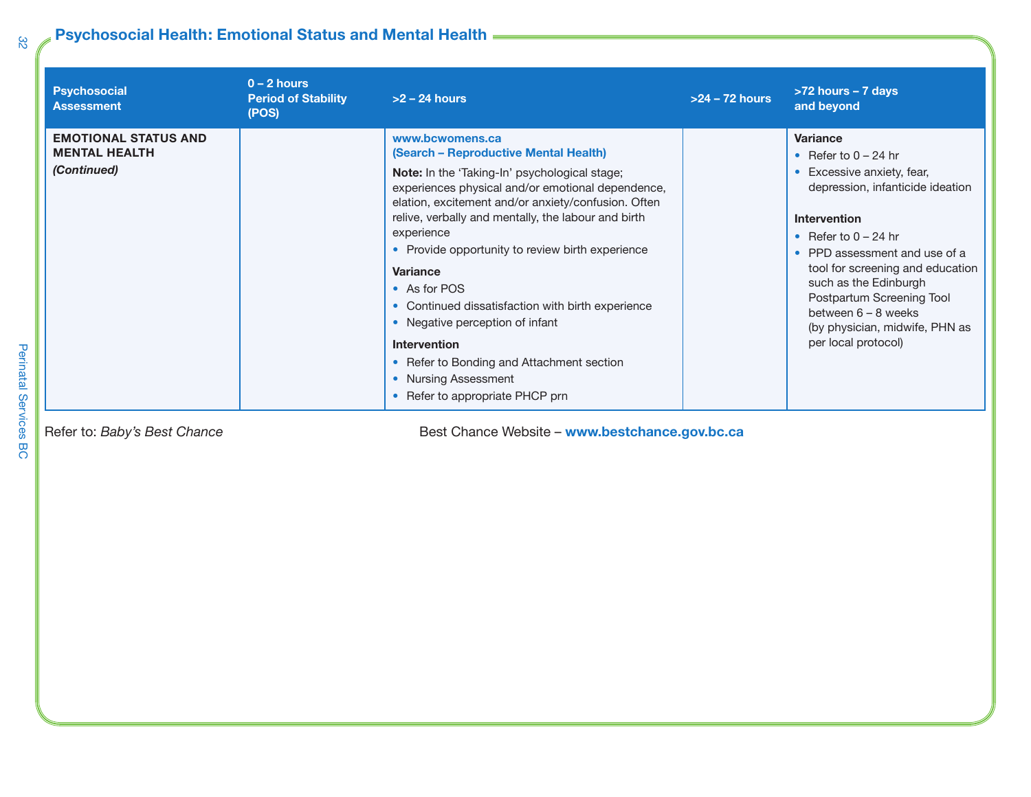## Psychosocial Health: Emotional Status and Mental Health

| Psychosocial Assessment | 0 – 2 hours Period of Stability (POS) | >2 – 24 hours | >24 – 72 hours | >72 hours – 7 days and beyond |
|---|---|---|---|---|
| **EMOTIONAL STATUS AND MENTAL HEALTH** ***(Continued)*** | | **www.bcwomens.ca** **(Search – Reproductive Mental Health)** <br> **Note:** In the 'Taking-In' psychological stage; experiences physical and/or emotional dependence, elation, excitement and/or anxiety/confusion. Often relive, verbally and mentally, the labour and birth experience <br> • Provide opportunity to review birth experience <br> **Variance** <br> • As for POS <br> • Continued dissatisfaction with birth experience <br> • Negative perception of infant <br> **Intervention** <br> • Refer to Bonding and Attachment section <br> • Nursing Assessment <br> • Refer to appropriate PHCP prn | | **Variance** <br> • Refer to 0 – 24 hr <br> • Excessive anxiety, fear, depression, infanticide ideation <br> **Intervention** <br> • Refer to 0 – 24 hr <br> • PPD assessment and use of a tool for screening and education such as the Edinburgh Postpartum Screening Tool between 6 – 8 weeks (by physician, midwife, PHN as per local protocol) |

Refer to: *Baby's Best Chance*

Best Chance Website – **www.bestchance.gov.bc.ca**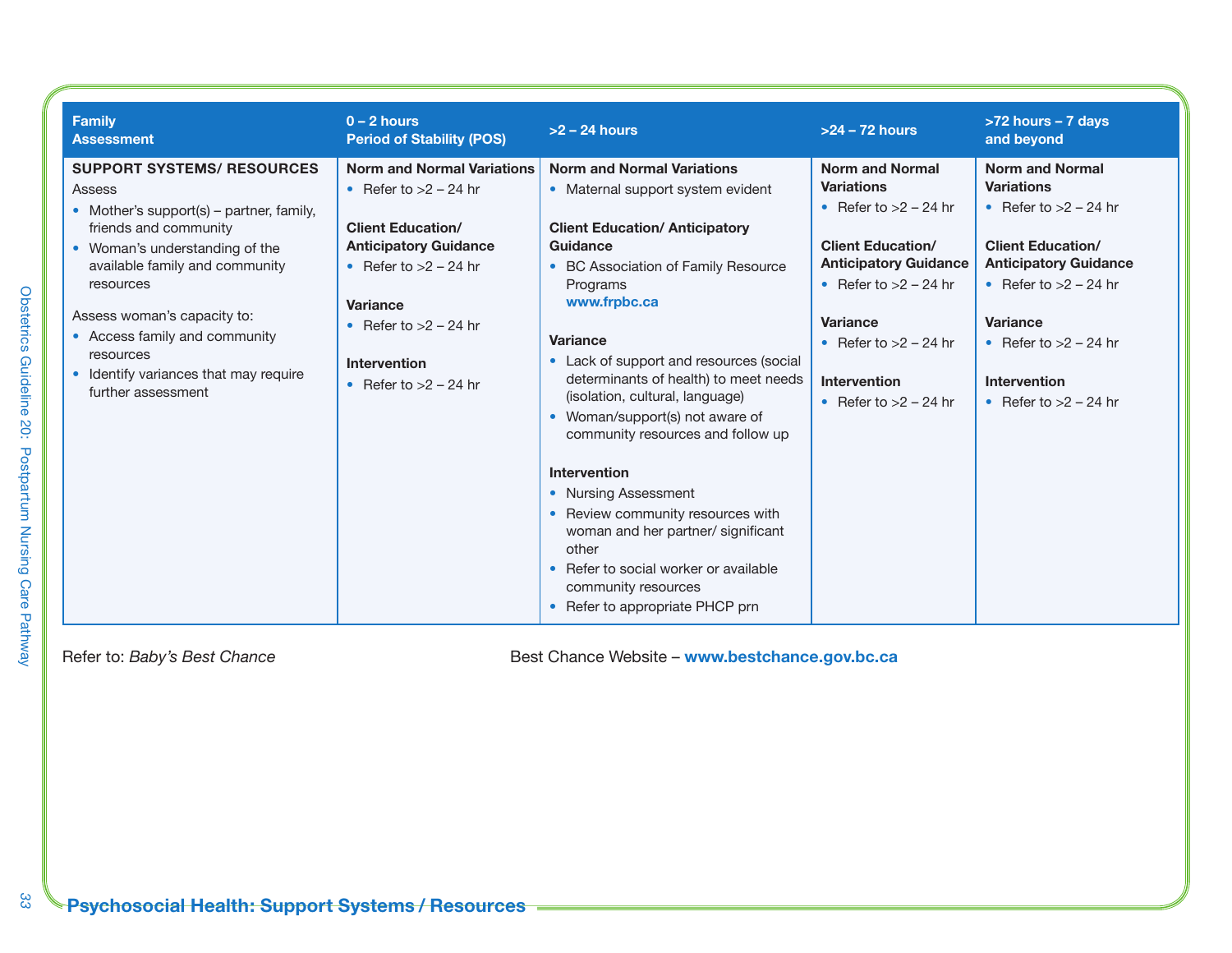| Family Assessment | 0 – 2 hours Period of Stability (POS) | >2 – 24 hours | >24 – 72 hours | >72 hours – 7 days and beyond |
|---|---|---|---|---|
| **SUPPORT SYSTEMS/ RESOURCES**<br>Assess<br>• Mother's support(s) – partner, family, friends and community<br>• Woman's understanding of the available family and community resources<br><br>Assess woman's capacity to:<br>• Access family and community resources<br>• Identify variances that may require further assessment | **Norm and Normal Variations**<br>• Refer to >2 – 24 hr<br><br>**Client Education/ Anticipatory Guidance**<br>• Refer to >2 – 24 hr<br><br>**Variance**<br>• Refer to >2 – 24 hr<br><br>**Intervention**<br>• Refer to >2 – 24 hr | **Norm and Normal Variations**<br>• Maternal support system evident<br><br>**Client Education/ Anticipatory Guidance**<br>• BC Association of Family Resource Programs **www.frpbc.ca**<br><br>**Variance**<br>• Lack of support and resources (social determinants of health) to meet needs (isolation, cultural, language)<br>• Woman/support(s) not aware of community resources and follow up<br><br>**Intervention**<br>• Nursing Assessment<br>• Review community resources with woman and her partner/ significant other<br>• Refer to social worker or available community resources<br>• Refer to appropriate PHCP prn | **Norm and Normal Variations**<br>• Refer to >2 – 24 hr<br><br>**Client Education/ Anticipatory Guidance**<br>• Refer to >2 – 24 hr<br><br>**Variance**<br>• Refer to >2 – 24 hr<br><br>**Intervention**<br>• Refer to >2 – 24 hr | **Norm and Normal Variations**<br>• Refer to >2 – 24 hr<br><br>**Client Education/ Anticipatory Guidance**<br>• Refer to >2 – 24 hr<br><br>**Variance**<br>• Refer to >2 – 24 hr<br><br>**Intervention**<br>• Refer to >2 – 24 hr |

Refer to: *Baby's Best Chance*

Best Chance Website – **www.bestchance.gov.bc.ca**

## Psychosocial Health: Support Systems / Resources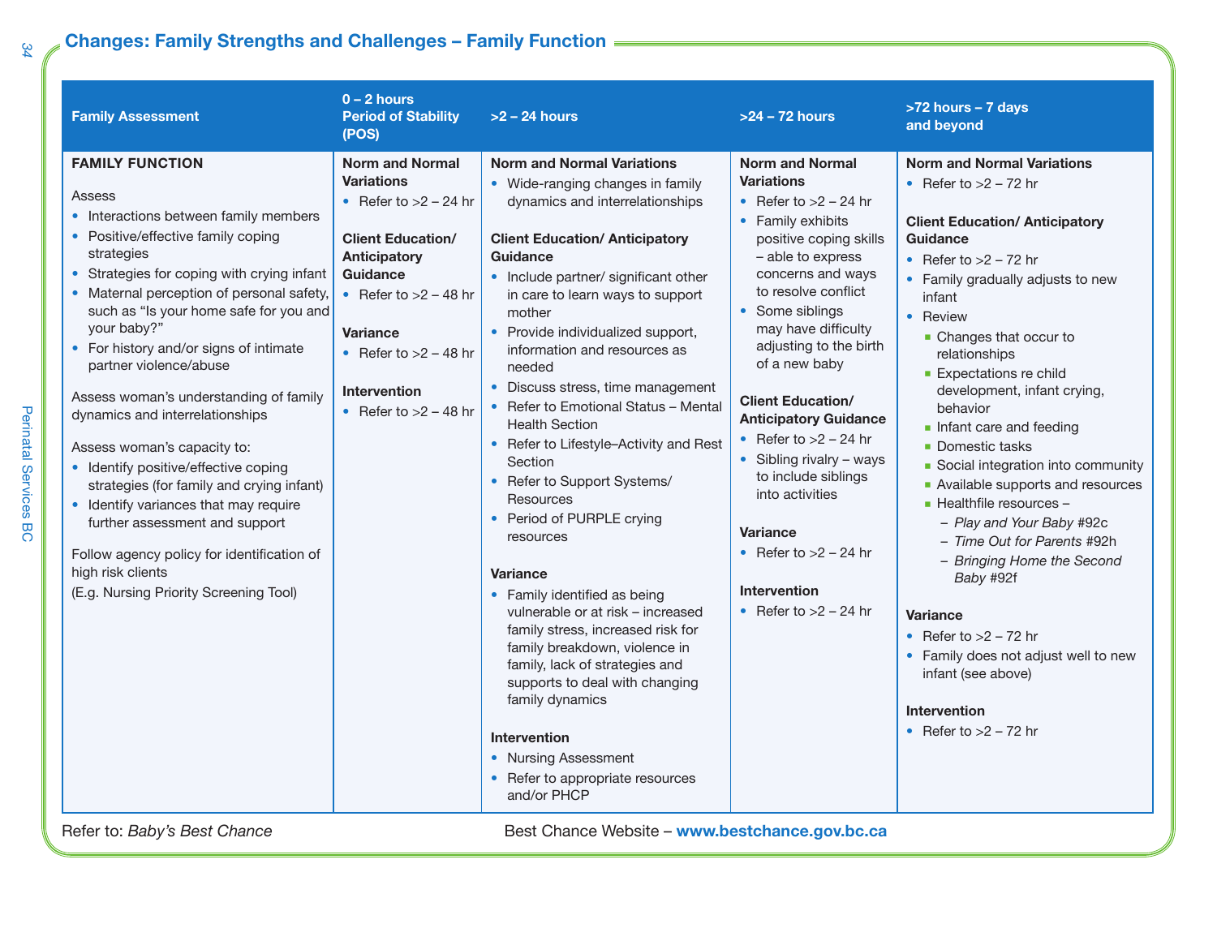## Changes: Family Strengths and Challenges – Family Function

| Family Assessment | 0 – 2 hours Period of Stability (POS) | >2 – 24 hours | >24 – 72 hours | >72 hours – 7 days and beyond |
|---|---|---|---|---|
| **FAMILY FUNCTION**<br><br>Assess<br>• Interactions between family members<br>• Positive/effective family coping strategies<br>• Strategies for coping with crying infant<br>• Maternal perception of personal safety, such as "Is your home safe for you and your baby?"<br>• For history and/or signs of intimate partner violence/abuse<br><br>Assess woman's understanding of family dynamics and interrelationships<br><br>Assess woman's capacity to:<br>• Identify positive/effective coping strategies (for family and crying infant)<br>• Identify variances that may require further assessment and support<br><br>Follow agency policy for identification of high risk clients<br>(E.g. Nursing Priority Screening Tool) | **Norm and Normal Variations**<br>• Refer to >2 – 24 hr<br><br>**Client Education/ Anticipatory Guidance**<br>• Refer to >2 – 48 hr<br><br>**Variance**<br>• Refer to >2 – 48 hr<br><br>**Intervention**<br>• Refer to >2 – 48 hr | **Norm and Normal Variations**<br>• Wide-ranging changes in family dynamics and interrelationships<br><br>**Client Education/ Anticipatory Guidance**<br>• Include partner/ significant other in care to learn ways to support mother<br>• Provide individualized support, information and resources as needed<br>• Discuss stress, time management<br>• Refer to Emotional Status – Mental Health Section<br>• Refer to Lifestyle–Activity and Rest Section<br>• Refer to Support Systems/ Resources<br>• Period of PURPLE crying resources<br><br>**Variance**<br>• Family identified as being vulnerable or at risk – increased family stress, increased risk for family breakdown, violence in family, lack of strategies and supports to deal with changing family dynamics<br><br>**Intervention**<br>• Nursing Assessment<br>• Refer to appropriate resources and/or PHCP | **Norm and Normal Variations**<br>• Refer to >2 – 24 hr<br>• Family exhibits positive coping skills – able to express concerns and ways to resolve conflict<br>• Some siblings may have difficulty adjusting to the birth of a new baby<br><br>**Client Education/ Anticipatory Guidance**<br>• Refer to >2 – 24 hr<br>• Sibling rivalry – ways to include siblings into activities<br><br>**Variance**<br>• Refer to >2 – 24 hr<br><br>**Intervention**<br>• Refer to >2 – 24 hr | **Norm and Normal Variations**<br>• Refer to >2 – 72 hr<br><br>**Client Education/ Anticipatory Guidance**<br>• Refer to >2 – 72 hr<br>• Family gradually adjusts to new infant<br>• Review<br>  ▪ Changes that occur to relationships<br>  ▪ Expectations re child development, infant crying, behavior<br>  ▪ Infant care and feeding<br>  ▪ Domestic tasks<br>  ▪ Social integration into community<br>  ▪ Available supports and resources<br>  ▪ Healthfile resources –<br>    – *Play and Your Baby* #92c<br>    – *Time Out for Parents* #92h<br>    – *Bringing Home the Second Baby* #92f<br><br>**Variance**<br>• Refer to >2 – 72 hr<br>• Family does not adjust well to new infant (see above)<br><br>**Intervention**<br>• Refer to >2 – 72 hr |

Refer to: *Baby's Best Chance*     Best Chance Website – **www.bestchance.gov.bc.ca**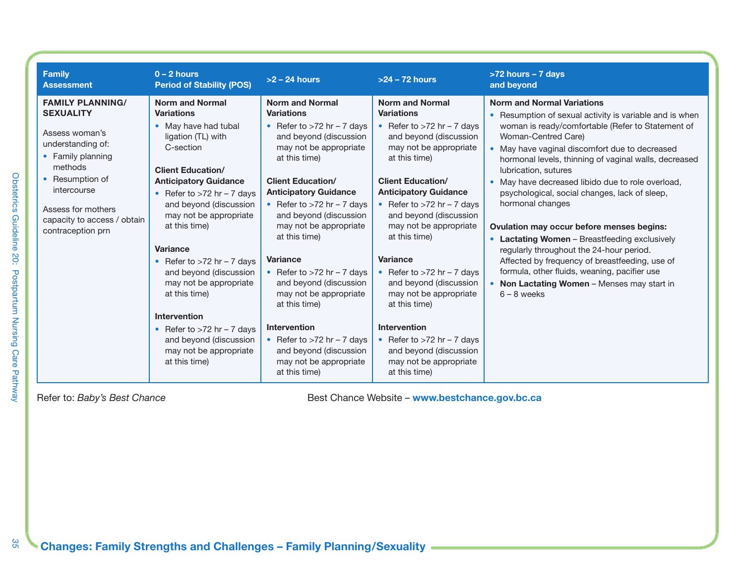| Family Assessment | 0 – 2 hours Period of Stability (POS) | >2 – 24 hours | >24 – 72 hours | >72 hours – 7 days and beyond |
|---|---|---|---|---|
| **FAMILY PLANNING/ SEXUALITY**<br><br>Assess woman's understanding of:<br>• Family planning methods<br>• Resumption of intercourse<br><br>Assess for mothers capacity to access / obtain contraception prn | **Norm and Normal Variations**<br>• May have had tubal ligation (TL) with C-section<br><br>**Client Education/ Anticipatory Guidance**<br>• Refer to >72 hr – 7 days and beyond (discussion may not be appropriate at this time)<br><br>**Variance**<br>• Refer to >72 hr – 7 days and beyond (discussion may not be appropriate at this time)<br><br>**Intervention**<br>• Refer to >72 hr – 7 days and beyond (discussion may not be appropriate at this time) | **Norm and Normal Variations**<br>• Refer to >72 hr – 7 days and beyond (discussion may not be appropriate at this time)<br><br>**Client Education/ Anticipatory Guidance**<br>• Refer to >72 hr – 7 days and beyond (discussion may not be appropriate at this time)<br><br>**Variance**<br>• Refer to >72 hr – 7 days and beyond (discussion may not be appropriate at this time)<br><br>**Intervention**<br>• Refer to >72 hr – 7 days and beyond (discussion may not be appropriate at this time) | **Norm and Normal Variations**<br>• Refer to >72 hr – 7 days and beyond (discussion may not be appropriate at this time)<br><br>**Client Education/ Anticipatory Guidance**<br>• Refer to >72 hr – 7 days and beyond (discussion may not be appropriate at this time)<br><br>**Variance**<br>• Refer to >72 hr – 7 days and beyond (discussion may not be appropriate at this time)<br><br>**Intervention**<br>• Refer to >72 hr – 7 days and beyond (discussion may not be appropriate at this time) | **Norm and Normal Variations**<br>• Resumption of sexual activity is variable and is when woman is ready/comfortable (Refer to Statement of Woman-Centred Care)<br>• May have vaginal discomfort due to decreased hormonal levels, thinning of vaginal walls, decreased lubrication, sutures<br>• May have decreased libido due to role overload, psychological, social changes, lack of sleep, hormonal changes<br><br>**Ovulation may occur before menses begins:**<br>• **Lactating Women** – Breastfeeding exclusively regularly throughout the 24-hour period. Affected by frequency of breastfeeding, use of formula, other fluids, weaning, pacifier use<br>• **Non Lactating Women** – Menses may start in 6 – 8 weeks |

Refer to: *Baby's Best Chance*

Best Chance Website – **www.bestchance.gov.bc.ca**

## Changes: Family Strengths and Challenges – Family Planning/Sexuality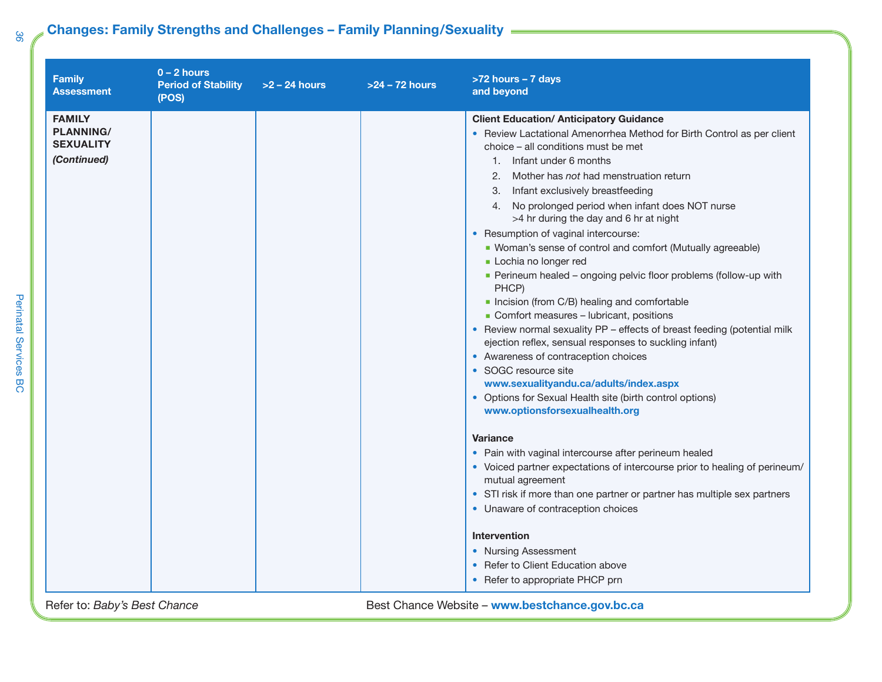## Changes: Family Strengths and Challenges – Family Planning/Sexuality

| Family Assessment | 0 – 2 hours Period of Stability (POS) | >2 – 24 hours | >24 – 72 hours | >72 hours – 7 days and beyond |
|---|---|---|---|---|
| **FAMILY PLANNING/ SEXUALITY** *(Continued)* | | | | **Client Education/ Anticipatory Guidance**<br>• Review Lactational Amenorrhea Method for Birth Control as per client choice – all conditions must be met<br>1. Infant under 6 months<br>2. Mother has *not* had menstruation return<br>3. Infant exclusively breastfeeding<br>4. No prolonged period when infant does NOT nurse >4 hr during the day and 6 hr at night<br>• Resumption of vaginal intercourse:<br>▪ Woman's sense of control and comfort (Mutually agreeable)<br>▪ Lochia no longer red<br>▪ Perineum healed – ongoing pelvic floor problems (follow-up with PHCP)<br>▪ Incision (from C/B) healing and comfortable<br>▪ Comfort measures – lubricant, positions<br>• Review normal sexuality PP – effects of breast feeding (potential milk ejection reflex, sensual responses to suckling infant)<br>• Awareness of contraception choices<br>• SOGC resource site **www.sexualityandu.ca/adults/index.aspx**<br>• Options for Sexual Health site (birth control options) **www.optionsforsexualhealth.org**<br><br>**Variance**<br>• Pain with vaginal intercourse after perineum healed<br>• Voiced partner expectations of intercourse prior to healing of perineum/ mutual agreement<br>• STI risk if more than one partner or partner has multiple sex partners<br>• Unaware of contraception choices<br><br>**Intervention**<br>• Nursing Assessment<br>• Refer to Client Education above<br>• Refer to appropriate PHCP prn |

Refer to: *Baby's Best Chance* Best Chance Website – **www.bestchance.gov.bc.ca**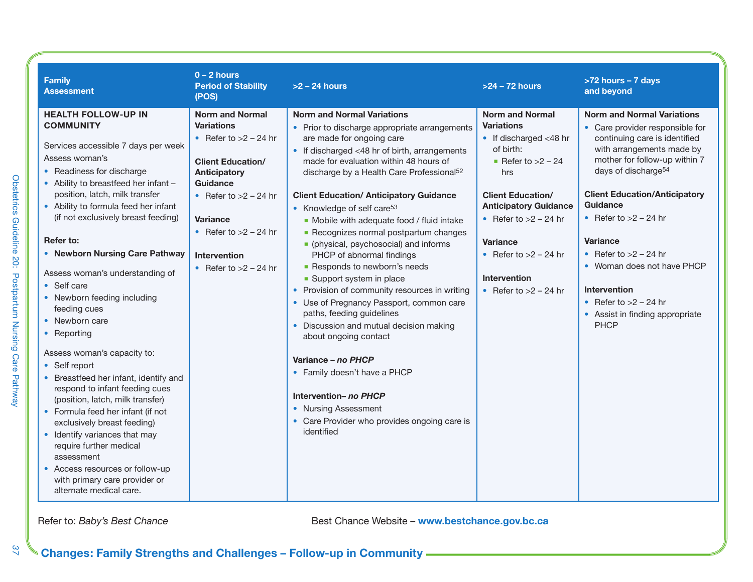| Family Assessment | 0 – 2 hours Period of Stability (POS) | >2 – 24 hours | >24 – 72 hours | >72 hours – 7 days and beyond |
|---|---|---|---|---|
| **HEALTH FOLLOW-UP IN COMMUNITY**<br><br>Services accessible 7 days per week<br>Assess woman's<br>• Readiness for discharge<br>• Ability to breastfeed her infant – position, latch, milk transfer<br>• Ability to formula feed her infant (if not exclusively breast feeding)<br><br>**Refer to:**<br>• **Newborn Nursing Care Pathway**<br><br>Assess woman's understanding of<br>• Self care<br>• Newborn feeding including feeding cues<br>• Newborn care<br>• Reporting<br><br>Assess woman's capacity to:<br>• Self report<br>• Breastfeed her infant, identify and respond to infant feeding cues (position, latch, milk transfer)<br>• Formula feed her infant (if not exclusively breast feeding)<br>• Identify variances that may require further medical assessment<br>• Access resources or follow-up with primary care provider or alternate medical care. | **Norm and Normal Variations**<br>• Refer to >2 – 24 hr<br><br>**Client Education/ Anticipatory Guidance**<br>• Refer to >2 – 24 hr<br><br>**Variance**<br>• Refer to >2 – 24 hr<br><br>**Intervention**<br>• Refer to >2 – 24 hr | **Norm and Normal Variations**<br>• Prior to discharge appropriate arrangements are made for ongoing care<br>• If discharged <48 hr of birth, arrangements made for evaluation within 48 hours of discharge by a Health Care Professional[52]<br><br>**Client Education/ Anticipatory Guidance**<br>• Knowledge of self care[53]<br>▪ Mobile with adequate food / fluid intake<br>▪ Recognizes normal postpartum changes<br>▪ (physical, psychosocial) and informs PHCP of abnormal findings<br>▪ Responds to newborn's needs<br>▪ Support system in place<br>• Provision of community resources in writing<br>• Use of Pregnancy Passport, common care paths, feeding guidelines<br>• Discussion and mutual decision making about ongoing contact<br><br>**Variance – *no PHCP***<br>• Family doesn't have a PHCP<br><br>**Intervention– *no PHCP***<br>• Nursing Assessment<br>• Care Provider who provides ongoing care is identified | **Norm and Normal Variations**<br>• If discharged <48 hr of birth:<br>▪ Refer to >2 – 24 hrs<br><br>**Client Education/ Anticipatory Guidance**<br>• Refer to >2 – 24 hr<br><br>**Variance**<br>• Refer to >2 – 24 hr<br><br>**Intervention**<br>• Refer to >2 – 24 hr | **Norm and Normal Variations**<br>• Care provider responsible for continuing care is identified with arrangements made by mother for follow-up within 7 days of discharge[54]<br><br>**Client Education/Anticipatory Guidance**<br>• Refer to >2 – 24 hr<br><br>**Variance**<br>• Refer to >2 – 24 hr<br>• Woman does not have PHCP<br><br>**Intervention**<br>• Refer to >2 – 24 hr<br>• Assist in finding appropriate PHCP |

Refer to: *Baby's Best Chance*

Best Chance Website – **www.bestchance.gov.bc.ca**

**Changes: Family Strengths and Challenges – Follow-up in Community**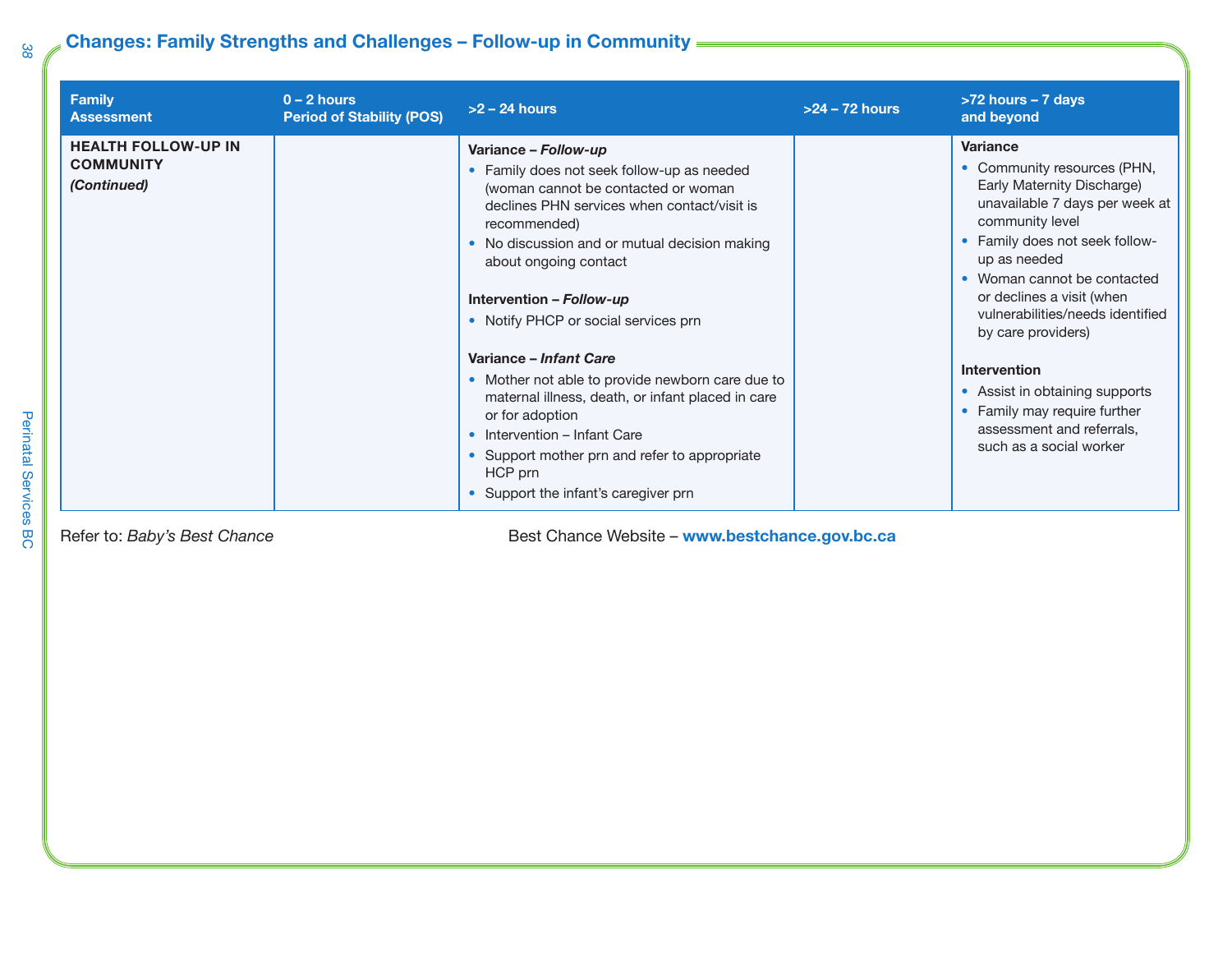## Changes: Family Strengths and Challenges – Follow-up in Community

| Family Assessment | 0 – 2 hours Period of Stability (POS) | >2 – 24 hours | >24 – 72 hours | >72 hours – 7 days and beyond |
|---|---|---|---|---|
| **HEALTH FOLLOW-UP IN COMMUNITY** ***(Continued)*** | | **Variance – *Follow-up*** <br> • Family does not seek follow-up as needed (woman cannot be contacted or woman declines PHN services when contact/visit is recommended) <br> • No discussion and or mutual decision making about ongoing contact <br><br> **Intervention – *Follow-up*** <br> • Notify PHCP or social services prn <br><br> **Variance – *Infant Care*** <br> • Mother not able to provide newborn care due to maternal illness, death, or infant placed in care or for adoption <br> • Intervention – Infant Care <br> • Support mother prn and refer to appropriate HCP prn <br> • Support the infant's caregiver prn | | **Variance** <br> • Community resources (PHN, Early Maternity Discharge) unavailable 7 days per week at community level <br> • Family does not seek follow-up as needed <br> • Woman cannot be contacted or declines a visit (when vulnerabilities/needs identified by care providers) <br><br> **Intervention** <br> • Assist in obtaining supports <br> • Family may require further assessment and referrals, such as a social worker |

Refer to: *Baby's Best Chance*

Best Chance Website – **www.bestchance.gov.bc.ca**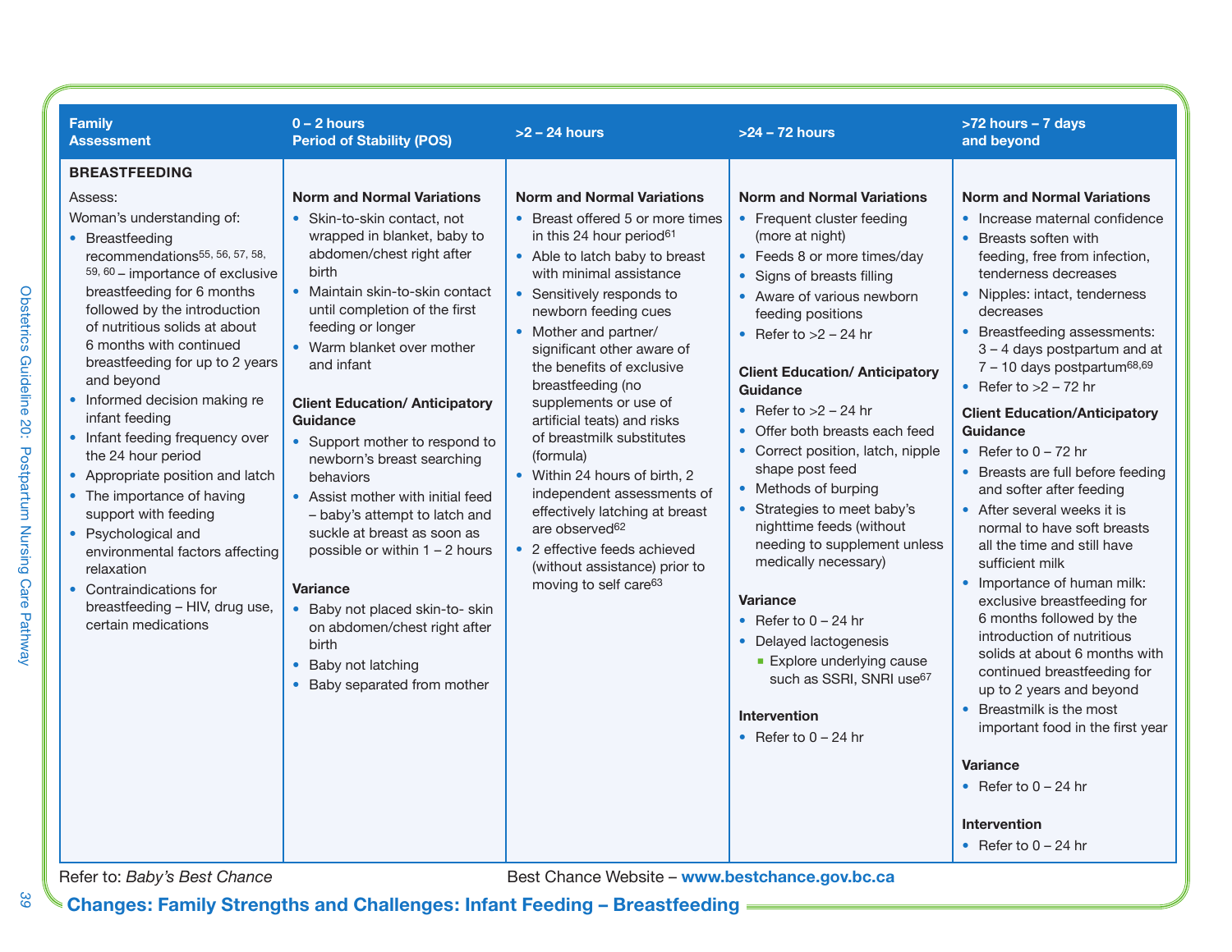| Family Assessment | 0 – 2 hours Period of Stability (POS) | >2 – 24 hours | >24 – 72 hours | >72 hours – 7 days and beyond |
|---|---|---|---|---|
| **BREASTFEEDING**<br><br>Assess:<br>Woman's understanding of:<br>• Breastfeeding recommendations[55, 56, 57, 58, 59, 60] – importance of exclusive breastfeeding for 6 months followed by the introduction of nutritious solids at about 6 months with continued breastfeeding for up to 2 years and beyond<br>• Informed decision making re infant feeding<br>• Infant feeding frequency over the 24 hour period<br>• Appropriate position and latch<br>• The importance of having support with feeding<br>• Psychological and environmental factors affecting relaxation<br>• Contraindications for breastfeeding – HIV, drug use, certain medications | **Norm and Normal Variations**<br>• Skin-to-skin contact, not wrapped in blanket, baby to abdomen/chest right after birth<br>• Maintain skin-to-skin contact until completion of the first feeding or longer<br>• Warm blanket over mother and infant<br><br>**Client Education/ Anticipatory Guidance**<br>• Support mother to respond to newborn's breast searching behaviors<br>• Assist mother with initial feed – baby's attempt to latch and suckle at breast as soon as possible or within 1 – 2 hours<br><br>**Variance**<br>• Baby not placed skin-to- skin on abdomen/chest right after birth<br>• Baby not latching<br>• Baby separated from mother | **Norm and Normal Variations**<br>• Breast offered 5 or more times in this 24 hour period[61]<br>• Able to latch baby to breast with minimal assistance<br>• Sensitively responds to newborn feeding cues<br>• Mother and partner/ significant other aware of the benefits of exclusive breastfeeding (no supplements or use of artificial teats) and risks of breastmilk substitutes (formula)<br>• Within 24 hours of birth, 2 independent assessments of effectively latching at breast are observed[62]<br>• 2 effective feeds achieved (without assistance) prior to moving to self care[63] | **Norm and Normal Variations**<br>• Frequent cluster feeding (more at night)<br>• Feeds 8 or more times/day<br>• Signs of breasts filling<br>• Aware of various newborn feeding positions<br>• Refer to >2 – 24 hr<br><br>**Client Education/ Anticipatory Guidance**<br>• Refer to >2 – 24 hr<br>• Offer both breasts each feed<br>• Correct position, latch, nipple shape post feed<br>• Methods of burping<br>• Strategies to meet baby's nighttime feeds (without needing to supplement unless medically necessary)<br><br>**Variance**<br>• Refer to 0 – 24 hr<br>• Delayed lactogenesis<br>&nbsp;&nbsp;▪ Explore underlying cause such as SSRI, SNRI use[67]<br><br>**Intervention**<br>• Refer to 0 – 24 hr | **Norm and Normal Variations**<br>• Increase maternal confidence<br>• Breasts soften with feeding, free from infection, tenderness decreases<br>• Nipples: intact, tenderness decreases<br>• Breastfeeding assessments: 3 – 4 days postpartum and at 7 – 10 days postpartum[68,69]<br>• Refer to >2 – 72 hr<br><br>**Client Education/Anticipatory Guidance**<br>• Refer to 0 – 72 hr<br>• Breasts are full before feeding and softer after feeding<br>• After several weeks it is normal to have soft breasts all the time and still have sufficient milk<br>• Importance of human milk: exclusive breastfeeding for 6 months followed by the introduction of nutritious solids at about 6 months with continued breastfeeding for up to 2 years and beyond<br>• Breastmilk is the most important food in the first year<br><br>**Variance**<br>• Refer to 0 – 24 hr<br><br>**Intervention**<br>• Refer to 0 – 24 hr |

Refer to: *Baby's Best Chance* Best Chance Website – **www.bestchance.gov.bc.ca**

**Changes: Family Strengths and Challenges: Infant Feeding – Breastfeeding**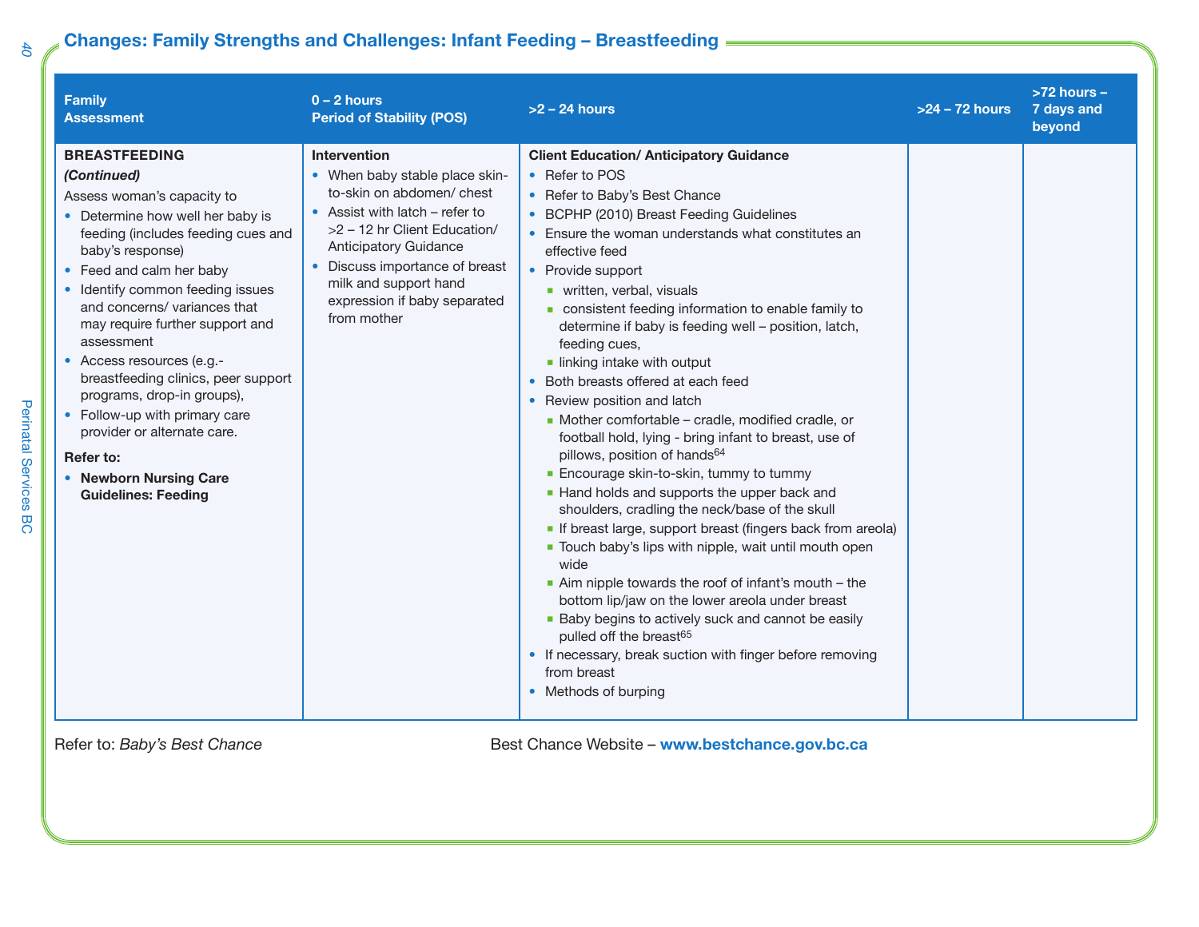## Changes: Family Strengths and Challenges: Infant Feeding – Breastfeeding

| Family Assessment | 0 – 2 hours Period of Stability (POS) | >2 – 24 hours | >24 – 72 hours | >72 hours – 7 days and beyond |
|---|---|---|---|---|
| **BREASTFEEDING** <br> ***(Continued)*** <br> Assess woman's capacity to <br> • Determine how well her baby is feeding (includes feeding cues and baby's response) <br> • Feed and calm her baby <br> • Identify common feeding issues and concerns/ variances that may require further support and assessment <br> • Access resources (e.g.- breastfeeding clinics, peer support programs, drop-in groups), <br> • Follow-up with primary care provider or alternate care. <br> **Refer to:** <br> • **Newborn Nursing Care Guidelines: Feeding** | **Intervention** <br> • When baby stable place skin-to-skin on abdomen/ chest <br> • Assist with latch – refer to >2 – 12 hr Client Education/ Anticipatory Guidance <br> • Discuss importance of breast milk and support hand expression if baby separated from mother | **Client Education/ Anticipatory Guidance** <br> • Refer to POS <br> • Refer to Baby's Best Chance <br> • BCPHP (2010) Breast Feeding Guidelines <br> • Ensure the woman understands what constitutes an effective feed <br> • Provide support <br> ▪ written, verbal, visuals <br> ▪ consistent feeding information to enable family to determine if baby is feeding well – position, latch, feeding cues, <br> ▪ linking intake with output <br> • Both breasts offered at each feed <br> • Review position and latch <br> ▪ Mother comfortable – cradle, modified cradle, or football hold, lying - bring infant to breast, use of pillows, position of hands[64] <br> ▪ Encourage skin-to-skin, tummy to tummy <br> ▪ Hand holds and supports the upper back and shoulders, cradling the neck/base of the skull <br> ▪ If breast large, support breast (fingers back from areola) <br> ▪ Touch baby's lips with nipple, wait until mouth open wide <br> ▪ Aim nipple towards the roof of infant's mouth – the bottom lip/jaw on the lower areola under breast <br> ▪ Baby begins to actively suck and cannot be easily pulled off the breast[65] <br> • If necessary, break suction with finger before removing from breast <br> • Methods of burping | | |

Refer to: *Baby's Best Chance*

Best Chance Website – **www.bestchance.gov.bc.ca**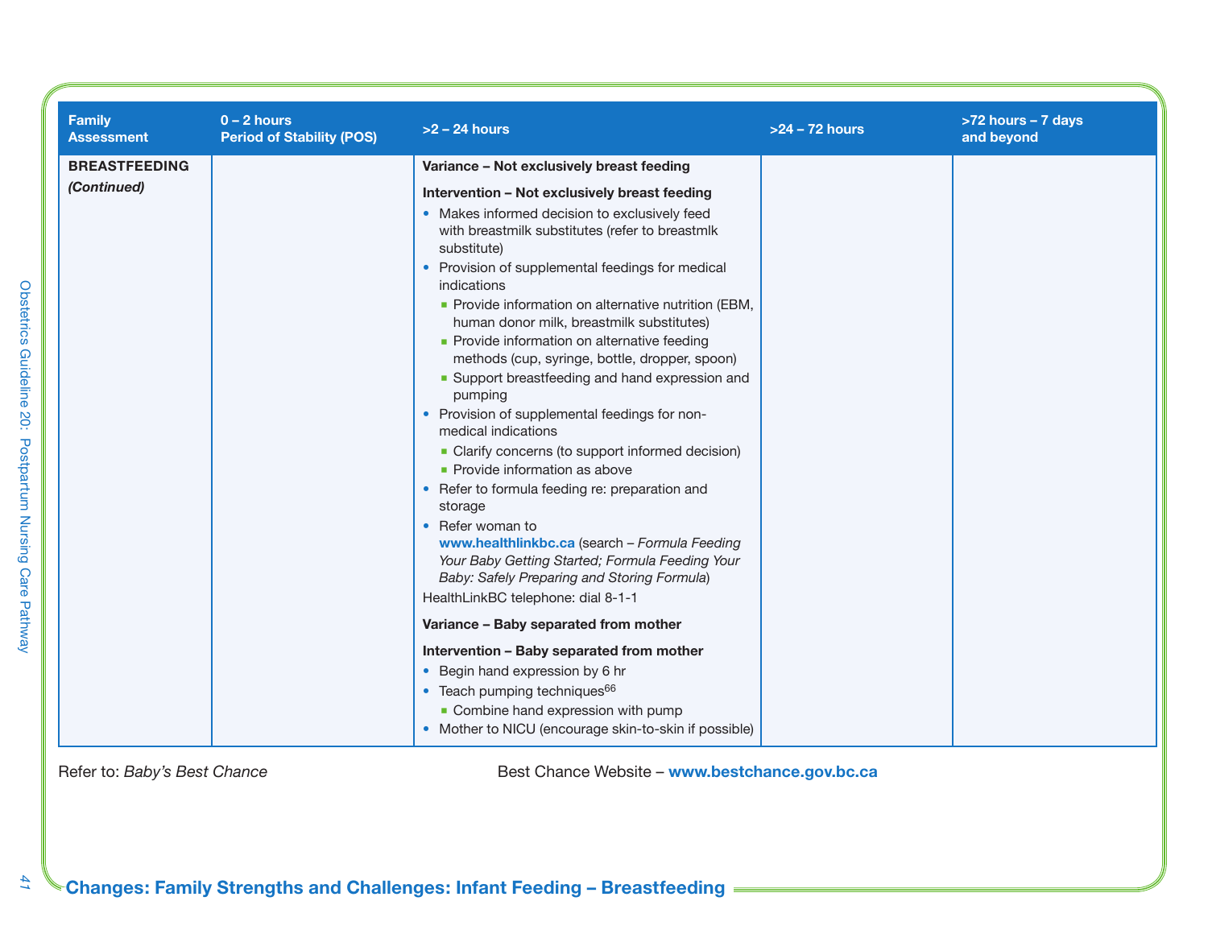| Family Assessment | 0 – 2 hours Period of Stability (POS) | >2 – 24 hours | >24 – 72 hours | >72 hours – 7 days and beyond |
|---|---|---|---|---|
| **BREASTFEEDING** ***(Continued)*** | | **Variance – Not exclusively breast feeding**<br><br>**Intervention – Not exclusively breast feeding**<br>• Makes informed decision to exclusively feed with breastmilk substitutes (refer to breastmlk substitute)<br>• Provision of supplemental feedings for medical indications<br>  ▪ Provide information on alternative nutrition (EBM, human donor milk, breastmilk substitutes)<br>  ▪ Provide information on alternative feeding methods (cup, syringe, bottle, dropper, spoon)<br>  ▪ Support breastfeeding and hand expression and pumping<br>• Provision of supplemental feedings for non-medical indications<br>  ▪ Clarify concerns (to support informed decision)<br>  ▪ Provide information as above<br>• Refer to formula feeding re: preparation and storage<br>• Refer woman to **www.healthlinkbc.ca** (search – *Formula Feeding Your Baby Getting Started; Formula Feeding Your Baby: Safely Preparing and Storing Formula*)<br>HealthLinkBC telephone: dial 8-1-1<br><br>**Variance – Baby separated from mother**<br><br>**Intervention – Baby separated from mother**<br>• Begin hand expression by 6 hr<br>• Teach pumping techniques[66]<br>  ▪ Combine hand expression with pump<br>• Mother to NICU (encourage skin-to-skin if possible) | | |

Refer to: *Baby's Best Chance*

Best Chance Website – **www.bestchance.gov.bc.ca**

**Changes: Family Strengths and Challenges: Infant Feeding – Breastfeeding**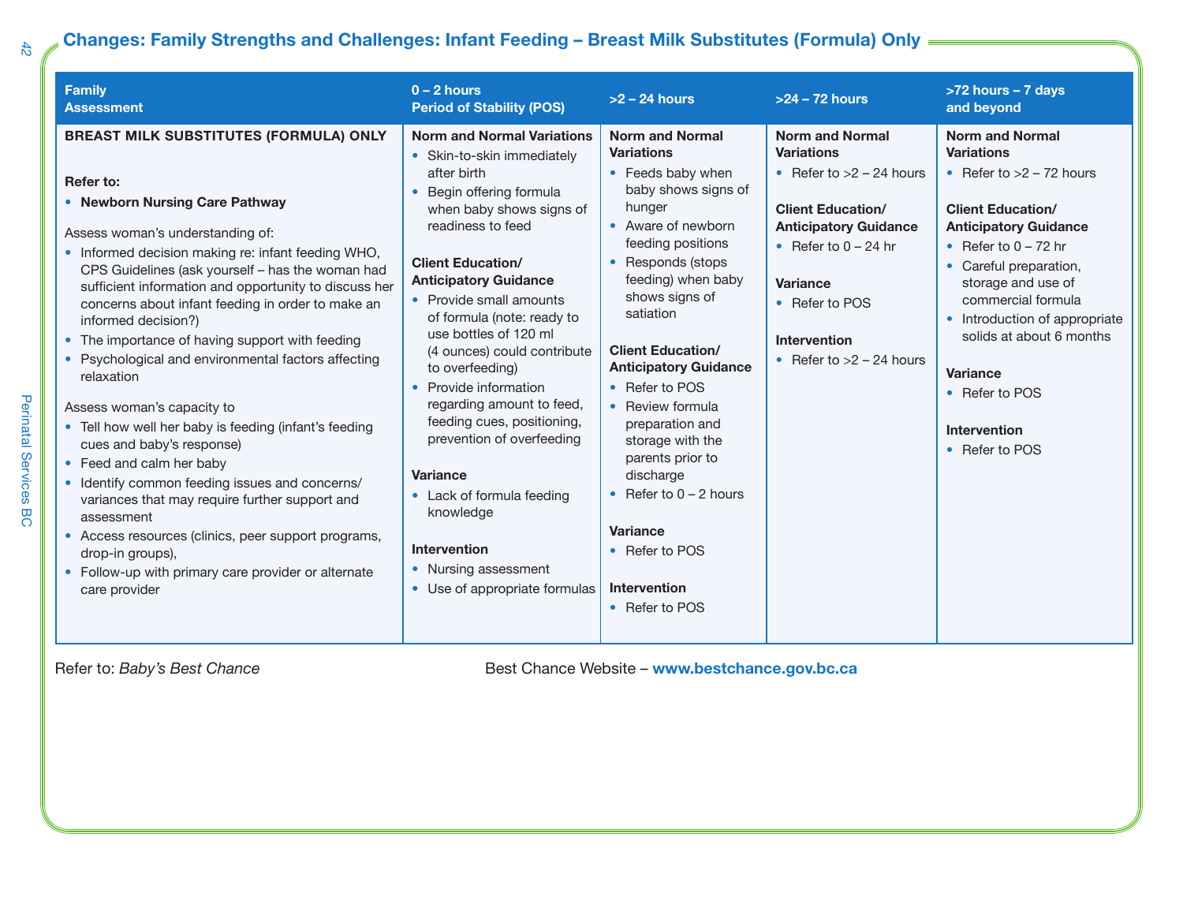## Changes: Family Strengths and Challenges: Infant Feeding – Breast Milk Substitutes (Formula) Only

| Family Assessment | 0 – 2 hours Period of Stability (POS) | >2 – 24 hours | >24 – 72 hours | >72 hours – 7 days and beyond |
|---|---|---|---|---|
| **BREAST MILK SUBSTITUTES (FORMULA) ONLY**<br><br>**Refer to:**<br>• **Newborn Nursing Care Pathway**<br><br>Assess woman's understanding of:<br>• Informed decision making re: infant feeding WHO, CPS Guidelines (ask yourself – has the woman had sufficient information and opportunity to discuss her concerns about infant feeding in order to make an informed decision?)<br>• The importance of having support with feeding<br>• Psychological and environmental factors affecting relaxation<br><br>Assess woman's capacity to<br>• Tell how well her baby is feeding (infant's feeding cues and baby's response)<br>• Feed and calm her baby<br>• Identify common feeding issues and concerns/ variances that may require further support and assessment<br>• Access resources (clinics, peer support programs, drop-in groups),<br>• Follow-up with primary care provider or alternate care provider | **Norm and Normal Variations**<br>• Skin-to-skin immediately after birth<br>• Begin offering formula when baby shows signs of readiness to feed<br><br>**Client Education/ Anticipatory Guidance**<br>• Provide small amounts of formula (note: ready to use bottles of 120 ml (4 ounces) could contribute to overfeeding)<br>• Provide information regarding amount to feed, feeding cues, positioning, prevention of overfeeding<br><br>**Variance**<br>• Lack of formula feeding knowledge<br><br>**Intervention**<br>• Nursing assessment<br>• Use of appropriate formulas | **Norm and Normal Variations**<br>• Feeds baby when baby shows signs of hunger<br>• Aware of newborn feeding positions<br>• Responds (stops feeding) when baby shows signs of satiation<br><br>**Client Education/ Anticipatory Guidance**<br>• Refer to POS<br>• Review formula preparation and storage with the parents prior to discharge<br>• Refer to 0 – 2 hours<br><br>**Variance**<br>• Refer to POS<br><br>**Intervention**<br>• Refer to POS | **Norm and Normal Variations**<br>• Refer to >2 – 24 hours<br><br>**Client Education/ Anticipatory Guidance**<br>• Refer to 0 – 24 hr<br><br>**Variance**<br>• Refer to POS<br><br>**Intervention**<br>• Refer to >2 – 24 hours | **Norm and Normal Variations**<br>• Refer to >2 – 72 hours<br><br>**Client Education/ Anticipatory Guidance**<br>• Refer to 0 – 72 hr<br>• Careful preparation, storage and use of commercial formula<br>• Introduction of appropriate solids at about 6 months<br><br>**Variance**<br>• Refer to POS<br><br>**Intervention**<br>• Refer to POS |

Refer to: *Baby's Best Chance*

Best Chance Website – **www.bestchance.gov.bc.ca**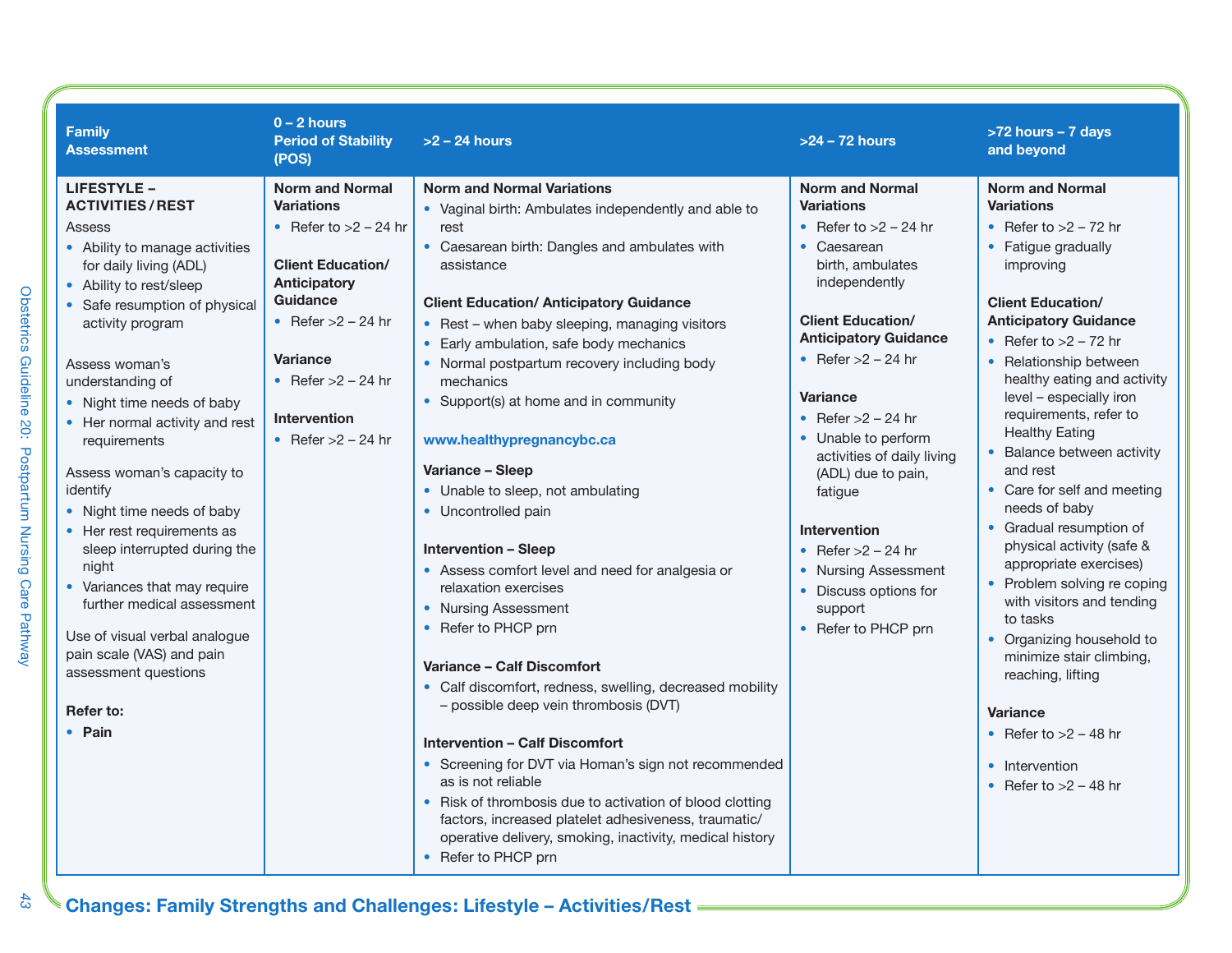## Changes: Family Strengths and Challenges: Lifestyle – Activities/Rest

| Family Assessment | 0 – 2 hours Period of Stability (POS) | >2 – 24 hours | >24 – 72 hours | >72 hours – 7 days and beyond |
|---|---|---|---|---|
| **LIFESTYLE – ACTIVITIES / REST**<br>Assess<br>• Ability to manage activities for daily living (ADL)<br>• Ability to rest/sleep<br>• Safe resumption of physical activity program<br><br>Assess woman's understanding of<br>• Night time needs of baby<br>• Her normal activity and rest requirements<br><br>Assess woman's capacity to identify<br>• Night time needs of baby<br>• Her rest requirements as sleep interrupted during the night<br>• Variances that may require further medical assessment<br><br>Use of visual verbal analogue pain scale (VAS) and pain assessment questions<br><br>**Refer to:**<br>• **Pain** | **Norm and Normal Variations**<br>• Refer to >2 – 24 hr<br><br>**Client Education/ Anticipatory Guidance**<br>• Refer >2 – 24 hr<br><br>**Variance**<br>• Refer >2 – 24 hr<br><br>**Intervention**<br>• Refer >2 – 24 hr | **Norm and Normal Variations**<br>• Vaginal birth: Ambulates independently and able to rest<br>• Caesarean birth: Dangles and ambulates with assistance<br><br>**Client Education/ Anticipatory Guidance**<br>• Rest – when baby sleeping, managing visitors<br>• Early ambulation, safe body mechanics<br>• Normal postpartum recovery including body mechanics<br>• Support(s) at home and in community<br><br>**www.healthypregnancybc.ca**<br><br>**Variance – Sleep**<br>• Unable to sleep, not ambulating<br>• Uncontrolled pain<br><br>**Intervention – Sleep**<br>• Assess comfort level and need for analgesia or relaxation exercises<br>• Nursing Assessment<br>• Refer to PHCP prn<br><br>**Variance – Calf Discomfort**<br>• Calf discomfort, redness, swelling, decreased mobility – possible deep vein thrombosis (DVT)<br><br>**Intervention – Calf Discomfort**<br>• Screening for DVT via Homan's sign not recommended as is not reliable<br>• Risk of thrombosis due to activation of blood clotting factors, increased platelet adhesiveness, traumatic/ operative delivery, smoking, inactivity, medical history<br>• Refer to PHCP prn | **Norm and Normal Variations**<br>• Refer to >2 – 24 hr<br>• Caesarean birth, ambulates independently<br><br>**Client Education/ Anticipatory Guidance**<br>• Refer >2 – 24 hr<br><br>**Variance**<br>• Refer >2 – 24 hr<br>• Unable to perform activities of daily living (ADL) due to pain, fatigue<br><br>**Intervention**<br>• Refer >2 – 24 hr<br>• Nursing Assessment<br>• Discuss options for support<br>• Refer to PHCP prn | **Norm and Normal Variations**<br>• Refer to >2 – 72 hr<br>• Fatigue gradually improving<br><br>**Client Education/ Anticipatory Guidance**<br>• Refer to >2 – 72 hr<br>• Relationship between healthy eating and activity level – especially iron requirements, refer to Healthy Eating<br>• Balance between activity and rest<br>• Care for self and meeting needs of baby<br>• Gradual resumption of physical activity (safe & appropriate exercises)<br>• Problem solving re coping with visitors and tending to tasks<br>• Organizing household to minimize stair climbing, reaching, lifting<br><br>**Variance**<br>• Refer to >2 – 48 hr<br><br>• Intervention<br>• Refer to >2 – 48 hr |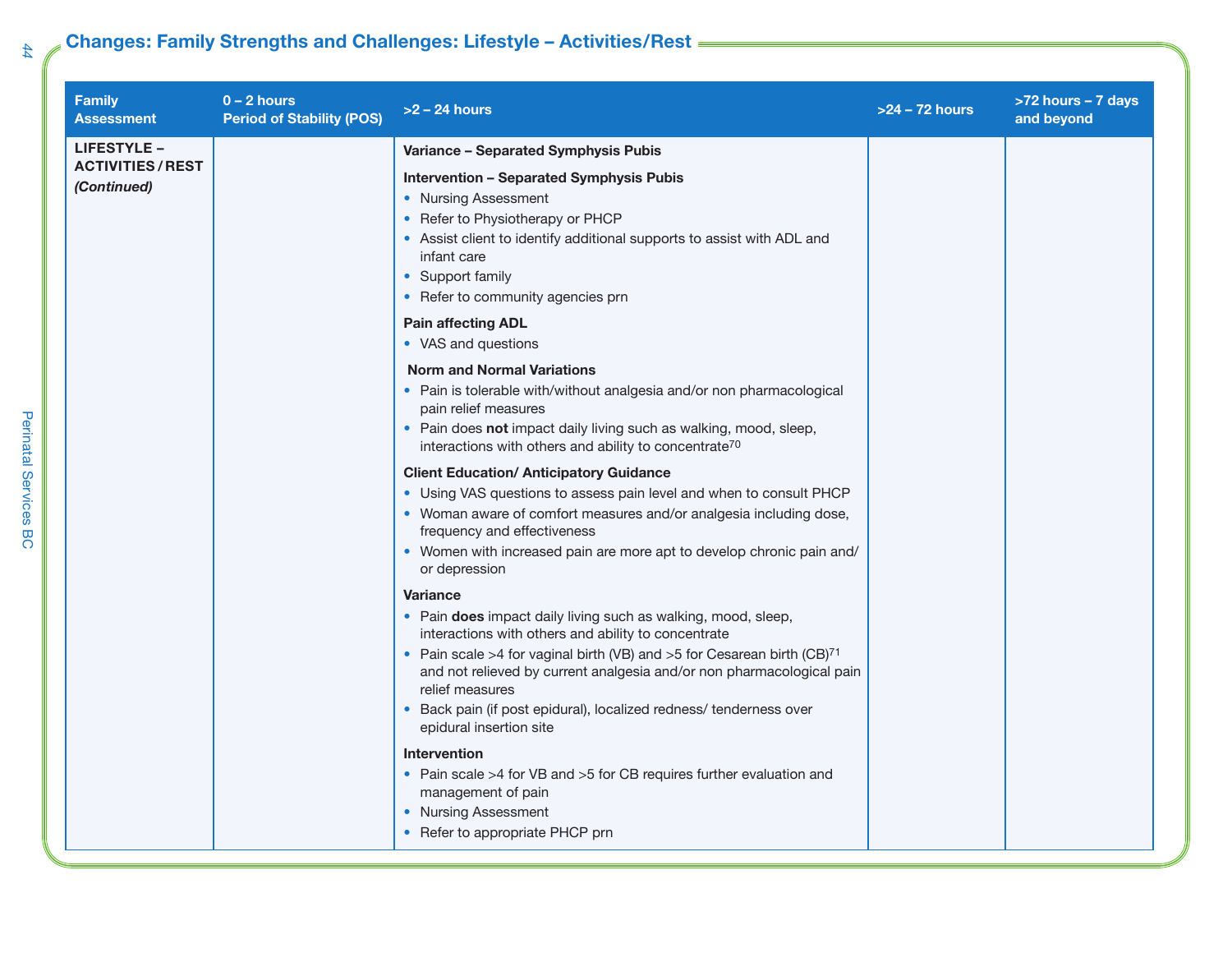## Changes: Family Strengths and Challenges: Lifestyle – Activities/Rest

| Family Assessment | 0 – 2 hours Period of Stability (POS) | >2 – 24 hours | >24 – 72 hours | >72 hours – 7 days and beyond |
|---|---|---|---|---|
| **LIFESTYLE – ACTIVITIES / REST** ***(Continued)*** | | **Variance – Separated Symphysis Pubis**<br><br>**Intervention – Separated Symphysis Pubis**<br>• Nursing Assessment<br>• Refer to Physiotherapy or PHCP<br>• Assist client to identify additional supports to assist with ADL and infant care<br>• Support family<br>• Refer to community agencies prn<br><br>**Pain affecting ADL**<br>• VAS and questions<br><br>**Norm and Normal Variations**<br>• Pain is tolerable with/without analgesia and/or non pharmacological pain relief measures<br>• Pain does **not** impact daily living such as walking, mood, sleep, interactions with others and ability to concentrate[70]<br><br>**Client Education/ Anticipatory Guidance**<br>• Using VAS questions to assess pain level and when to consult PHCP<br>• Woman aware of comfort measures and/or analgesia including dose, frequency and effectiveness<br>• Women with increased pain are more apt to develop chronic pain and/or depression<br><br>**Variance**<br>• Pain **does** impact daily living such as walking, mood, sleep, interactions with others and ability to concentrate<br>• Pain scale >4 for vaginal birth (VB) and >5 for Cesarean birth (CB)[71] and not relieved by current analgesia and/or non pharmacological pain relief measures<br>• Back pain (if post epidural), localized redness/ tenderness over epidural insertion site<br><br>**Intervention**<br>• Pain scale >4 for VB and >5 for CB requires further evaluation and management of pain<br>• Nursing Assessment<br>• Refer to appropriate PHCP prn | | |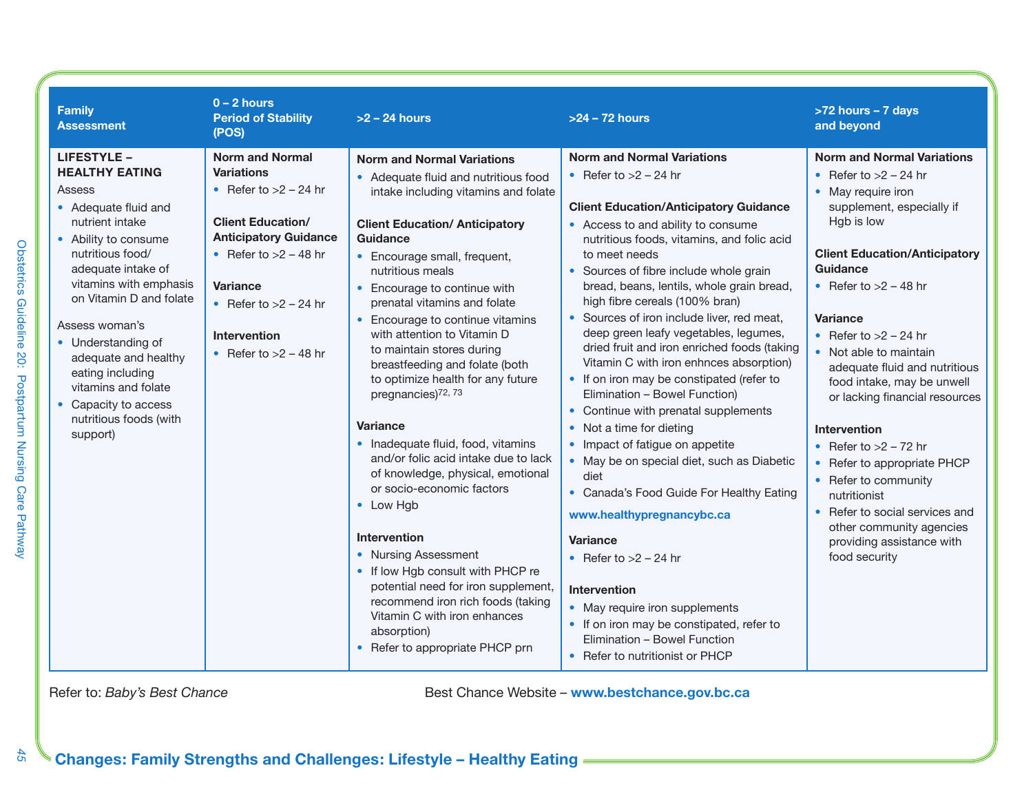| Family Assessment | 0 – 2 hours Period of Stability (POS) | >2 – 24 hours | >24 – 72 hours | >72 hours – 7 days and beyond |
|---|---|---|---|---|
| **LIFESTYLE – HEALTHY EATING**<br>Assess<br>• Adequate fluid and nutrient intake<br>• Ability to consume nutritious food/ adequate intake of vitamins with emphasis on Vitamin D and folate<br><br>Assess woman's<br>• Understanding of adequate and healthy eating including vitamins and folate<br>• Capacity to access nutritious foods (with support) | **Norm and Normal Variations**<br>• Refer to >2 – 24 hr<br><br>**Client Education/ Anticipatory Guidance**<br>• Refer to >2 – 48 hr<br><br>**Variance**<br>• Refer to >2 – 24 hr<br><br>**Intervention**<br>• Refer to >2 – 48 hr | **Norm and Normal Variations**<br>• Adequate fluid and nutritious food intake including vitamins and folate<br><br>**Client Education/ Anticipatory Guidance**<br>• Encourage small, frequent, nutritious meals<br>• Encourage to continue with prenatal vitamins and folate<br>• Encourage to continue vitamins with attention to Vitamin D to maintain stores during breastfeeding and folate (both to optimize health for any future pregnancies)[72, 73]<br><br>**Variance**<br>• Inadequate fluid, food, vitamins and/or folic acid intake due to lack of knowledge, physical, emotional or socio-economic factors<br>• Low Hgb<br><br>**Intervention**<br>• Nursing Assessment<br>• If low Hgb consult with PHCP re potential need for iron supplement, recommend iron rich foods (taking Vitamin C with iron enhances absorption)<br>• Refer to appropriate PHCP prn | **Norm and Normal Variations**<br>• Refer to >2 – 24 hr<br><br>**Client Education/Anticipatory Guidance**<br>• Access to and ability to consume nutritious foods, vitamins, and folic acid to meet needs<br>• Sources of fibre include whole grain bread, beans, lentils, whole grain bread, high fibre cereals (100% bran)<br>• Sources of iron include liver, red meat, deep green leafy vegetables, legumes, dried fruit and iron enriched foods (taking Vitamin C with iron enhnces absorption)<br>• If on iron may be constipated (refer to Elimination – Bowel Function)<br>• Continue with prenatal supplements<br>• Not a time for dieting<br>• Impact of fatigue on appetite<br>• May be on special diet, such as Diabetic diet<br>• Canada's Food Guide For Healthy Eating<br><br>**www.healthypregnancybc.ca**<br><br>**Variance**<br>• Refer to >2 – 24 hr<br><br>**Intervention**<br>• May require iron supplements<br>• If on iron may be constipated, refer to Elimination – Bowel Function<br>• Refer to nutritionist or PHCP | **Norm and Normal Variations**<br>• Refer to >2 – 24 hr<br>• May require iron supplement, especially if Hgb is low<br><br>**Client Education/Anticipatory Guidance**<br>• Refer to >2 – 48 hr<br><br>**Variance**<br>• Refer to >2 – 24 hr<br>• Not able to maintain adequate fluid and nutritious food intake, may be unwell or lacking financial resources<br><br>**Intervention**<br>• Refer to >2 – 72 hr<br>• Refer to appropriate PHCP<br>• Refer to community nutritionist<br>• Refer to social services and other community agencies providing assistance with food security |

Refer to: *Baby's Best Chance*

Best Chance Website – **www.bestchance.gov.bc.ca**

## Changes: Family Strengths and Challenges: Lifestyle – Healthy Eating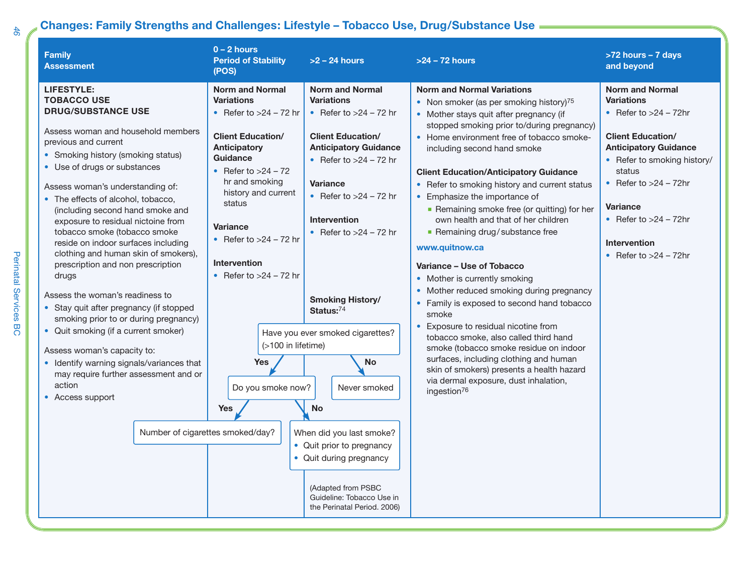## Changes: Family Strengths and Challenges: Lifestyle – Tobacco Use, Drug/Substance Use

| Family Assessment | 0 – 2 hours Period of Stability (POS) | >2 – 24 hours | >24 – 72 hours | >72 hours – 7 days and beyond |
|---|---|---|---|---|
| **LIFESTYLE: TOBACCO USE DRUG/SUBSTANCE USE**<br><br>Assess woman and household members previous and current<br>• Smoking history (smoking status)<br>• Use of drugs or substances<br><br>Assess woman's understanding of:<br>• The effects of alcohol, tobacco, (including second hand smoke and exposure to residual nictoine from tobacco smoke (tobacco smoke reside on indoor surfaces including clothing and human skin of smokers), prescription and non prescription drugs<br><br>Assess the woman's readiness to<br>• Stay quit after pregnancy (if stopped smoking prior to or during pregnancy)<br>• Quit smoking (if a current smoker)<br><br>Assess woman's capacity to:<br>• Identify warning signals/variances that may require further assessment and or action<br>• Access support | **Norm and Normal Variations**<br>• Refer to >24 – 72 hr<br><br>**Client Education/ Anticipatory Guidance**<br>• Refer to >24 – 72 hr and smoking history and current status<br><br>**Variance**<br>• Refer to >24 – 72 hr<br><br>**Intervention**<br>• Refer to >24 – 72 hr | **Norm and Normal Variations**<br>• Refer to >24 – 72 hr<br><br>**Client Education/ Anticipatory Guidance**<br>• Refer to >24 – 72 hr<br><br>**Variance**<br>• Refer to >24 – 72 hr<br><br>**Intervention**<br>• Refer to >24 – 72 hr | **Norm and Normal Variations**<br>• Non smoker (as per smoking history)[75]<br>• Mother stays quit after pregnancy (if stopped smoking prior to/during pregnancy)<br>• Home environment free of tobacco smoke-including second hand smoke<br><br>**Client Education/Anticipatory Guidance**<br>• Refer to smoking history and current status<br>• Emphasize the importance of<br>  ▪ Remaining smoke free (or quitting) for her own health and that of her children<br>  ▪ Remaining drug/substance free<br><br>**www.quitnow.ca**<br><br>**Variance – Use of Tobacco**<br>• Mother is currently smoking<br>• Mother reduced smoking during pregnancy<br>• Family is exposed to second hand tobacco smoke<br>• Exposure to residual nicotine from tobacco smoke, also called third hand smoke (tobacco smoke residue on indoor surfaces, including clothing and human skin of smokers) presents a health hazard via dermal exposure, dust inhalation, ingestion[76] | **Norm and Normal Variations**<br>• Refer to >24 – 72hr<br><br>**Client Education/ Anticipatory Guidance**<br>• Refer to smoking history/ status<br>• Refer to >24 – 72hr<br><br>**Variance**<br>• Refer to >24 – 72hr<br><br>**Intervention**<br>• Refer to >24 – 72hr |

**Smoking History/ Status:**[74]

- Have you ever smoked cigarettes? (>100 in lifetime)
  - **Yes** → Do you smoke now?
    - **Yes** → Number of cigarettes smoked/day?
    - **No** → When did you last smoke?
      - Quit prior to pregnancy
      - Quit during pregnancy
  - **No** → Never smoked

(Adapted from PSBC Guideline: Tobacco Use in the Perinatal Period. 2006)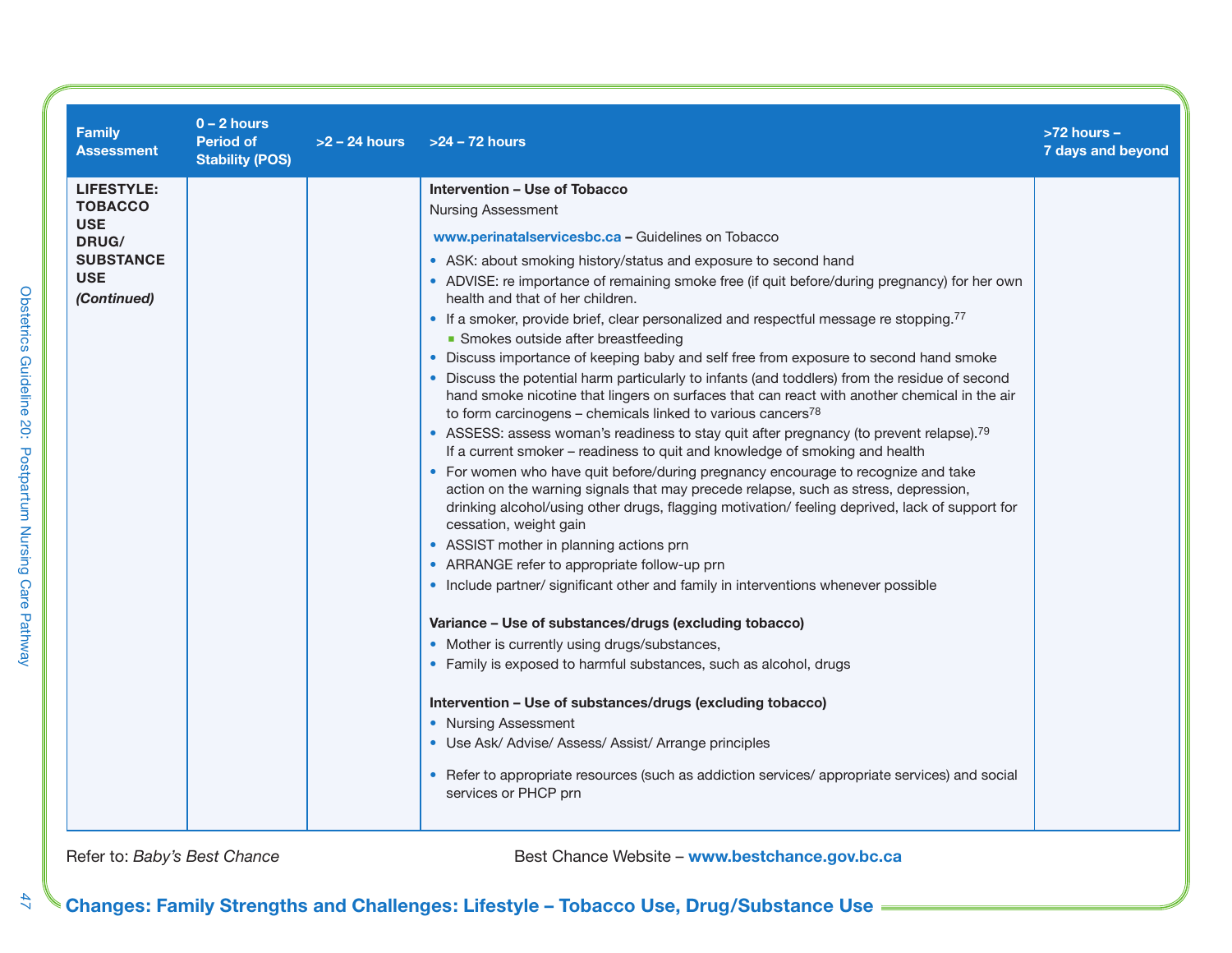| Family Assessment | 0 – 2 hours Period of Stability (POS) | >2 – 24 hours | >24 – 72 hours | >72 hours – 7 days and beyond |
|---|---|---|---|---|
| **LIFESTYLE: TOBACCO USE DRUG/ SUBSTANCE USE** ***(Continued)*** | | | **Intervention – Use of Tobacco**<br>Nursing Assessment<br>**www.perinatalservicesbc.ca** – Guidelines on Tobacco<br>• ASK: about smoking history/status and exposure to second hand<br>• ADVISE: re importance of remaining smoke free (if quit before/during pregnancy) for her own health and that of her children.<br>• If a smoker, provide brief, clear personalized and respectful message re stopping.[77]<br>  ▪ Smokes outside after breastfeeding<br>• Discuss importance of keeping baby and self free from exposure to second hand smoke<br>• Discuss the potential harm particularly to infants (and toddlers) from the residue of second hand smoke nicotine that lingers on surfaces that can react with another chemical in the air to form carcinogens – chemicals linked to various cancers[78]<br>• ASSESS: assess woman's readiness to stay quit after pregnancy (to prevent relapse).[79] If a current smoker – readiness to quit and knowledge of smoking and health<br>• For women who have quit before/during pregnancy encourage to recognize and take action on the warning signals that may precede relapse, such as stress, depression, drinking alcohol/using other drugs, flagging motivation/ feeling deprived, lack of support for cessation, weight gain<br>• ASSIST mother in planning actions prn<br>• ARRANGE refer to appropriate follow-up prn<br>• Include partner/ significant other and family in interventions whenever possible<br><br>**Variance – Use of substances/drugs (excluding tobacco)**<br>• Mother is currently using drugs/substances,<br>• Family is exposed to harmful substances, such as alcohol, drugs<br><br>**Intervention – Use of substances/drugs (excluding tobacco)**<br>• Nursing Assessment<br>• Use Ask/ Advise/ Assess/ Assist/ Arrange principles<br>• Refer to appropriate resources (such as addiction services/ appropriate services) and social services or PHCP prn | |

Refer to: *Baby's Best Chance*

Best Chance Website – **www.bestchance.gov.bc.ca**

## Changes: Family Strengths and Challenges: Lifestyle – Tobacco Use, Drug/Substance Use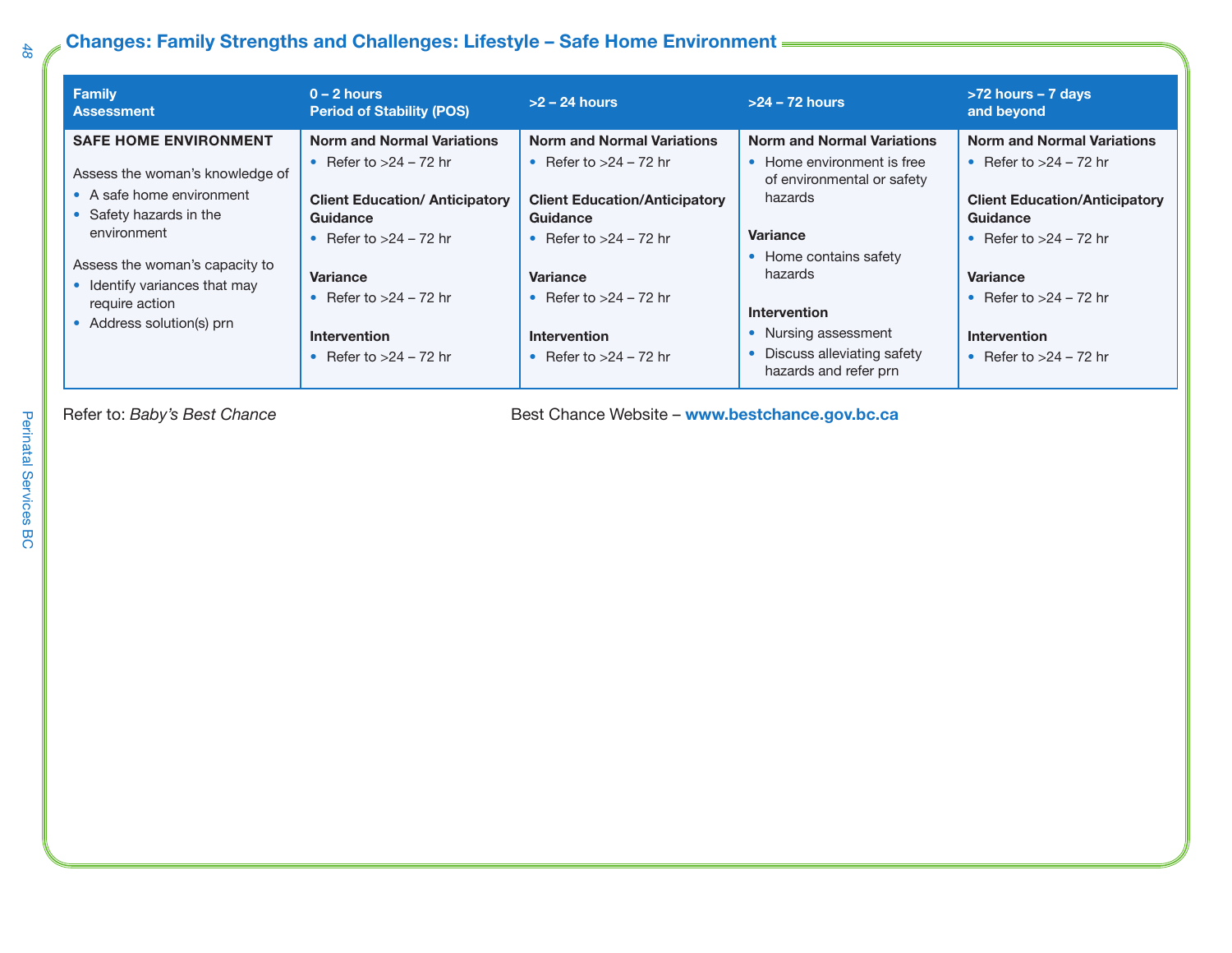## Changes: Family Strengths and Challenges: Lifestyle – Safe Home Environment

| Family Assessment | 0 – 2 hours Period of Stability (POS) | >2 – 24 hours | >24 – 72 hours | >72 hours – 7 days and beyond |
|---|---|---|---|---|
| **SAFE HOME ENVIRONMENT**<br><br>Assess the woman's knowledge of<br>• A safe home environment<br>• Safety hazards in the environment<br><br>Assess the woman's capacity to<br>• Identify variances that may require action<br>• Address solution(s) prn | **Norm and Normal Variations**<br>• Refer to >24 – 72 hr<br><br>**Client Education/ Anticipatory Guidance**<br>• Refer to >24 – 72 hr<br><br>**Variance**<br>• Refer to >24 – 72 hr<br><br>**Intervention**<br>• Refer to >24 – 72 hr | **Norm and Normal Variations**<br>• Refer to >24 – 72 hr<br><br>**Client Education/Anticipatory Guidance**<br>• Refer to >24 – 72 hr<br><br>**Variance**<br>• Refer to >24 – 72 hr<br><br>**Intervention**<br>• Refer to >24 – 72 hr | **Norm and Normal Variations**<br>• Home environment is free of environmental or safety hazards<br><br>**Variance**<br>• Home contains safety hazards<br><br>**Intervention**<br>• Nursing assessment<br>• Discuss alleviating safety hazards and refer prn | **Norm and Normal Variations**<br>• Refer to >24 – 72 hr<br><br>**Client Education/Anticipatory Guidance**<br>• Refer to >24 – 72 hr<br><br>**Variance**<br>• Refer to >24 – 72 hr<br><br>**Intervention**<br>• Refer to >24 – 72 hr |

Refer to: *Baby's Best Chance*

Best Chance Website – **www.bestchance.gov.bc.ca**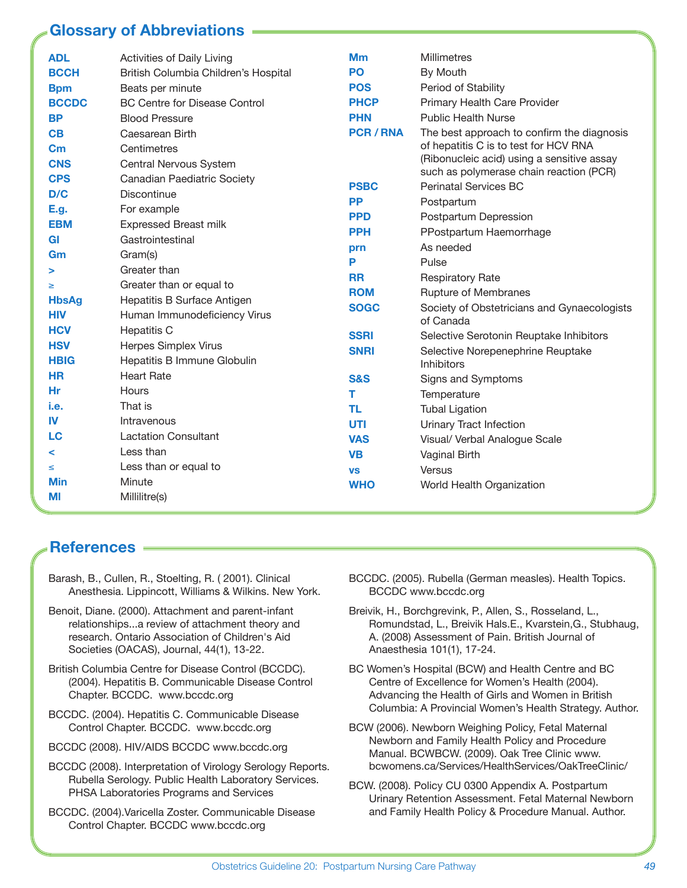## Glossary of Abbreviations

| | |
|---|---|
| **ADL** | Activities of Daily Living |
| **BCCH** | British Columbia Children's Hospital |
| **Bpm** | Beats per minute |
| **BCCDC** | BC Centre for Disease Control |
| **BP** | Blood Pressure |
| **CB** | Caesarean Birth |
| **Cm** | Centimetres |
| **CNS** | Central Nervous System |
| **CPS** | Canadian Paediatric Society |
| **D/C** | Discontinue |
| **E.g.** | For example |
| **EBM** | Expressed Breast milk |
| **GI** | Gastrointestinal |
| **Gm** | Gram(s) |
| **>** | Greater than |
| **≥** | Greater than or equal to |
| **HbsAg** | Hepatitis B Surface Antigen |
| **HIV** | Human Immunodeficiency Virus |
| **HCV** | Hepatitis C |
| **HSV** | Herpes Simplex Virus |
| **HBIG** | Hepatitis B Immune Globulin |
| **HR** | Heart Rate |
| **Hr** | Hours |
| **i.e.** | That is |
| **IV** | Intravenous |
| **LC** | Lactation Consultant |
| **<** | Less than |
| **≤** | Less than or equal to |
| **Min** | Minute |
| **Ml** | Millilitre(s) |
| **Mm** | Millimetres |
| **PO** | By Mouth |
| **POS** | Period of Stability |
| **PHCP** | Primary Health Care Provider |
| **PHN** | Public Health Nurse |
| **PCR / RNA** | The best approach to confirm the diagnosis of hepatitis C is to test for HCV RNA (Ribonucleic acid) using a sensitive assay such as polymerase chain reaction (PCR) |
| **PSBC** | Perinatal Services BC |
| **PP** | Postpartum |
| **PPD** | Postpartum Depression |
| **PPH** | PPostpartum Haemorrhage |
| **prn** | As needed |
| **P** | Pulse |
| **RR** | Respiratory Rate |
| **ROM** | Rupture of Membranes |
| **SOGC** | Society of Obstetricians and Gynaecologists of Canada |
| **SSRI** | Selective Serotonin Reuptake Inhibitors |
| **SNRI** | Selective Norepenephrine Reuptake Inhibitors |
| **S&S** | Signs and Symptoms |
| **T** | Temperature |
| **TL** | Tubal Ligation |
| **UTI** | Urinary Tract Infection |
| **VAS** | Visual/ Verbal Analogue Scale |
| **VB** | Vaginal Birth |
| **vs** | Versus |
| **WHO** | World Health Organization |

## References

Barash, B., Cullen, R., Stoelting, R. ( 2001). Clinical Anesthesia. Lippincott, Williams & Wilkins. New York.

Benoit, Diane. (2000). Attachment and parent-infant relationships...a review of attachment theory and research. Ontario Association of Children's Aid Societies (OACAS), Journal, 44(1), 13-22.

British Columbia Centre for Disease Control (BCCDC). (2004). Hepatitis B. Communicable Disease Control Chapter. BCCDC. www.bccdc.org

BCCDC. (2004). Hepatitis C. Communicable Disease Control Chapter. BCCDC. www.bccdc.org

BCCDC (2008). HIV/AIDS BCCDC www.bccdc.org

BCCDC (2008). Interpretation of Virology Serology Reports. Rubella Serology. Public Health Laboratory Services. PHSA Laboratories Programs and Services

BCCDC. (2004).Varicella Zoster. Communicable Disease Control Chapter. BCCDC www.bccdc.org

BCCDC. (2005). Rubella (German measles). Health Topics. BCCDC www.bccdc.org

Breivik, H., Borchgrevink, P., Allen, S., Rosseland, L., Romundstad, L., Breivik Hals.E., Kvarstein,G., Stubhaug, A. (2008) Assessment of Pain. British Journal of Anaesthesia 101(1), 17-24.

BC Women's Hospital (BCW) and Health Centre and BC Centre of Excellence for Women's Health (2004). Advancing the Health of Girls and Women in British Columbia: A Provincial Women's Health Strategy. Author.

BCW (2006). Newborn Weighing Policy, Fetal Maternal Newborn and Family Health Policy and Procedure Manual. BCWBCW. (2009). Oak Tree Clinic www.bcwomens.ca/Services/HealthServices/OakTreeClinic/

BCW. (2008). Policy CU 0300 Appendix A. Postpartum Urinary Retention Assessment. Fetal Maternal Newborn and Family Health Policy & Procedure Manual. Author.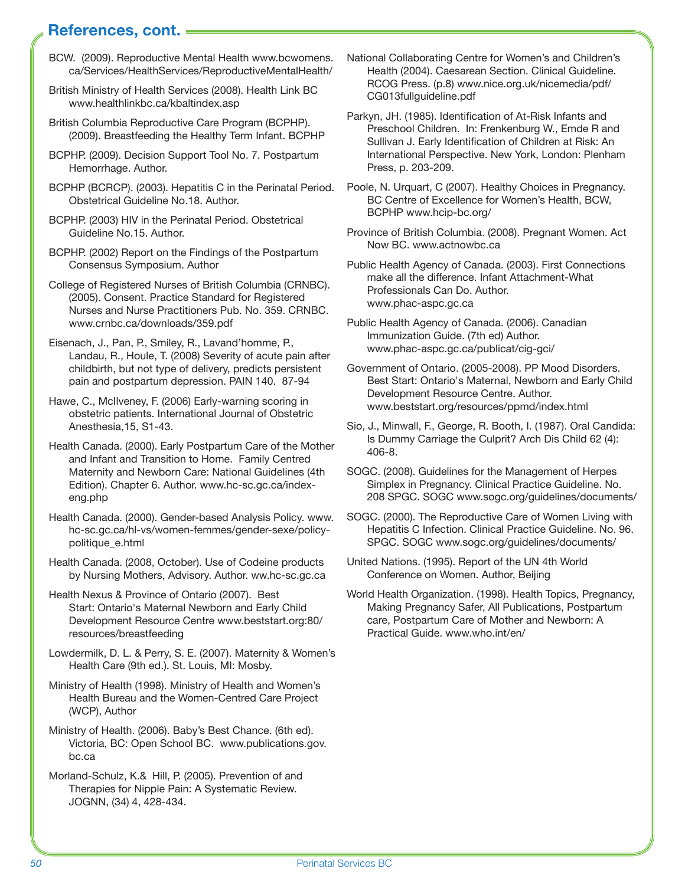## References, cont.

BCW. (2009). Reproductive Mental Health www.bcwomens.ca/Services/HealthServices/ReproductiveMentalHealth/

British Ministry of Health Services (2008). Health Link BC www.healthlinkbc.ca/kbaltindex.asp

British Columbia Reproductive Care Program (BCPHP). (2009). Breastfeeding the Healthy Term Infant. BCPHP

BCPHP. (2009). Decision Support Tool No. 7. Postpartum Hemorrhage. Author.

BCPHP (BCRCP). (2003). Hepatitis C in the Perinatal Period. Obstetrical Guideline No.18. Author.

BCPHP. (2003) HIV in the Perinatal Period. Obstetrical Guideline No.15. Author.

BCPHP. (2002) Report on the Findings of the Postpartum Consensus Symposium. Author

College of Registered Nurses of British Columbia (CRNBC). (2005). Consent. Practice Standard for Registered Nurses and Nurse Practitioners Pub. No. 359. CRNBC. www.crnbc.ca/downloads/359.pdf

Eisenach, J., Pan, P., Smiley, R., Lavand'homme, P., Landau, R., Houle, T. (2008) Severity of acute pain after childbirth, but not type of delivery, predicts persistent pain and postpartum depression. PAIN 140. 87-94

Hawe, C., McIlveney, F. (2006) Early-warning scoring in obstetric patients. International Journal of Obstetric Anesthesia,15, S1-43.

Health Canada. (2000). Early Postpartum Care of the Mother and Infant and Transition to Home. Family Centred Maternity and Newborn Care: National Guidelines (4th Edition). Chapter 6. Author. www.hc-sc.gc.ca/index-eng.php

Health Canada. (2000). Gender-based Analysis Policy. www.hc-sc.gc.ca/hl-vs/women-femmes/gender-sexe/policy-politique_e.html

Health Canada. (2008, October). Use of Codeine products by Nursing Mothers, Advisory. Author. ww.hc-sc.gc.ca

Health Nexus & Province of Ontario (2007). Best Start: Ontario's Maternal Newborn and Early Child Development Resource Centre www.beststart.org:80/resources/breastfeeding

Lowdermilk, D. L. & Perry, S. E. (2007). Maternity & Women's Health Care (9th ed.). St. Louis, MI: Mosby.

Ministry of Health (1998). Ministry of Health and Women's Health Bureau and the Women-Centred Care Project (WCP), Author

Ministry of Health. (2006). Baby's Best Chance. (6th ed). Victoria, BC: Open School BC. www.publications.gov.bc.ca

Morland-Schulz, K.& Hill, P. (2005). Prevention of and Therapies for Nipple Pain: A Systematic Review. JOGNN, (34) 4, 428-434.

National Collaborating Centre for Women's and Children's Health (2004). Caesarean Section. Clinical Guideline. RCOG Press. (p.8) www.nice.org.uk/nicemedia/pdf/CG013fullguideline.pdf

Parkyn, JH. (1985). Identification of At-Risk Infants and Preschool Children. In: Frenkenburg W., Emde R and Sullivan J. Early Identification of Children at Risk: An International Perspective. New York, London: Plenham Press, p. 203-209.

Poole, N. Urquart, C (2007). Healthy Choices in Pregnancy. BC Centre of Excellence for Women's Health, BCW, BCPHP www.hcip-bc.org/

Province of British Columbia. (2008). Pregnant Women. Act Now BC. www.actnowbc.ca

Public Health Agency of Canada. (2003). First Connections make all the difference. Infant Attachment-What Professionals Can Do. Author. www.phac-aspc.gc.ca

Public Health Agency of Canada. (2006). Canadian Immunization Guide. (7th ed) Author. www.phac-aspc.gc.ca/publicat/cig-gci/

Government of Ontario. (2005-2008). PP Mood Disorders. Best Start: Ontario's Maternal, Newborn and Early Child Development Resource Centre. Author. www.beststart.org/resources/ppmd/index.html

Sio, J., Minwall, F., George, R. Booth, I. (1987). Oral Candida: Is Dummy Carriage the Culprit? Arch Dis Child 62 (4): 406-8.

SOGC. (2008). Guidelines for the Management of Herpes Simplex in Pregnancy. Clinical Practice Guideline. No. 208 SPGC. SOGC www.sogc.org/guidelines/documents/

SOGC. (2000). The Reproductive Care of Women Living with Hepatitis C Infection. Clinical Practice Guideline. No. 96. SPGC. SOGC www.sogc.org/guidelines/documents/

United Nations. (1995). Report of the UN 4th World Conference on Women. Author, Beijing

World Health Organization. (1998). Health Topics, Pregnancy, Making Pregnancy Safer, All Publications, Postpartum care, Postpartum Care of Mother and Newborn: A Practical Guide. www.who.int/en/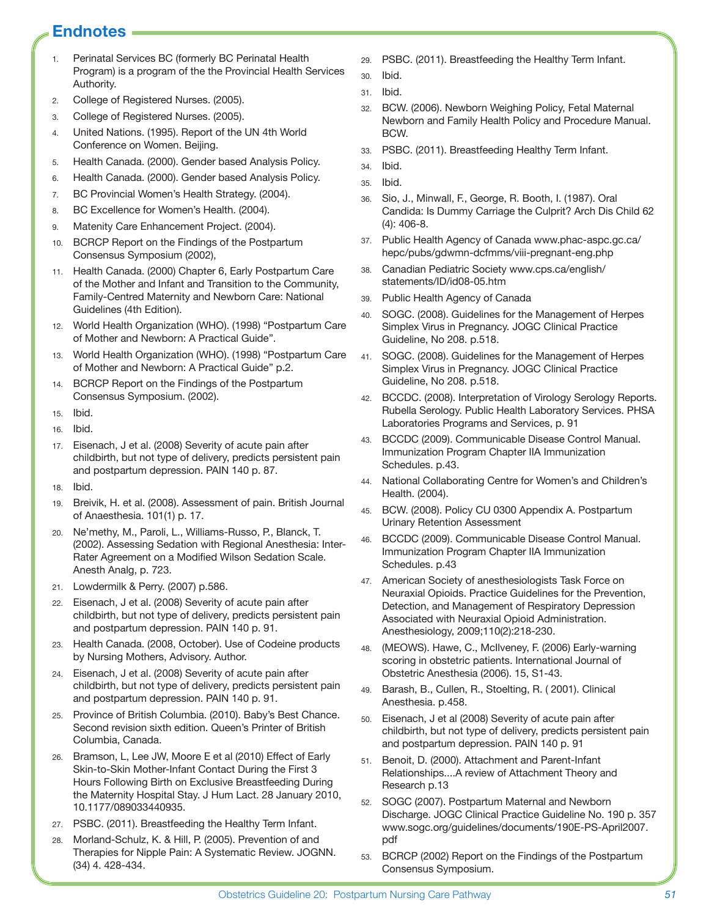# Endnotes

1. Perinatal Services BC (formerly BC Perinatal Health Program) is a program of the the Provincial Health Services Authority.
2. College of Registered Nurses. (2005).
3. College of Registered Nurses. (2005).
4. United Nations. (1995). Report of the UN 4th World Conference on Women. Beijing.
5. Health Canada. (2000). Gender based Analysis Policy.
6. Health Canada. (2000). Gender based Analysis Policy.
7. BC Provincial Women's Health Strategy. (2004).
8. BC Excellence for Women's Health. (2004).
9. Matenity Care Enhancement Project. (2004).
10. BCRCP Report on the Findings of the Postpartum Consensus Symposium (2002),
11. Health Canada. (2000) Chapter 6, Early Postpartum Care of the Mother and Infant and Transition to the Community, Family-Centred Maternity and Newborn Care: National Guidelines (4th Edition).
12. World Health Organization (WHO). (1998) "Postpartum Care of Mother and Newborn: A Practical Guide".
13. World Health Organization (WHO). (1998) "Postpartum Care of Mother and Newborn: A Practical Guide" p.2.
14. BCRCP Report on the Findings of the Postpartum Consensus Symposium. (2002).
15. Ibid.
16. Ibid.
17. Eisenach, J et al. (2008) Severity of acute pain after childbirth, but not type of delivery, predicts persistent pain and postpartum depression. PAIN 140 p. 87.
18. Ibid.
19. Breivik, H. et al. (2008). Assessment of pain. British Journal of Anaesthesia. 101(1) p. 17.
20. Ne'methy, M., Paroli, L., Williams-Russo, P., Blanck, T. (2002). Assessing Sedation with Regional Anesthesia: Inter-Rater Agreement on a Modified Wilson Sedation Scale. Anesth Analg, p. 723.
21. Lowdermilk & Perry. (2007) p.586.
22. Eisenach, J et al. (2008) Severity of acute pain after childbirth, but not type of delivery, predicts persistent pain and postpartum depression. PAIN 140 p. 91.
23. Health Canada. (2008, October). Use of Codeine products by Nursing Mothers, Advisory. Author.
24. Eisenach, J et al. (2008) Severity of acute pain after childbirth, but not type of delivery, predicts persistent pain and postpartum depression. PAIN 140 p. 91.
25. Province of British Columbia. (2010). Baby's Best Chance. Second revision sixth edition. Queen's Printer of British Columbia, Canada.
26. Bramson, L, Lee JW, Moore E et al (2010) Effect of Early Skin-to-Skin Mother-Infant Contact During the First 3 Hours Following Birth on Exclusive Breastfeeding During the Maternity Hospital Stay. J Hum Lact. 28 January 2010, 10.1177/089033440935.
27. PSBC. (2011). Breastfeeding the Healthy Term Infant.
28. Morland-Schulz, K. & Hill, P. (2005). Prevention of and Therapies for Nipple Pain: A Systematic Review. JOGNN. (34) 4. 428-434.
29. PSBC. (2011). Breastfeeding the Healthy Term Infant.
30. Ibid.
31. Ibid.
32. BCW. (2006). Newborn Weighing Policy, Fetal Maternal Newborn and Family Health Policy and Procedure Manual. BCW.
33. PSBC. (2011). Breastfeeding Healthy Term Infant.
34. Ibid.
35. Ibid.
36. Sio, J., Minwall, F., George, R. Booth, I. (1987). Oral Candida: Is Dummy Carriage the Culprit? Arch Dis Child 62 (4): 406-8.
37. Public Health Agency of Canada www.phac-aspc.gc.ca/hepc/pubs/gdwmn-dcfmms/viii-pregnant-eng.php
38. Canadian Pediatric Society www.cps.ca/english/statements/ID/id08-05.htm
39. Public Health Agency of Canada
40. SOGC. (2008). Guidelines for the Management of Herpes Simplex Virus in Pregnancy. JOGC Clinical Practice Guideline, No 208. p.518.
41. SOGC. (2008). Guidelines for the Management of Herpes Simplex Virus in Pregnancy. JOGC Clinical Practice Guideline, No 208. p.518.
42. BCCDC. (2008). Interpretation of Virology Serology Reports. Rubella Serology. Public Health Laboratory Services. PHSA Laboratories Programs and Services, p. 91
43. BCCDC (2009). Communicable Disease Control Manual. Immunization Program Chapter IIA Immunization Schedules. p.43.
44. National Collaborating Centre for Women's and Children's Health. (2004).
45. BCW. (2008). Policy CU 0300 Appendix A. Postpartum Urinary Retention Assessment
46. BCCDC (2009). Communicable Disease Control Manual. Immunization Program Chapter IIA Immunization Schedules. p.43
47. American Society of anesthesiologists Task Force on Neuraxial Opioids. Practice Guidelines for the Prevention, Detection, and Management of Respiratory Depression Associated with Neuraxial Opioid Administration. Anesthesiology, 2009;110(2):218-230.
48. (MEOWS). Hawe, C., McIlveney, F. (2006) Early-warning scoring in obstetric patients. International Journal of Obstetric Anesthesia (2006). 15, S1-43.
49. Barash, B., Cullen, R., Stoelting, R. ( 2001). Clinical Anesthesia. p.458.
50. Eisenach, J et al (2008) Severity of acute pain after childbirth, but not type of delivery, predicts persistent pain and postpartum depression. PAIN 140 p. 91
51. Benoit, D. (2000). Attachment and Parent-Infant Relationships....A review of Attachment Theory and Research p.13
52. SOGC (2007). Postpartum Maternal and Newborn Discharge. JOGC Clinical Practice Guideline No. 190 p. 357 www.sogc.org/guidelines/documents/190E-PS-April2007.pdf
53. BCRCP (2002) Report on the Findings of the Postpartum Consensus Symposium.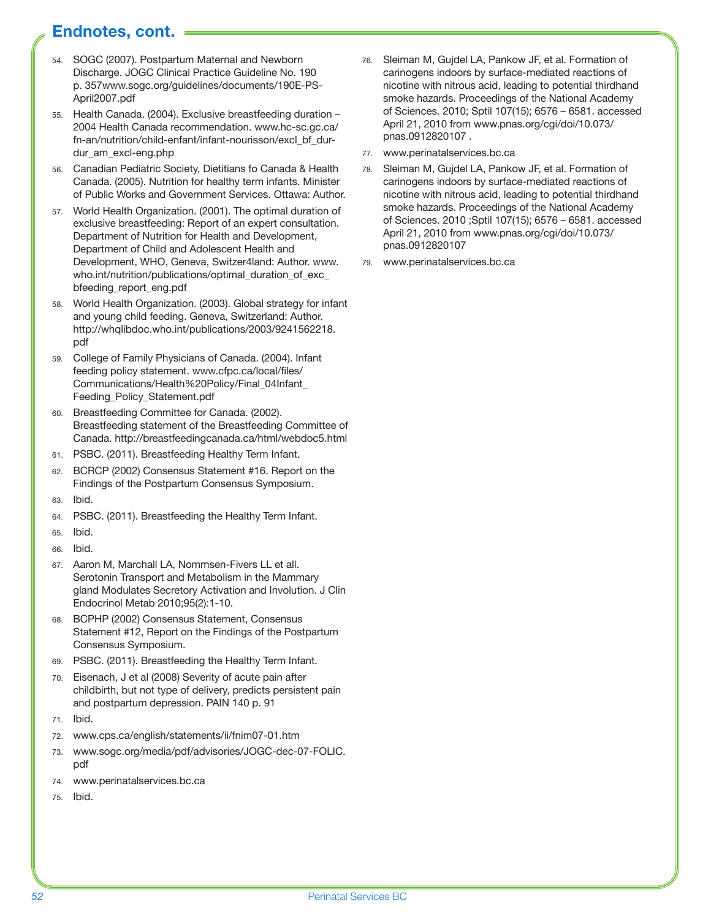## Endnotes, cont.

54. SOGC (2007). Postpartum Maternal and Newborn Discharge. JOGC Clinical Practice Guideline No. 190 p. 357www.sogc.org/guidelines/documents/190E-PS-April2007.pdf
55. Health Canada. (2004). Exclusive breastfeeding duration – 2004 Health Canada recommendation. www.hc-sc.gc.ca/fn-an/nutrition/child-enfant/infant-nourisson/excl_bf_dur-dur_am_excl-eng.php
56. Canadian Pediatric Society, Dietitians fo Canada & Health Canada. (2005). Nutrition for healthy term infants. Minister of Public Works and Government Services. Ottawa: Author.
57. World Health Organization. (2001). The optimal duration of exclusive breastfeeding: Report of an expert consultation. Department of Nutrition for Health and Development, Department of Child and Adolescent Health and Development, WHO, Geneva, Switzer4land: Author. www.who.int/nutrition/publications/optimal_duration_of_exc_bfeeding_report_eng.pdf
58. World Health Organization. (2003). Global strategy for infant and young child feeding. Geneva, Switzerland: Author. http://whqlibdoc.who.int/publications/2003/9241562218.pdf
59. College of Family Physicians of Canada. (2004). Infant feeding policy statement. www.cfpc.ca/local/files/Communications/Health%20Policy/Final_04Infant_Feeding_Policy_Statement.pdf
60. Breastfeeding Committee for Canada. (2002). Breastfeeding statement of the Breastfeeding Committee of Canada. http://breastfeedingcanada.ca/html/webdoc5.html
61. PSBC. (2011). Breastfeeding Healthy Term Infant.
62. BCRCP (2002) Consensus Statement #16. Report on the Findings of the Postpartum Consensus Symposium.
63. Ibid.
64. PSBC. (2011). Breastfeeding the Healthy Term Infant.
65. Ibid.
66. Ibid.
67. Aaron M, Marchall LA, Nommsen-Fivers LL et all. Serotonin Transport and Metabolism in the Mammary gland Modulates Secretory Activation and Involution. J Clin Endocrinol Metab 2010;95(2):1-10.
68. BCPHP (2002) Consensus Statement, Consensus Statement #12, Report on the Findings of the Postpartum Consensus Symposium.
69. PSBC. (2011). Breastfeeding the Healthy Term Infant.
70. Eisenach, J et al (2008) Severity of acute pain after childbirth, but not type of delivery, predicts persistent pain and postpartum depression. PAIN 140 p. 91
71. Ibid.
72. www.cps.ca/english/statements/ii/fnim07-01.htm
73. www.sogc.org/media/pdf/advisories/JOGC-dec-07-FOLIC.pdf
74. www.perinatalservices.bc.ca
75. Ibid.
76. Sleiman M, Gujdel LA, Pankow JF, et al. Formation of carinogens indoors by surface-mediated reactions of nicotine with nitrous acid, leading to potential thirdhand smoke hazards. Proceedings of the National Academy of Sciences. 2010; Sptil 107(15); 6576 – 6581. accessed April 21, 2010 from www.pnas.org/cgi/doi/10.073/pnas.0912820107 .
77. www.perinatalservices.bc.ca
78. Sleiman M, Gujdel LA, Pankow JF, et al. Formation of carinogens indoors by surface-mediated reactions of nicotine with nitrous acid, leading to potential thirdhand smoke hazards. Proceedings of the National Academy of Sciences. 2010 ;Sptil 107(15); 6576 – 6581. accessed April 21, 2010 from www.pnas.org/cgi/doi/10.073/pnas.0912820107
79. www.perinatalservices.bc.ca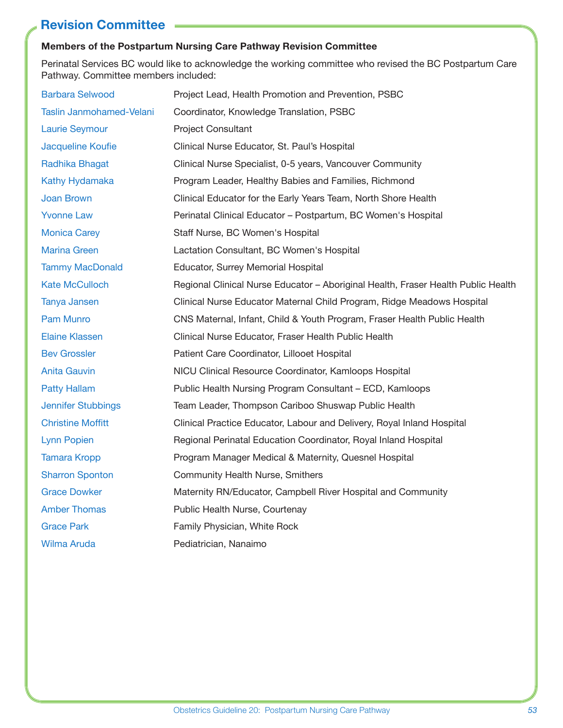## Revision Committee

**Members of the Postpartum Nursing Care Pathway Revision Committee**

Perinatal Services BC would like to acknowledge the working committee who revised the BC Postpartum Care Pathway. Committee members included:

| | |
|---|---|
| Barbara Selwood | Project Lead, Health Promotion and Prevention, PSBC |
| Taslin Janmohamed-Velani | Coordinator, Knowledge Translation, PSBC |
| Laurie Seymour | Project Consultant |
| Jacqueline Koufie | Clinical Nurse Educator, St. Paul's Hospital |
| Radhika Bhagat | Clinical Nurse Specialist, 0-5 years, Vancouver Community |
| Kathy Hydamaka | Program Leader, Healthy Babies and Families, Richmond |
| Joan Brown | Clinical Educator for the Early Years Team, North Shore Health |
| Yvonne Law | Perinatal Clinical Educator – Postpartum, BC Women's Hospital |
| Monica Carey | Staff Nurse, BC Women's Hospital |
| Marina Green | Lactation Consultant, BC Women's Hospital |
| Tammy MacDonald | Educator, Surrey Memorial Hospital |
| Kate McCulloch | Regional Clinical Nurse Educator – Aboriginal Health, Fraser Health Public Health |
| Tanya Jansen | Clinical Nurse Educator Maternal Child Program, Ridge Meadows Hospital |
| Pam Munro | CNS Maternal, Infant, Child & Youth Program, Fraser Health Public Health |
| Elaine Klassen | Clinical Nurse Educator, Fraser Health Public Health |
| Bev Grossler | Patient Care Coordinator, Lillooet Hospital |
| Anita Gauvin | NICU Clinical Resource Coordinator, Kamloops Hospital |
| Patty Hallam | Public Health Nursing Program Consultant – ECD, Kamloops |
| Jennifer Stubbings | Team Leader, Thompson Cariboo Shuswap Public Health |
| Christine Moffitt | Clinical Practice Educator, Labour and Delivery, Royal Inland Hospital |
| Lynn Popien | Regional Perinatal Education Coordinator, Royal Inland Hospital |
| Tamara Kropp | Program Manager Medical & Maternity, Quesnel Hospital |
| Sharron Sponton | Community Health Nurse, Smithers |
| Grace Dowker | Maternity RN/Educator, Campbell River Hospital and Community |
| Amber Thomas | Public Health Nurse, Courtenay |
| Grace Park | Family Physician, White Rock |
| Wilma Aruda | Pediatrician, Nanaimo |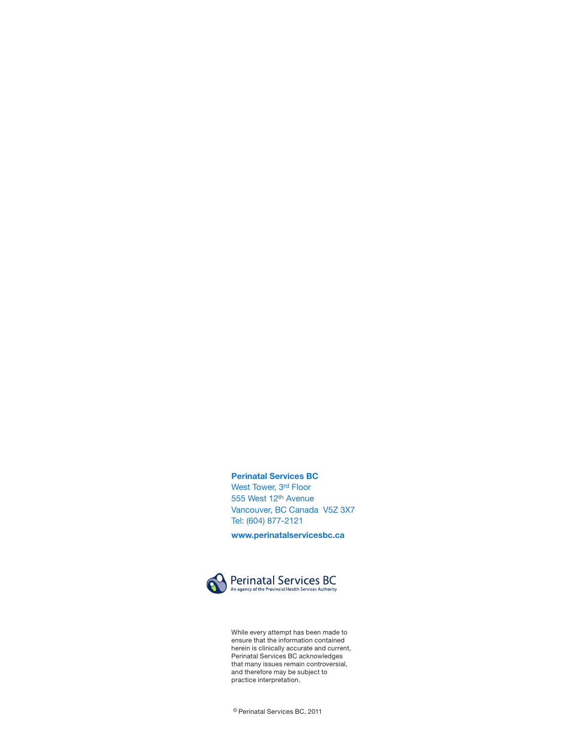**Perinatal Services BC**
West Tower, 3rd Floor
555 West 12th Avenue
Vancouver, BC Canada V5Z 3X7
Tel: (604) 877-2121

**www.perinatalservicesbc.ca**

Perinatal Services BC
An agency of the Provincial Health Services Authority

While every attempt has been made to ensure that the information contained herein is clinically accurate and current, Perinatal Services BC acknowledges that many issues remain controversial, and therefore may be subject to practice interpretation.

© Perinatal Services BC, 2011